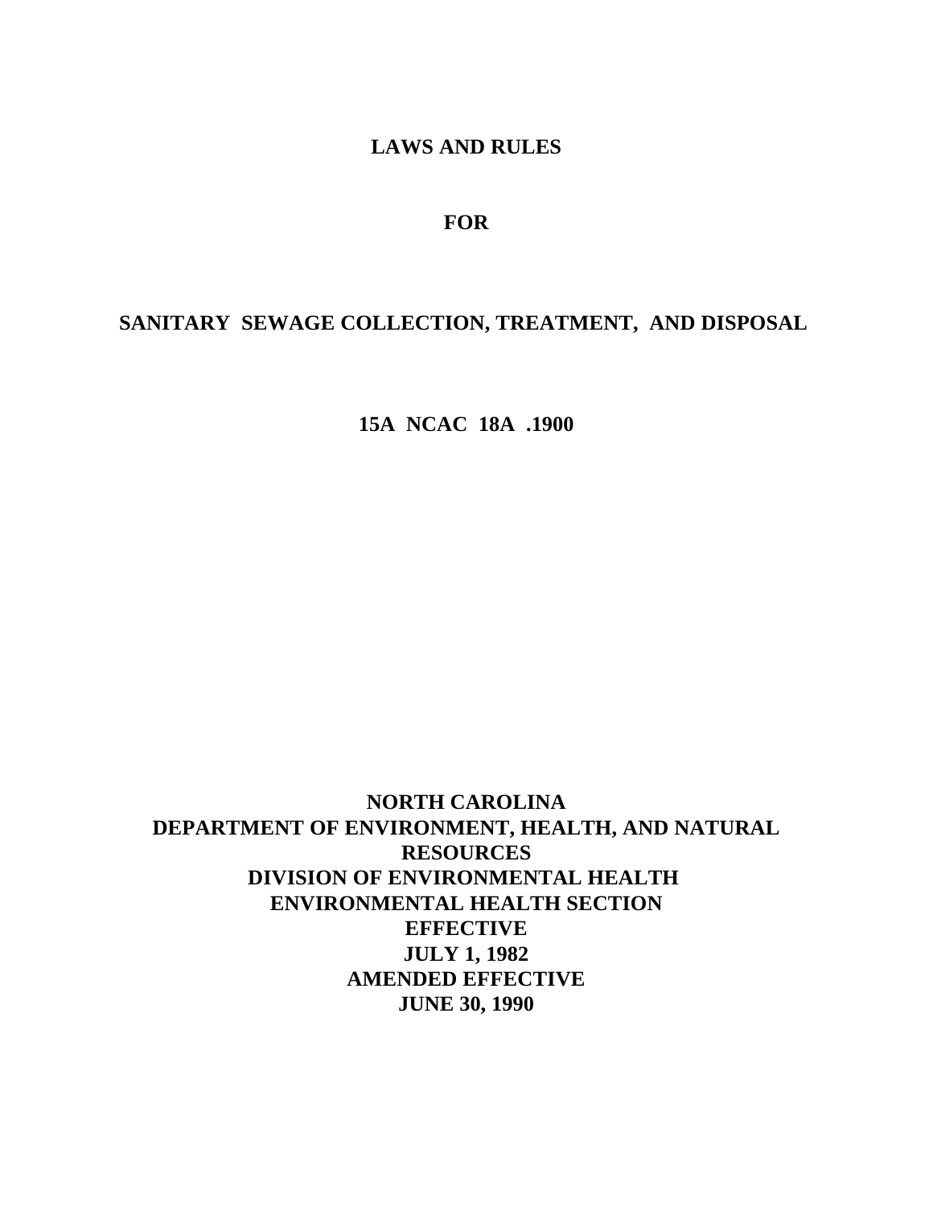# LAWS AND RULES

# FOR

# SANITARY SEWAGE COLLECTION, TREATMENT, AND DISPOSAL

# 15A NCAC 18A .1900

**NORTH CAROLINA**
**DEPARTMENT OF ENVIRONMENT, HEALTH, AND NATURAL RESOURCES**
**DIVISION OF ENVIRONMENTAL HEALTH**
**ENVIRONMENTAL HEALTH SECTION**
**EFFECTIVE**
**JULY 1, 1982**
**AMENDED EFFECTIVE**
**JUNE 30, 1990**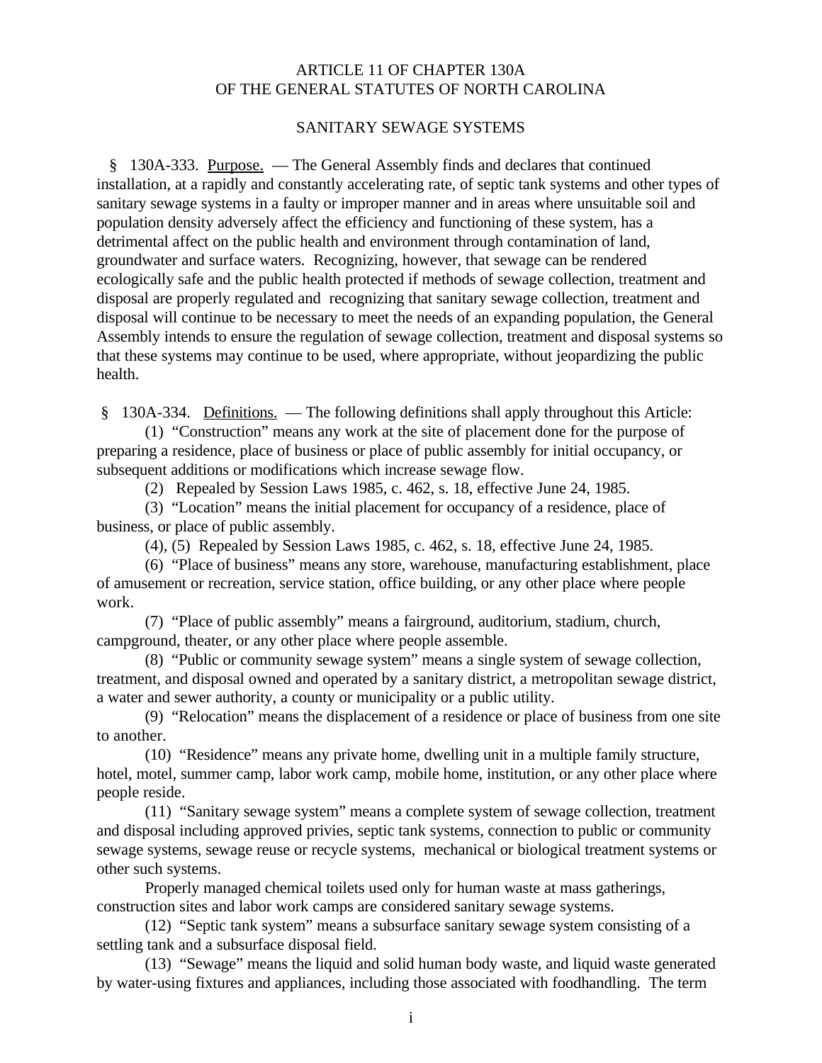ARTICLE 11 OF CHAPTER 130A
OF THE GENERAL STATUTES OF NORTH CAROLINA

SANITARY SEWAGE SYSTEMS

§ 130A-333. Purpose. — The General Assembly finds and declares that continued installation, at a rapidly and constantly accelerating rate, of septic tank systems and other types of sanitary sewage systems in a faulty or improper manner and in areas where unsuitable soil and population density adversely affect the efficiency and functioning of these system, has a detrimental affect on the public health and environment through contamination of land, groundwater and surface waters. Recognizing, however, that sewage can be rendered ecologically safe and the public health protected if methods of sewage collection, treatment and disposal are properly regulated and recognizing that sanitary sewage collection, treatment and disposal will continue to be necessary to meet the needs of an expanding population, the General Assembly intends to ensure the regulation of sewage collection, treatment and disposal systems so that these systems may continue to be used, where appropriate, without jeopardizing the public health.

§ 130A-334. Definitions. — The following definitions shall apply throughout this Article:

(1) "Construction" means any work at the site of placement done for the purpose of preparing a residence, place of business or place of public assembly for initial occupancy, or subsequent additions or modifications which increase sewage flow.

(2) Repealed by Session Laws 1985, c. 462, s. 18, effective June 24, 1985.

(3) "Location" means the initial placement for occupancy of a residence, place of business, or place of public assembly.

(4), (5) Repealed by Session Laws 1985, c. 462, s. 18, effective June 24, 1985.

(6) "Place of business" means any store, warehouse, manufacturing establishment, place of amusement or recreation, service station, office building, or any other place where people work.

(7) "Place of public assembly" means a fairground, auditorium, stadium, church, campground, theater, or any other place where people assemble.

(8) "Public or community sewage system" means a single system of sewage collection, treatment, and disposal owned and operated by a sanitary district, a metropolitan sewage district, a water and sewer authority, a county or municipality or a public utility.

(9) "Relocation" means the displacement of a residence or place of business from one site to another.

(10) "Residence" means any private home, dwelling unit in a multiple family structure, hotel, motel, summer camp, labor work camp, mobile home, institution, or any other place where people reside.

(11) "Sanitary sewage system" means a complete system of sewage collection, treatment and disposal including approved privies, septic tank systems, connection to public or community sewage systems, sewage reuse or recycle systems, mechanical or biological treatment systems or other such systems.

Properly managed chemical toilets used only for human waste at mass gatherings, construction sites and labor work camps are considered sanitary sewage systems.

(12) "Septic tank system" means a subsurface sanitary sewage system consisting of a settling tank and a subsurface disposal field.

(13) "Sewage" means the liquid and solid human body waste, and liquid waste generated by water-using fixtures and appliances, including those associated with foodhandling. The term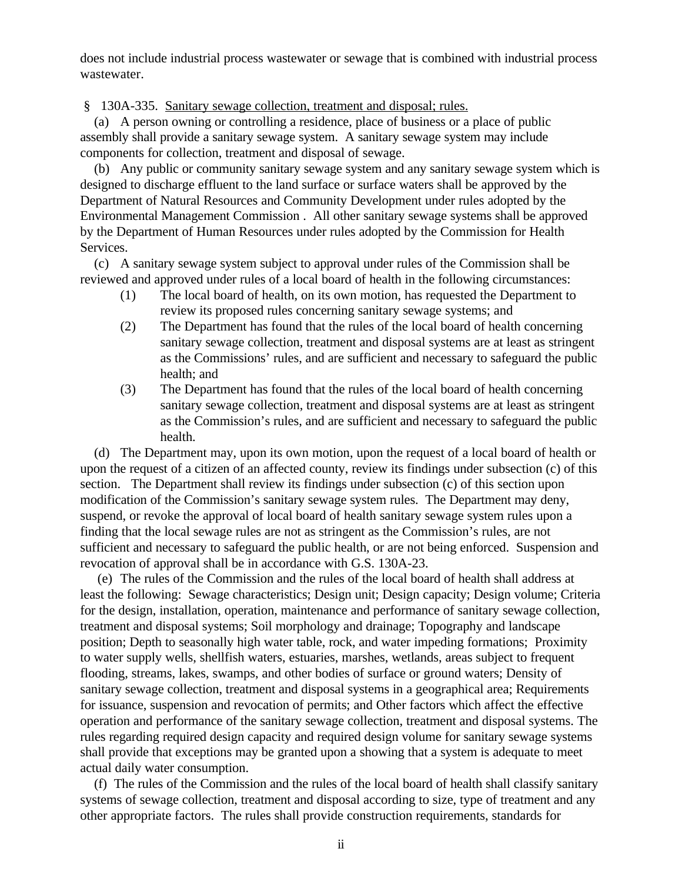does not include industrial process wastewater or sewage that is combined with industrial process wastewater.

§ 130A-335. Sanitary sewage collection, treatment and disposal; rules.

(a) A person owning or controlling a residence, place of business or a place of public assembly shall provide a sanitary sewage system. A sanitary sewage system may include components for collection, treatment and disposal of sewage.

(b) Any public or community sanitary sewage system and any sanitary sewage system which is designed to discharge effluent to the land surface or surface waters shall be approved by the Department of Natural Resources and Community Development under rules adopted by the Environmental Management Commission . All other sanitary sewage systems shall be approved by the Department of Human Resources under rules adopted by the Commission for Health Services.

(c) A sanitary sewage system subject to approval under rules of the Commission shall be reviewed and approved under rules of a local board of health in the following circumstances:

(1) The local board of health, on its own motion, has requested the Department to review its proposed rules concerning sanitary sewage systems; and

(2) The Department has found that the rules of the local board of health concerning sanitary sewage collection, treatment and disposal systems are at least as stringent as the Commissions' rules, and are sufficient and necessary to safeguard the public health; and

(3) The Department has found that the rules of the local board of health concerning sanitary sewage collection, treatment and disposal systems are at least as stringent as the Commission's rules, and are sufficient and necessary to safeguard the public health.

(d) The Department may, upon its own motion, upon the request of a local board of health or upon the request of a citizen of an affected county, review its findings under subsection (c) of this section. The Department shall review its findings under subsection (c) of this section upon modification of the Commission's sanitary sewage system rules. The Department may deny, suspend, or revoke the approval of local board of health sanitary sewage system rules upon a finding that the local sewage rules are not as stringent as the Commission's rules, are not sufficient and necessary to safeguard the public health, or are not being enforced. Suspension and revocation of approval shall be in accordance with G.S. 130A-23.

(e) The rules of the Commission and the rules of the local board of health shall address at least the following: Sewage characteristics; Design unit; Design capacity; Design volume; Criteria for the design, installation, operation, maintenance and performance of sanitary sewage collection, treatment and disposal systems; Soil morphology and drainage; Topography and landscape position; Depth to seasonally high water table, rock, and water impeding formations; Proximity to water supply wells, shellfish waters, estuaries, marshes, wetlands, areas subject to frequent flooding, streams, lakes, swamps, and other bodies of surface or ground waters; Density of sanitary sewage collection, treatment and disposal systems in a geographical area; Requirements for issuance, suspension and revocation of permits; and Other factors which affect the effective operation and performance of the sanitary sewage collection, treatment and disposal systems. The rules regarding required design capacity and required design volume for sanitary sewage systems shall provide that exceptions may be granted upon a showing that a system is adequate to meet actual daily water consumption.

(f) The rules of the Commission and the rules of the local board of health shall classify sanitary systems of sewage collection, treatment and disposal according to size, type of treatment and any other appropriate factors. The rules shall provide construction requirements, standards for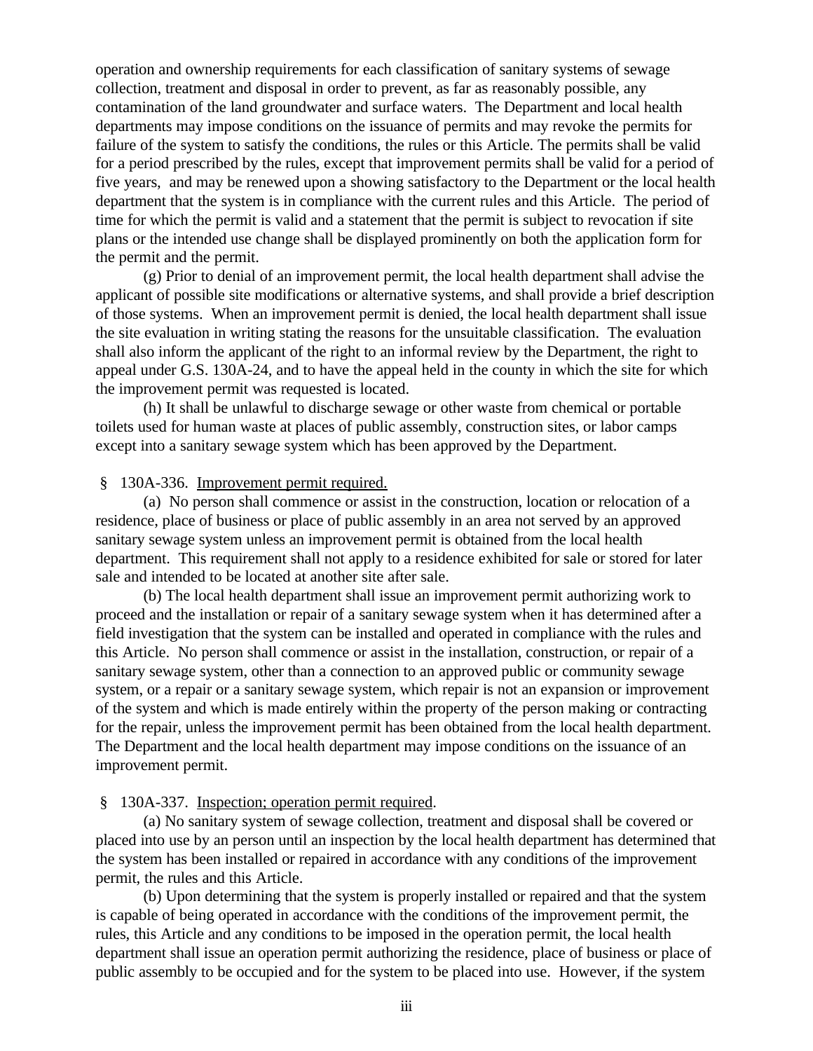operation and ownership requirements for each classification of sanitary systems of sewage collection, treatment and disposal in order to prevent, as far as reasonably possible, any contamination of the land groundwater and surface waters. The Department and local health departments may impose conditions on the issuance of permits and may revoke the permits for failure of the system to satisfy the conditions, the rules or this Article. The permits shall be valid for a period prescribed by the rules, except that improvement permits shall be valid for a period of five years, and may be renewed upon a showing satisfactory to the Department or the local health department that the system is in compliance with the current rules and this Article. The period of time for which the permit is valid and a statement that the permit is subject to revocation if site plans or the intended use change shall be displayed prominently on both the application form for the permit and the permit.

(g) Prior to denial of an improvement permit, the local health department shall advise the applicant of possible site modifications or alternative systems, and shall provide a brief description of those systems. When an improvement permit is denied, the local health department shall issue the site evaluation in writing stating the reasons for the unsuitable classification. The evaluation shall also inform the applicant of the right to an informal review by the Department, the right to appeal under G.S. 130A-24, and to have the appeal held in the county in which the site for which the improvement permit was requested is located.

(h) It shall be unlawful to discharge sewage or other waste from chemical or portable toilets used for human waste at places of public assembly, construction sites, or labor camps except into a sanitary sewage system which has been approved by the Department.

§ 130A-336. Improvement permit required.

(a) No person shall commence or assist in the construction, location or relocation of a residence, place of business or place of public assembly in an area not served by an approved sanitary sewage system unless an improvement permit is obtained from the local health department. This requirement shall not apply to a residence exhibited for sale or stored for later sale and intended to be located at another site after sale.

(b) The local health department shall issue an improvement permit authorizing work to proceed and the installation or repair of a sanitary sewage system when it has determined after a field investigation that the system can be installed and operated in compliance with the rules and this Article. No person shall commence or assist in the installation, construction, or repair of a sanitary sewage system, other than a connection to an approved public or community sewage system, or a repair or a sanitary sewage system, which repair is not an expansion or improvement of the system and which is made entirely within the property of the person making or contracting for the repair, unless the improvement permit has been obtained from the local health department. The Department and the local health department may impose conditions on the issuance of an improvement permit.

§ 130A-337. Inspection; operation permit required.

(a) No sanitary system of sewage collection, treatment and disposal shall be covered or placed into use by an person until an inspection by the local health department has determined that the system has been installed or repaired in accordance with any conditions of the improvement permit, the rules and this Article.

(b) Upon determining that the system is properly installed or repaired and that the system is capable of being operated in accordance with the conditions of the improvement permit, the rules, this Article and any conditions to be imposed in the operation permit, the local health department shall issue an operation permit authorizing the residence, place of business or place of public assembly to be occupied and for the system to be placed into use. However, if the system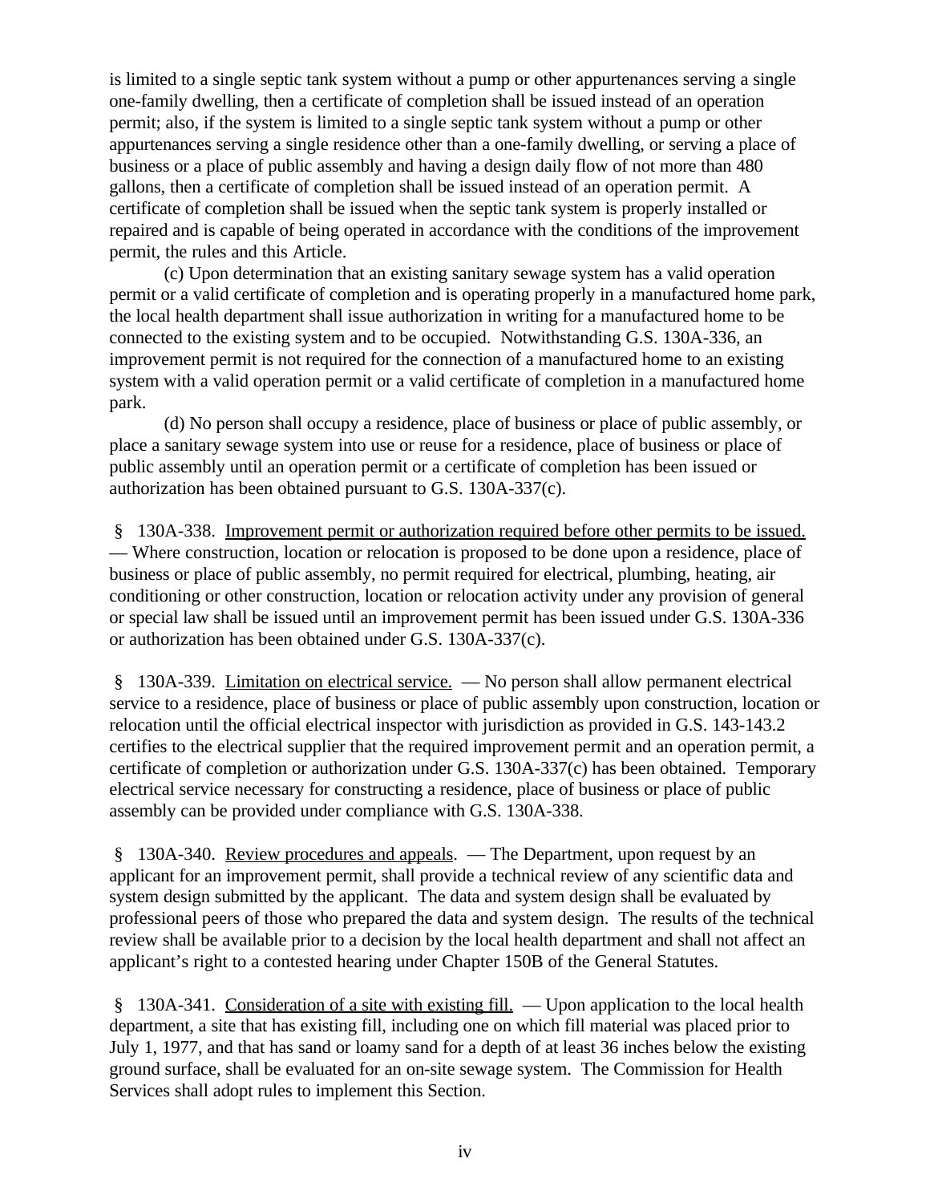is limited to a single septic tank system without a pump or other appurtenances serving a single one-family dwelling, then a certificate of completion shall be issued instead of an operation permit; also, if the system is limited to a single septic tank system without a pump or other appurtenances serving a single residence other than a one-family dwelling, or serving a place of business or a place of public assembly and having a design daily flow of not more than 480 gallons, then a certificate of completion shall be issued instead of an operation permit. A certificate of completion shall be issued when the septic tank system is properly installed or repaired and is capable of being operated in accordance with the conditions of the improvement permit, the rules and this Article.

(c) Upon determination that an existing sanitary sewage system has a valid operation permit or a valid certificate of completion and is operating properly in a manufactured home park, the local health department shall issue authorization in writing for a manufactured home to be connected to the existing system and to be occupied. Notwithstanding G.S. 130A-336, an improvement permit is not required for the connection of a manufactured home to an existing system with a valid operation permit or a valid certificate of completion in a manufactured home park.

(d) No person shall occupy a residence, place of business or place of public assembly, or place a sanitary sewage system into use or reuse for a residence, place of business or place of public assembly until an operation permit or a certificate of completion has been issued or authorization has been obtained pursuant to G.S. 130A-337(c).

§ 130A-338. Improvement permit or authorization required before other permits to be issued. — Where construction, location or relocation is proposed to be done upon a residence, place of business or place of public assembly, no permit required for electrical, plumbing, heating, air conditioning or other construction, location or relocation activity under any provision of general or special law shall be issued until an improvement permit has been issued under G.S. 130A-336 or authorization has been obtained under G.S. 130A-337(c).

§ 130A-339. Limitation on electrical service. — No person shall allow permanent electrical service to a residence, place of business or place of public assembly upon construction, location or relocation until the official electrical inspector with jurisdiction as provided in G.S. 143-143.2 certifies to the electrical supplier that the required improvement permit and an operation permit, a certificate of completion or authorization under G.S. 130A-337(c) has been obtained. Temporary electrical service necessary for constructing a residence, place of business or place of public assembly can be provided under compliance with G.S. 130A-338.

§ 130A-340. Review procedures and appeals. — The Department, upon request by an applicant for an improvement permit, shall provide a technical review of any scientific data and system design submitted by the applicant. The data and system design shall be evaluated by professional peers of those who prepared the data and system design. The results of the technical review shall be available prior to a decision by the local health department and shall not affect an applicant's right to a contested hearing under Chapter 150B of the General Statutes.

§ 130A-341. Consideration of a site with existing fill. — Upon application to the local health department, a site that has existing fill, including one on which fill material was placed prior to July 1, 1977, and that has sand or loamy sand for a depth of at least 36 inches below the existing ground surface, shall be evaluated for an on-site sewage system. The Commission for Health Services shall adopt rules to implement this Section.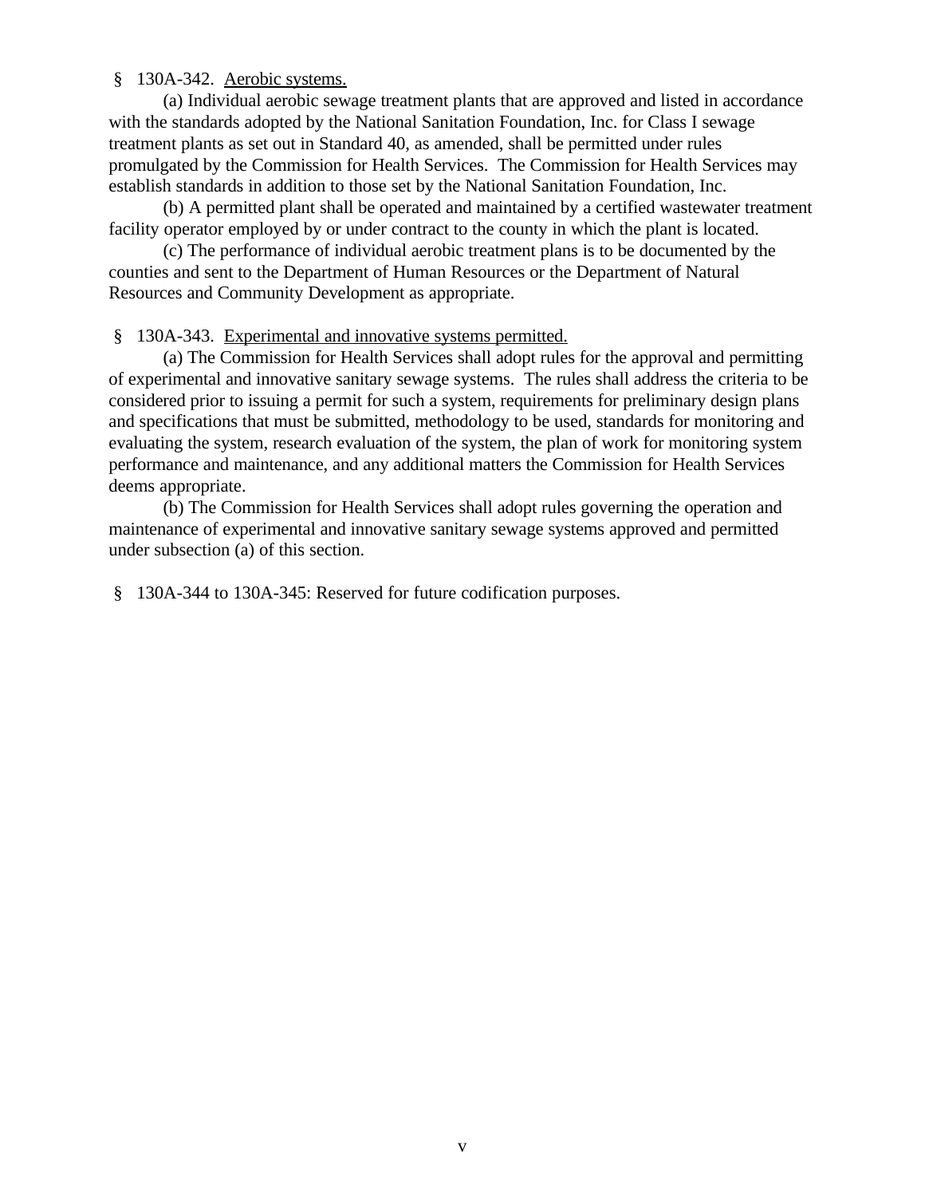§ 130A-342. Aerobic systems.

(a) Individual aerobic sewage treatment plants that are approved and listed in accordance with the standards adopted by the National Sanitation Foundation, Inc. for Class I sewage treatment plants as set out in Standard 40, as amended, shall be permitted under rules promulgated by the Commission for Health Services. The Commission for Health Services may establish standards in addition to those set by the National Sanitation Foundation, Inc.

(b) A permitted plant shall be operated and maintained by a certified wastewater treatment facility operator employed by or under contract to the county in which the plant is located.

(c) The performance of individual aerobic treatment plans is to be documented by the counties and sent to the Department of Human Resources or the Department of Natural Resources and Community Development as appropriate.

§ 130A-343. Experimental and innovative systems permitted.

(a) The Commission for Health Services shall adopt rules for the approval and permitting of experimental and innovative sanitary sewage systems. The rules shall address the criteria to be considered prior to issuing a permit for such a system, requirements for preliminary design plans and specifications that must be submitted, methodology to be used, standards for monitoring and evaluating the system, research evaluation of the system, the plan of work for monitoring system performance and maintenance, and any additional matters the Commission for Health Services deems appropriate.

(b) The Commission for Health Services shall adopt rules governing the operation and maintenance of experimental and innovative sanitary sewage systems approved and permitted under subsection (a) of this section.

§ 130A-344 to 130A-345: Reserved for future codification purposes.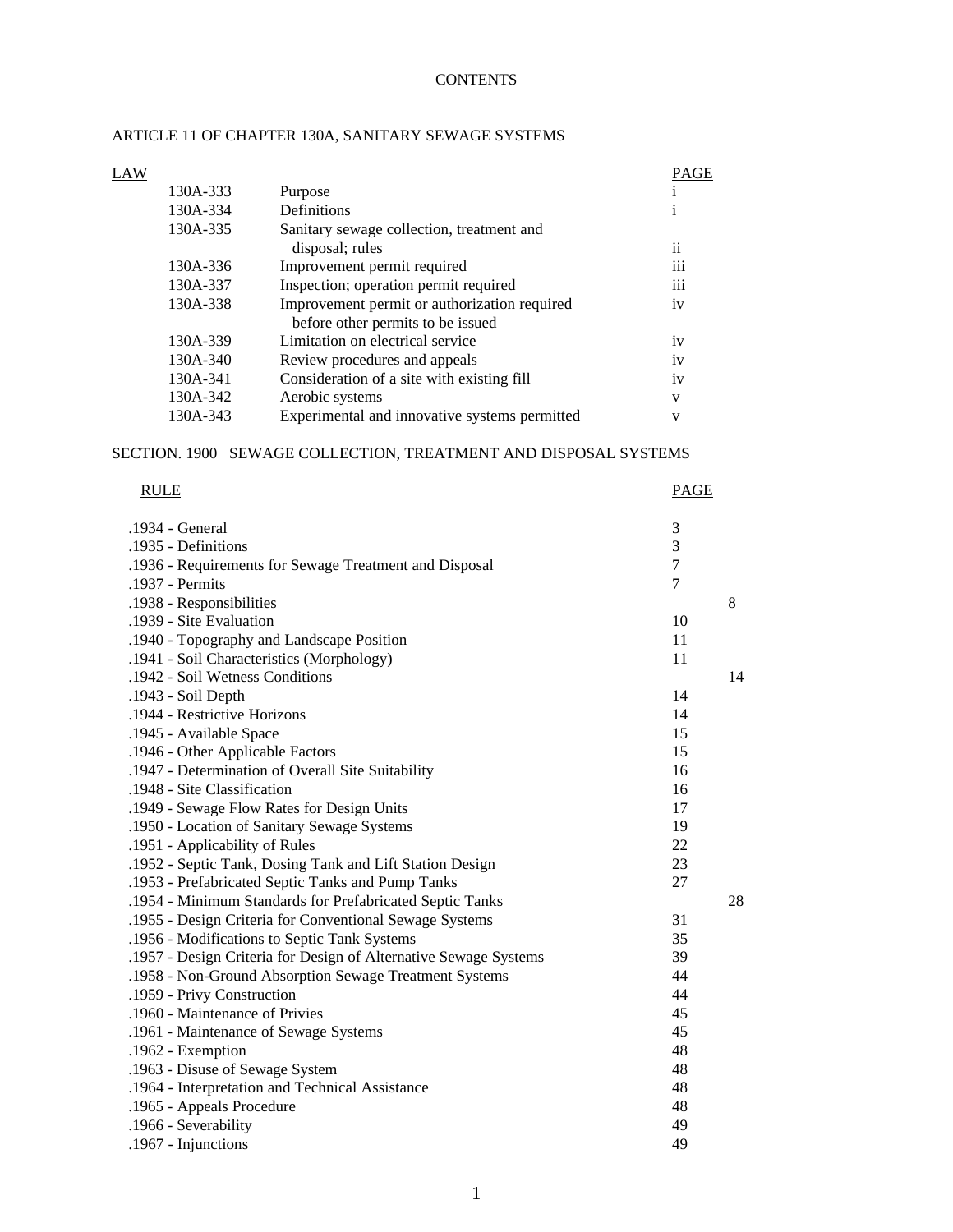# CONTENTS

## ARTICLE 11 OF CHAPTER 130A, SANITARY SEWAGE SYSTEMS

| LAW | | PAGE |
|---|---|---|
| 130A-333 | Purpose | i |
| 130A-334 | Definitions | i |
| 130A-335 | Sanitary sewage collection, treatment and disposal; rules | ii |
| 130A-336 | Improvement permit required | iii |
| 130A-337 | Inspection; operation permit required | iii |
| 130A-338 | Improvement permit or authorization required before other permits to be issued | iv |
| 130A-339 | Limitation on electrical service | iv |
| 130A-340 | Review procedures and appeals | iv |
| 130A-341 | Consideration of a site with existing fill | iv |
| 130A-342 | Aerobic systems | v |
| 130A-343 | Experimental and innovative systems permitted | v |

## SECTION. 1900 SEWAGE COLLECTION, TREATMENT AND DISPOSAL SYSTEMS

| RULE | PAGE |
|---|---|
| .1934 - General | 3 |
| .1935 - Definitions | 3 |
| .1936 - Requirements for Sewage Treatment and Disposal | 7 |
| .1937 - Permits | 7 |
| .1938 - Responsibilities | 8 |
| .1939 - Site Evaluation | 10 |
| .1940 - Topography and Landscape Position | 11 |
| .1941 - Soil Characteristics (Morphology) | 11 |
| .1942 - Soil Wetness Conditions | 14 |
| .1943 - Soil Depth | 14 |
| .1944 - Restrictive Horizons | 14 |
| .1945 - Available Space | 15 |
| .1946 - Other Applicable Factors | 15 |
| .1947 - Determination of Overall Site Suitability | 16 |
| .1948 - Site Classification | 16 |
| .1949 - Sewage Flow Rates for Design Units | 17 |
| .1950 - Location of Sanitary Sewage Systems | 19 |
| .1951 - Applicability of Rules | 22 |
| .1952 - Septic Tank, Dosing Tank and Lift Station Design | 23 |
| .1953 - Prefabricated Septic Tanks and Pump Tanks | 27 |
| .1954 - Minimum Standards for Prefabricated Septic Tanks | 28 |
| .1955 - Design Criteria for Conventional Sewage Systems | 31 |
| .1956 - Modifications to Septic Tank Systems | 35 |
| .1957 - Design Criteria for Design of Alternative Sewage Systems | 39 |
| .1958 - Non-Ground Absorption Sewage Treatment Systems | 44 |
| .1959 - Privy Construction | 44 |
| .1960 - Maintenance of Privies | 45 |
| .1961 - Maintenance of Sewage Systems | 45 |
| .1962 - Exemption | 48 |
| .1963 - Disuse of Sewage System | 48 |
| .1964 - Interpretation and Technical Assistance | 48 |
| .1965 - Appeals Procedure | 48 |
| .1966 - Severability | 49 |
| .1967 - Injunctions | 49 |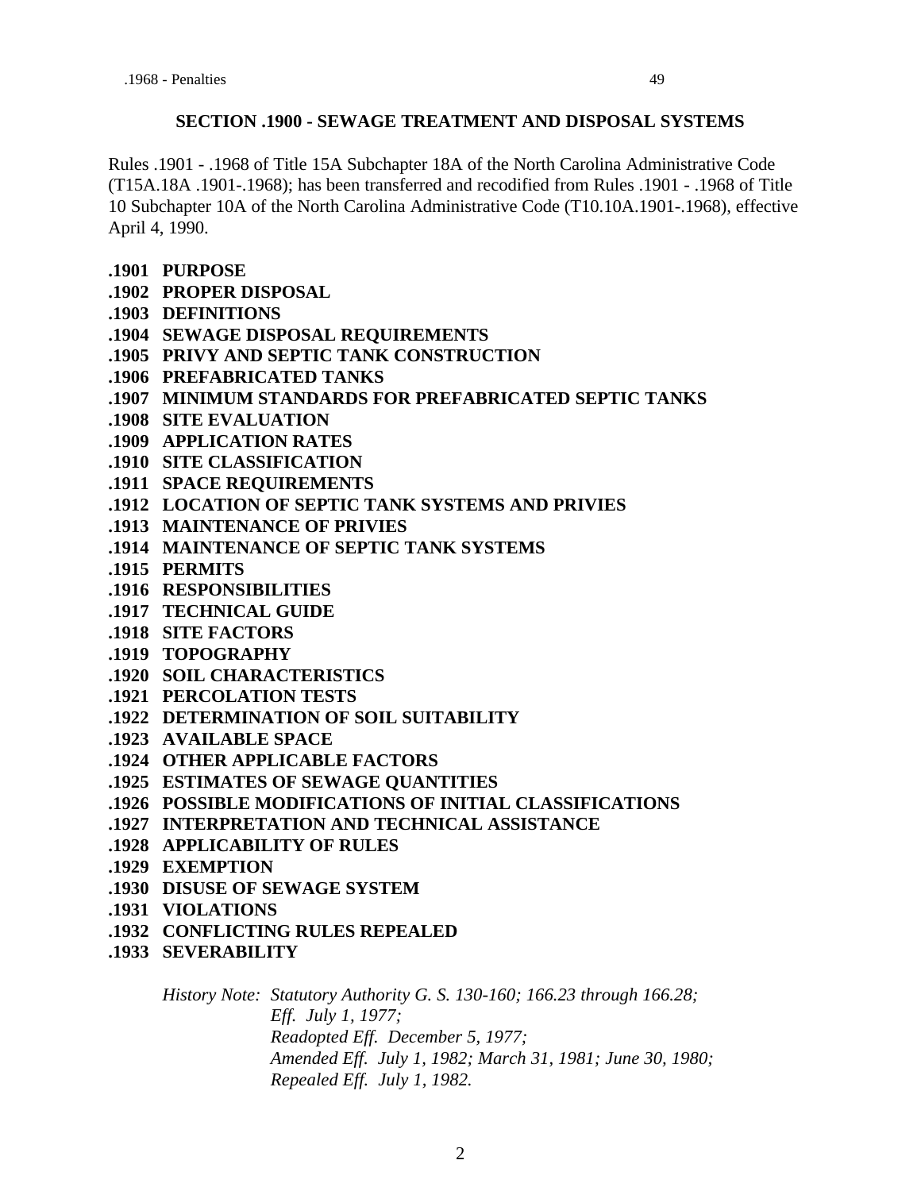.1968 - Penalties 49

## SECTION .1900 - SEWAGE TREATMENT AND DISPOSAL SYSTEMS

Rules .1901 - .1968 of Title 15A Subchapter 18A of the North Carolina Administrative Code (T15A.18A .1901-.1968); has been transferred and recodified from Rules .1901 - .1968 of Title 10 Subchapter 10A of the North Carolina Administrative Code (T10.10A.1901-.1968), effective April 4, 1990.

**.1901 PURPOSE**
**.1902 PROPER DISPOSAL**
**.1903 DEFINITIONS**
**.1904 SEWAGE DISPOSAL REQUIREMENTS**
**.1905 PRIVY AND SEPTIC TANK CONSTRUCTION**
**.1906 PREFABRICATED TANKS**
**.1907 MINIMUM STANDARDS FOR PREFABRICATED SEPTIC TANKS**
**.1908 SITE EVALUATION**
**.1909 APPLICATION RATES**
**.1910 SITE CLASSIFICATION**
**.1911 SPACE REQUIREMENTS**
**.1912 LOCATION OF SEPTIC TANK SYSTEMS AND PRIVIES**
**.1913 MAINTENANCE OF PRIVIES**
**.1914 MAINTENANCE OF SEPTIC TANK SYSTEMS**
**.1915 PERMITS**
**.1916 RESPONSIBILITIES**
**.1917 TECHNICAL GUIDE**
**.1918 SITE FACTORS**
**.1919 TOPOGRAPHY**
**.1920 SOIL CHARACTERISTICS**
**.1921 PERCOLATION TESTS**
**.1922 DETERMINATION OF SOIL SUITABILITY**
**.1923 AVAILABLE SPACE**
**.1924 OTHER APPLICABLE FACTORS**
**.1925 ESTIMATES OF SEWAGE QUANTITIES**
**.1926 POSSIBLE MODIFICATIONS OF INITIAL CLASSIFICATIONS**
**.1927 INTERPRETATION AND TECHNICAL ASSISTANCE**
**.1928 APPLICABILITY OF RULES**
**.1929 EXEMPTION**
**.1930 DISUSE OF SEWAGE SYSTEM**
**.1931 VIOLATIONS**
**.1932 CONFLICTING RULES REPEALED**
**.1933 SEVERABILITY**

*History Note: Statutory Authority G. S. 130-160; 166.23 through 166.28;*
*Eff. July 1, 1977;*
*Readopted Eff. December 5, 1977;*
*Amended Eff. July 1, 1982; March 31, 1981; June 30, 1980;*
*Repealed Eff. July 1, 1982.*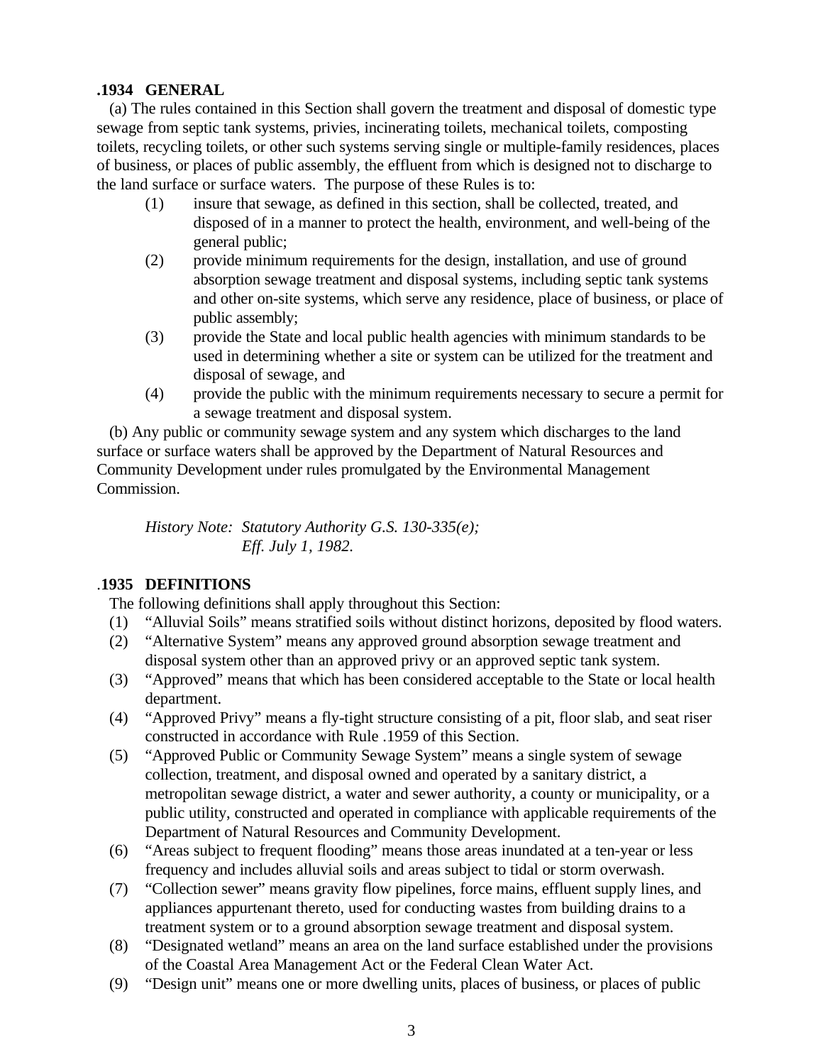### .1934 GENERAL

(a) The rules contained in this Section shall govern the treatment and disposal of domestic type sewage from septic tank systems, privies, incinerating toilets, mechanical toilets, composting toilets, recycling toilets, or other such systems serving single or multiple-family residences, places of business, or places of public assembly, the effluent from which is designed not to discharge to the land surface or surface waters. The purpose of these Rules is to:

(1) insure that sewage, as defined in this section, shall be collected, treated, and disposed of in a manner to protect the health, environment, and well-being of the general public;

(2) provide minimum requirements for the design, installation, and use of ground absorption sewage treatment and disposal systems, including septic tank systems and other on-site systems, which serve any residence, place of business, or place of public assembly;

(3) provide the State and local public health agencies with minimum standards to be used in determining whether a site or system can be utilized for the treatment and disposal of sewage, and

(4) provide the public with the minimum requirements necessary to secure a permit for a sewage treatment and disposal system.

(b) Any public or community sewage system and any system which discharges to the land surface or surface waters shall be approved by the Department of Natural Resources and Community Development under rules promulgated by the Environmental Management Commission.

*History Note: Statutory Authority G.S. 130-335(e);*
*Eff. July 1, 1982.*

### .1935 DEFINITIONS

The following definitions shall apply throughout this Section:

(1) “Alluvial Soils” means stratified soils without distinct horizons, deposited by flood waters.

(2) “Alternative System” means any approved ground absorption sewage treatment and disposal system other than an approved privy or an approved septic tank system.

(3) “Approved” means that which has been considered acceptable to the State or local health department.

(4) “Approved Privy” means a fly-tight structure consisting of a pit, floor slab, and seat riser constructed in accordance with Rule .1959 of this Section.

(5) “Approved Public or Community Sewage System” means a single system of sewage collection, treatment, and disposal owned and operated by a sanitary district, a metropolitan sewage district, a water and sewer authority, a county or municipality, or a public utility, constructed and operated in compliance with applicable requirements of the Department of Natural Resources and Community Development.

(6) “Areas subject to frequent flooding” means those areas inundated at a ten-year or less frequency and includes alluvial soils and areas subject to tidal or storm overwash.

(7) “Collection sewer” means gravity flow pipelines, force mains, effluent supply lines, and appliances appurtenant thereto, used for conducting wastes from building drains to a treatment system or to a ground absorption sewage treatment and disposal system.

(8) “Designated wetland” means an area on the land surface established under the provisions of the Coastal Area Management Act or the Federal Clean Water Act.

(9) “Design unit” means one or more dwelling units, places of business, or places of public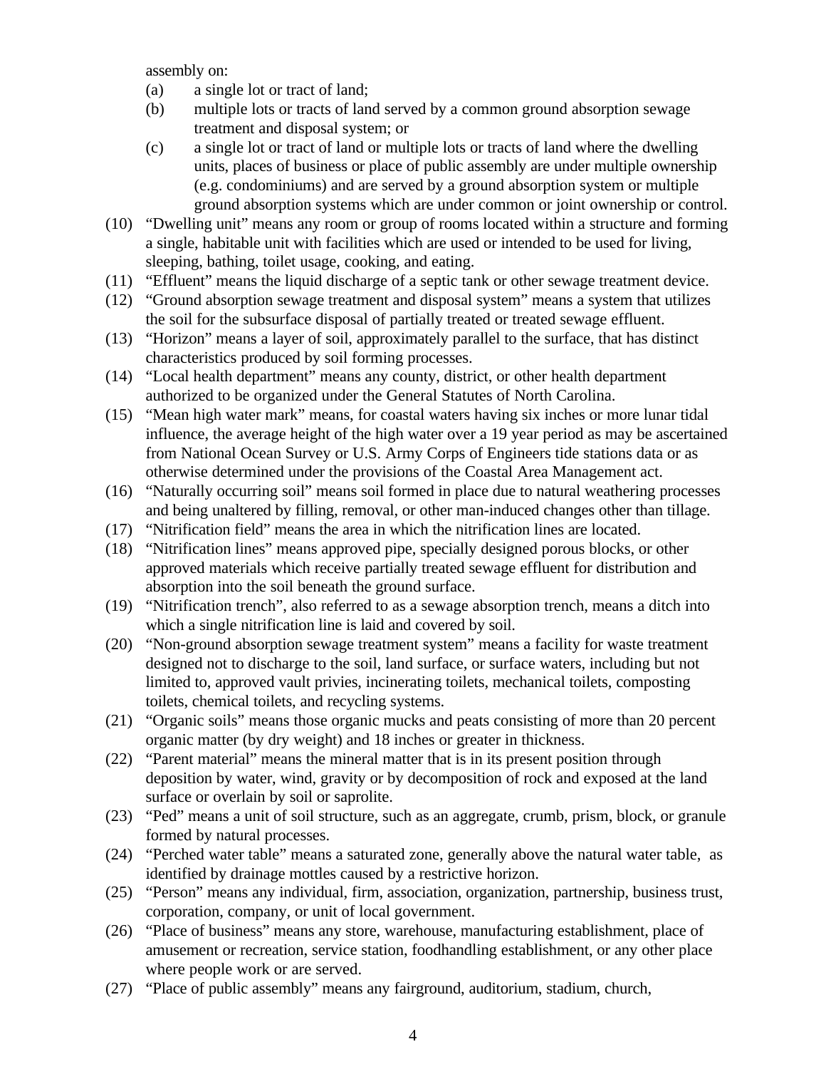assembly on:

- (a) a single lot or tract of land;
- (b) multiple lots or tracts of land served by a common ground absorption sewage treatment and disposal system; or
- (c) a single lot or tract of land or multiple lots or tracts of land where the dwelling units, places of business or place of public assembly are under multiple ownership (e.g. condominiums) and are served by a ground absorption system or multiple ground absorption systems which are under common or joint ownership or control.

(10) "Dwelling unit" means any room or group of rooms located within a structure and forming a single, habitable unit with facilities which are used or intended to be used for living, sleeping, bathing, toilet usage, cooking, and eating.

(11) "Effluent" means the liquid discharge of a septic tank or other sewage treatment device.

(12) "Ground absorption sewage treatment and disposal system" means a system that utilizes the soil for the subsurface disposal of partially treated or treated sewage effluent.

(13) "Horizon" means a layer of soil, approximately parallel to the surface, that has distinct characteristics produced by soil forming processes.

(14) "Local health department" means any county, district, or other health department authorized to be organized under the General Statutes of North Carolina.

(15) "Mean high water mark" means, for coastal waters having six inches or more lunar tidal influence, the average height of the high water over a 19 year period as may be ascertained from National Ocean Survey or U.S. Army Corps of Engineers tide stations data or as otherwise determined under the provisions of the Coastal Area Management act.

(16) "Naturally occurring soil" means soil formed in place due to natural weathering processes and being unaltered by filling, removal, or other man-induced changes other than tillage.

(17) "Nitrification field" means the area in which the nitrification lines are located.

(18) "Nitrification lines" means approved pipe, specially designed porous blocks, or other approved materials which receive partially treated sewage effluent for distribution and absorption into the soil beneath the ground surface.

(19) "Nitrification trench", also referred to as a sewage absorption trench, means a ditch into which a single nitrification line is laid and covered by soil.

(20) "Non-ground absorption sewage treatment system" means a facility for waste treatment designed not to discharge to the soil, land surface, or surface waters, including but not limited to, approved vault privies, incinerating toilets, mechanical toilets, composting toilets, chemical toilets, and recycling systems.

(21) "Organic soils" means those organic mucks and peats consisting of more than 20 percent organic matter (by dry weight) and 18 inches or greater in thickness.

(22) "Parent material" means the mineral matter that is in its present position through deposition by water, wind, gravity or by decomposition of rock and exposed at the land surface or overlain by soil or saprolite.

(23) "Ped" means a unit of soil structure, such as an aggregate, crumb, prism, block, or granule formed by natural processes.

(24) "Perched water table" means a saturated zone, generally above the natural water table, as identified by drainage mottles caused by a restrictive horizon.

(25) "Person" means any individual, firm, association, organization, partnership, business trust, corporation, company, or unit of local government.

(26) "Place of business" means any store, warehouse, manufacturing establishment, place of amusement or recreation, service station, foodhandling establishment, or any other place where people work or are served.

(27) "Place of public assembly" means any fairground, auditorium, stadium, church,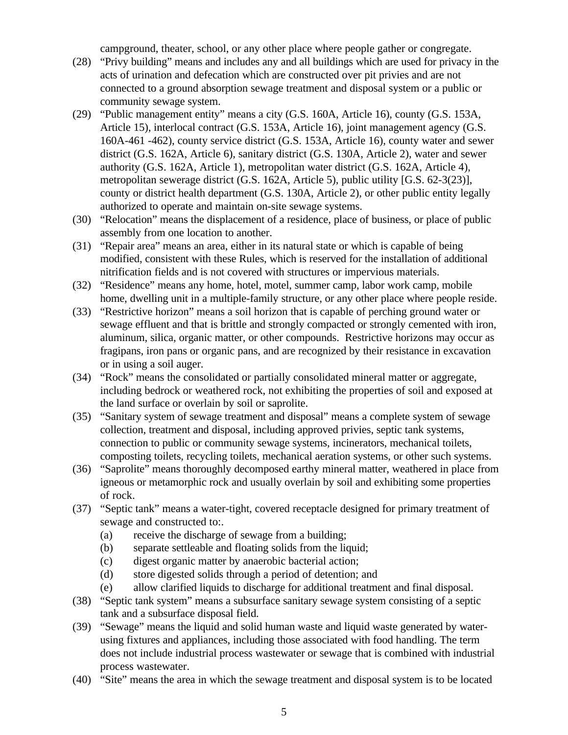campground, theater, school, or any other place where people gather or congregate.

(28) "Privy building" means and includes any and all buildings which are used for privacy in the acts of urination and defecation which are constructed over pit privies and are not connected to a ground absorption sewage treatment and disposal system or a public or community sewage system.

(29) "Public management entity" means a city (G.S. 160A, Article 16), county (G.S. 153A, Article 15), interlocal contract (G.S. 153A, Article 16), joint management agency (G.S. 160A-461 -462), county service district (G.S. 153A, Article 16), county water and sewer district (G.S. 162A, Article 6), sanitary district (G.S. 130A, Article 2), water and sewer authority (G.S. 162A, Article 1), metropolitan water district (G.S. 162A, Article 4), metropolitan sewerage district (G.S. 162A, Article 5), public utility [G.S. 62-3(23)], county or district health department (G.S. 130A, Article 2), or other public entity legally authorized to operate and maintain on-site sewage systems.

(30) "Relocation" means the displacement of a residence, place of business, or place of public assembly from one location to another.

(31) "Repair area" means an area, either in its natural state or which is capable of being modified, consistent with these Rules, which is reserved for the installation of additional nitrification fields and is not covered with structures or impervious materials.

(32) "Residence" means any home, hotel, motel, summer camp, labor work camp, mobile home, dwelling unit in a multiple-family structure, or any other place where people reside.

(33) "Restrictive horizon" means a soil horizon that is capable of perching ground water or sewage effluent and that is brittle and strongly compacted or strongly cemented with iron, aluminum, silica, organic matter, or other compounds. Restrictive horizons may occur as fragipans, iron pans or organic pans, and are recognized by their resistance in excavation or in using a soil auger.

(34) "Rock" means the consolidated or partially consolidated mineral matter or aggregate, including bedrock or weathered rock, not exhibiting the properties of soil and exposed at the land surface or overlain by soil or saprolite.

(35) "Sanitary system of sewage treatment and disposal" means a complete system of sewage collection, treatment and disposal, including approved privies, septic tank systems, connection to public or community sewage systems, incinerators, mechanical toilets, composting toilets, recycling toilets, mechanical aeration systems, or other such systems.

(36) "Saprolite" means thoroughly decomposed earthy mineral matter, weathered in place from igneous or metamorphic rock and usually overlain by soil and exhibiting some properties of rock.

(37) "Septic tank" means a water-tight, covered receptacle designed for primary treatment of sewage and constructed to:.
   (a) receive the discharge of sewage from a building;
   (b) separate settleable and floating solids from the liquid;
   (c) digest organic matter by anaerobic bacterial action;
   (d) store digested solids through a period of detention; and
   (e) allow clarified liquids to discharge for additional treatment and final disposal.

(38) "Septic tank system" means a subsurface sanitary sewage system consisting of a septic tank and a subsurface disposal field.

(39) "Sewage" means the liquid and solid human waste and liquid waste generated by water-using fixtures and appliances, including those associated with food handling. The term does not include industrial process wastewater or sewage that is combined with industrial process wastewater.

(40) "Site" means the area in which the sewage treatment and disposal system is to be located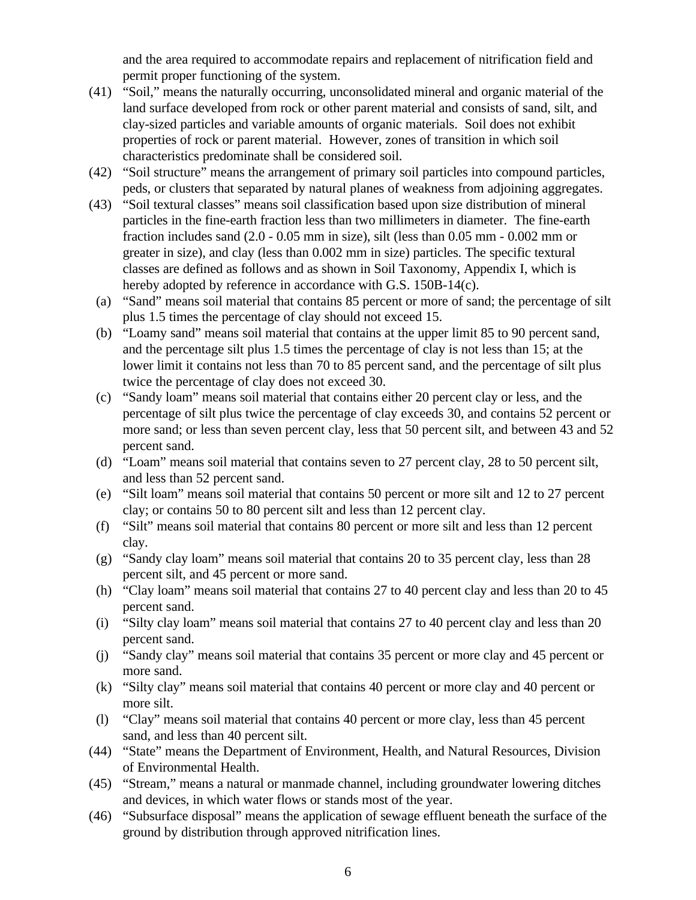and the area required to accommodate repairs and replacement of nitrification field and permit proper functioning of the system.

(41) "Soil," means the naturally occurring, unconsolidated mineral and organic material of the land surface developed from rock or other parent material and consists of sand, silt, and clay-sized particles and variable amounts of organic materials. Soil does not exhibit properties of rock or parent material. However, zones of transition in which soil characteristics predominate shall be considered soil.

(42) "Soil structure" means the arrangement of primary soil particles into compound particles, peds, or clusters that separated by natural planes of weakness from adjoining aggregates.

(43) "Soil textural classes" means soil classification based upon size distribution of mineral particles in the fine-earth fraction less than two millimeters in diameter. The fine-earth fraction includes sand (2.0 - 0.05 mm in size), silt (less than 0.05 mm - 0.002 mm or greater in size), and clay (less than 0.002 mm in size) particles. The specific textural classes are defined as follows and as shown in Soil Taxonomy, Appendix I, which is hereby adopted by reference in accordance with G.S. 150B-14(c).

- (a) "Sand" means soil material that contains 85 percent or more of sand; the percentage of silt plus 1.5 times the percentage of clay should not exceed 15.
- (b) "Loamy sand" means soil material that contains at the upper limit 85 to 90 percent sand, and the percentage silt plus 1.5 times the percentage of clay is not less than 15; at the lower limit it contains not less than 70 to 85 percent sand, and the percentage of silt plus twice the percentage of clay does not exceed 30.
- (c) "Sandy loam" means soil material that contains either 20 percent clay or less, and the percentage of silt plus twice the percentage of clay exceeds 30, and contains 52 percent or more sand; or less than seven percent clay, less that 50 percent silt, and between 43 and 52 percent sand.
- (d) "Loam" means soil material that contains seven to 27 percent clay, 28 to 50 percent silt, and less than 52 percent sand.
- (e) "Silt loam" means soil material that contains 50 percent or more silt and 12 to 27 percent clay; or contains 50 to 80 percent silt and less than 12 percent clay.
- (f) "Silt" means soil material that contains 80 percent or more silt and less than 12 percent clay.
- (g) "Sandy clay loam" means soil material that contains 20 to 35 percent clay, less than 28 percent silt, and 45 percent or more sand.
- (h) "Clay loam" means soil material that contains 27 to 40 percent clay and less than 20 to 45 percent sand.
- (i) "Silty clay loam" means soil material that contains 27 to 40 percent clay and less than 20 percent sand.
- (j) "Sandy clay" means soil material that contains 35 percent or more clay and 45 percent or more sand.
- (k) "Silty clay" means soil material that contains 40 percent or more clay and 40 percent or more silt.
- (l) "Clay" means soil material that contains 40 percent or more clay, less than 45 percent sand, and less than 40 percent silt.

(44) "State" means the Department of Environment, Health, and Natural Resources, Division of Environmental Health.

(45) "Stream," means a natural or manmade channel, including groundwater lowering ditches and devices, in which water flows or stands most of the year.

(46) "Subsurface disposal" means the application of sewage effluent beneath the surface of the ground by distribution through approved nitrification lines.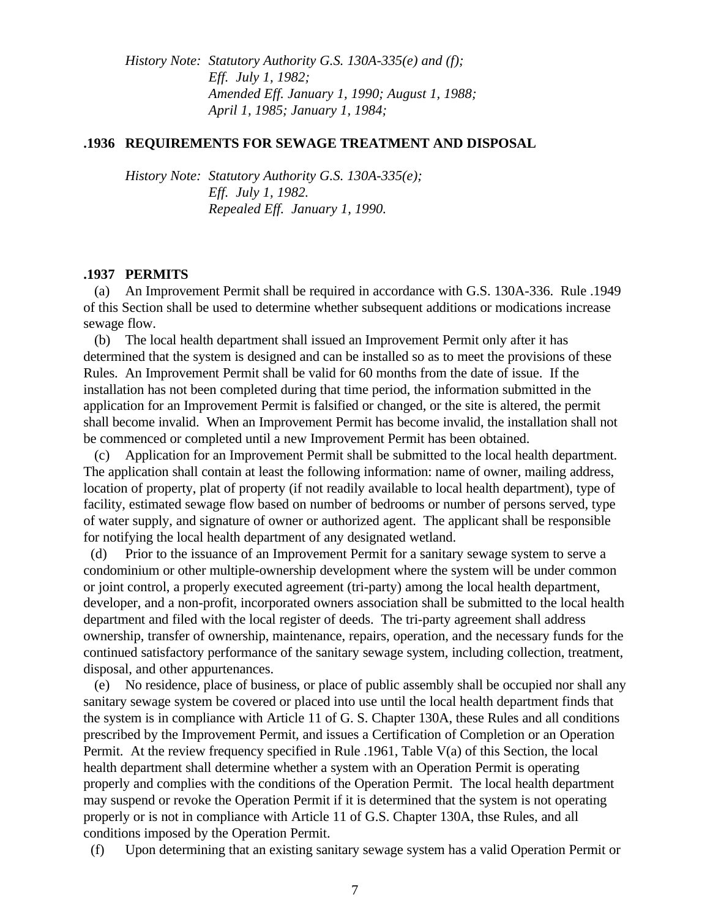*History Note: Statutory Authority G.S. 130A-335(e) and (f);*
*Eff. July 1, 1982;*
*Amended Eff. January 1, 1990; August 1, 1988;*
*April 1, 1985; January 1, 1984;*

### .1936 REQUIREMENTS FOR SEWAGE TREATMENT AND DISPOSAL

*History Note: Statutory Authority G.S. 130A-335(e);*
*Eff. July 1, 1982.*
*Repealed Eff. January 1, 1990.*

### .1937 PERMITS

(a) An Improvement Permit shall be required in accordance with G.S. 130A-336. Rule .1949 of this Section shall be used to determine whether subsequent additions or modications increase sewage flow.

(b) The local health department shall issued an Improvement Permit only after it has determined that the system is designed and can be installed so as to meet the provisions of these Rules. An Improvement Permit shall be valid for 60 months from the date of issue. If the installation has not been completed during that time period, the information submitted in the application for an Improvement Permit is falsified or changed, or the site is altered, the permit shall become invalid. When an Improvement Permit has become invalid, the installation shall not be commenced or completed until a new Improvement Permit has been obtained.

(c) Application for an Improvement Permit shall be submitted to the local health department. The application shall contain at least the following information: name of owner, mailing address, location of property, plat of property (if not readily available to local health department), type of facility, estimated sewage flow based on number of bedrooms or number of persons served, type of water supply, and signature of owner or authorized agent. The applicant shall be responsible for notifying the local health department of any designated wetland.

(d) Prior to the issuance of an Improvement Permit for a sanitary sewage system to serve a condominium or other multiple-ownership development where the system will be under common or joint control, a properly executed agreement (tri-party) among the local health department, developer, and a non-profit, incorporated owners association shall be submitted to the local health department and filed with the local register of deeds. The tri-party agreement shall address ownership, transfer of ownership, maintenance, repairs, operation, and the necessary funds for the continued satisfactory performance of the sanitary sewage system, including collection, treatment, disposal, and other appurtenances.

(e) No residence, place of business, or place of public assembly shall be occupied nor shall any sanitary sewage system be covered or placed into use until the local health department finds that the system is in compliance with Article 11 of G. S. Chapter 130A, these Rules and all conditions prescribed by the Improvement Permit, and issues a Certification of Completion or an Operation Permit. At the review frequency specified in Rule .1961, Table V(a) of this Section, the local health department shall determine whether a system with an Operation Permit is operating properly and complies with the conditions of the Operation Permit. The local health department may suspend or revoke the Operation Permit if it is determined that the system is not operating properly or is not in compliance with Article 11 of G.S. Chapter 130A, thse Rules, and all conditions imposed by the Operation Permit.

(f) Upon determining that an existing sanitary sewage system has a valid Operation Permit or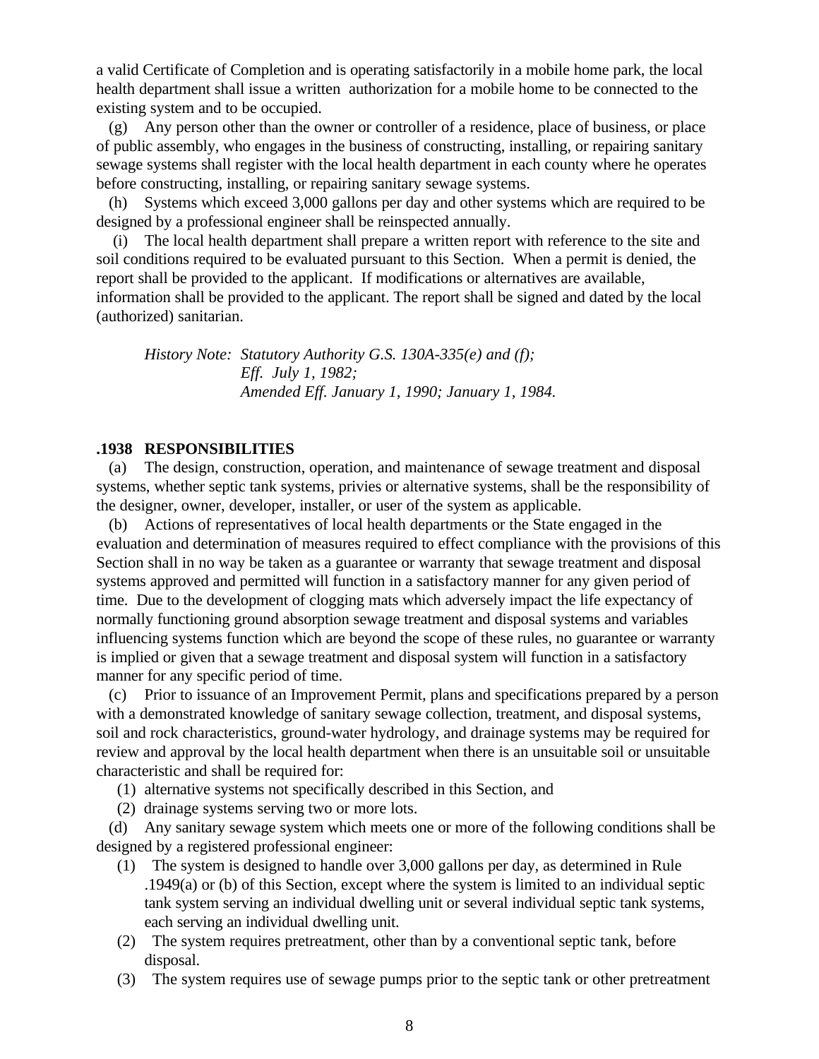a valid Certificate of Completion and is operating satisfactorily in a mobile home park, the local health department shall issue a written authorization for a mobile home to be connected to the existing system and to be occupied.

(g) Any person other than the owner or controller of a residence, place of business, or place of public assembly, who engages in the business of constructing, installing, or repairing sanitary sewage systems shall register with the local health department in each county where he operates before constructing, installing, or repairing sanitary sewage systems.

(h) Systems which exceed 3,000 gallons per day and other systems which are required to be designed by a professional engineer shall be reinspected annually.

(i) The local health department shall prepare a written report with reference to the site and soil conditions required to be evaluated pursuant to this Section. When a permit is denied, the report shall be provided to the applicant. If modifications or alternatives are available, information shall be provided to the applicant. The report shall be signed and dated by the local (authorized) sanitarian.

*History Note: Statutory Authority G.S. 130A-335(e) and (f);*
*Eff. July 1, 1982;*
*Amended Eff. January 1, 1990; January 1, 1984.*

**.1938 RESPONSIBILITIES**

(a) The design, construction, operation, and maintenance of sewage treatment and disposal systems, whether septic tank systems, privies or alternative systems, shall be the responsibility of the designer, owner, developer, installer, or user of the system as applicable.

(b) Actions of representatives of local health departments or the State engaged in the evaluation and determination of measures required to effect compliance with the provisions of this Section shall in no way be taken as a guarantee or warranty that sewage treatment and disposal systems approved and permitted will function in a satisfactory manner for any given period of time. Due to the development of clogging mats which adversely impact the life expectancy of normally functioning ground absorption sewage treatment and disposal systems and variables influencing systems function which are beyond the scope of these rules, no guarantee or warranty is implied or given that a sewage treatment and disposal system will function in a satisfactory manner for any specific period of time.

(c) Prior to issuance of an Improvement Permit, plans and specifications prepared by a person with a demonstrated knowledge of sanitary sewage collection, treatment, and disposal systems, soil and rock characteristics, ground-water hydrology, and drainage systems may be required for review and approval by the local health department when there is an unsuitable soil or unsuitable characteristic and shall be required for:

(1) alternative systems not specifically described in this Section, and

(2) drainage systems serving two or more lots.

(d) Any sanitary sewage system which meets one or more of the following conditions shall be designed by a registered professional engineer:

(1) The system is designed to handle over 3,000 gallons per day, as determined in Rule .1949(a) or (b) of this Section, except where the system is limited to an individual septic tank system serving an individual dwelling unit or several individual septic tank systems, each serving an individual dwelling unit.

(2) The system requires pretreatment, other than by a conventional septic tank, before disposal.

(3) The system requires use of sewage pumps prior to the septic tank or other pretreatment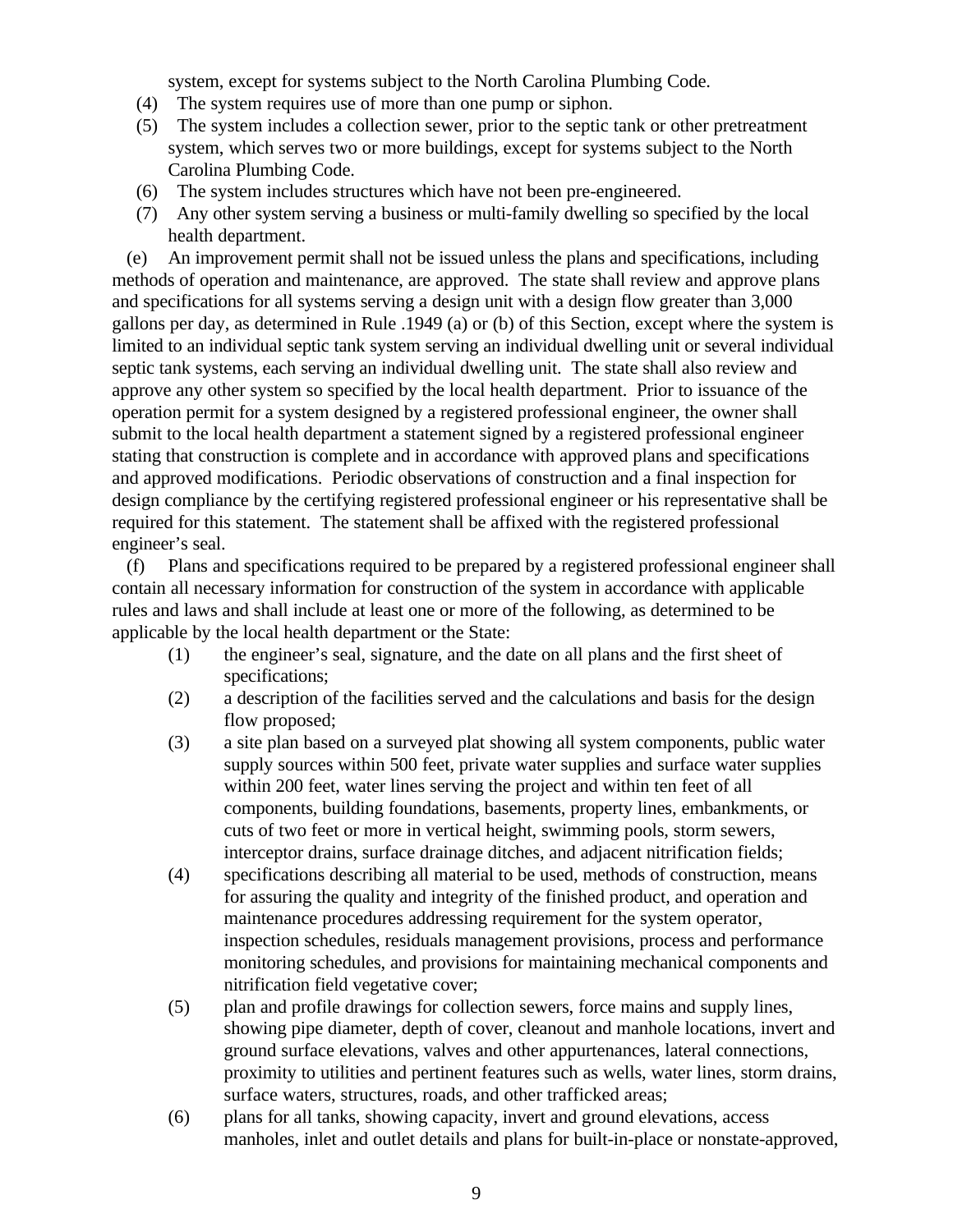system, except for systems subject to the North Carolina Plumbing Code.

(4) The system requires use of more than one pump or siphon.

(5) The system includes a collection sewer, prior to the septic tank or other pretreatment system, which serves two or more buildings, except for systems subject to the North Carolina Plumbing Code.

(6) The system includes structures which have not been pre-engineered.

(7) Any other system serving a business or multi-family dwelling so specified by the local health department.

(e) An improvement permit shall not be issued unless the plans and specifications, including methods of operation and maintenance, are approved. The state shall review and approve plans and specifications for all systems serving a design unit with a design flow greater than 3,000 gallons per day, as determined in Rule .1949 (a) or (b) of this Section, except where the system is limited to an individual septic tank system serving an individual dwelling unit or several individual septic tank systems, each serving an individual dwelling unit. The state shall also review and approve any other system so specified by the local health department. Prior to issuance of the operation permit for a system designed by a registered professional engineer, the owner shall submit to the local health department a statement signed by a registered professional engineer stating that construction is complete and in accordance with approved plans and specifications and approved modifications. Periodic observations of construction and a final inspection for design compliance by the certifying registered professional engineer or his representative shall be required for this statement. The statement shall be affixed with the registered professional engineer's seal.

(f) Plans and specifications required to be prepared by a registered professional engineer shall contain all necessary information for construction of the system in accordance with applicable rules and laws and shall include at least one or more of the following, as determined to be applicable by the local health department or the State:

(1) the engineer's seal, signature, and the date on all plans and the first sheet of specifications;

(2) a description of the facilities served and the calculations and basis for the design flow proposed;

(3) a site plan based on a surveyed plat showing all system components, public water supply sources within 500 feet, private water supplies and surface water supplies within 200 feet, water lines serving the project and within ten feet of all components, building foundations, basements, property lines, embankments, or cuts of two feet or more in vertical height, swimming pools, storm sewers, interceptor drains, surface drainage ditches, and adjacent nitrification fields;

(4) specifications describing all material to be used, methods of construction, means for assuring the quality and integrity of the finished product, and operation and maintenance procedures addressing requirement for the system operator, inspection schedules, residuals management provisions, process and performance monitoring schedules, and provisions for maintaining mechanical components and nitrification field vegetative cover;

(5) plan and profile drawings for collection sewers, force mains and supply lines, showing pipe diameter, depth of cover, cleanout and manhole locations, invert and ground surface elevations, valves and other appurtenances, lateral connections, proximity to utilities and pertinent features such as wells, water lines, storm drains, surface waters, structures, roads, and other trafficked areas;

(6) plans for all tanks, showing capacity, invert and ground elevations, access manholes, inlet and outlet details and plans for built-in-place or nonstate-approved,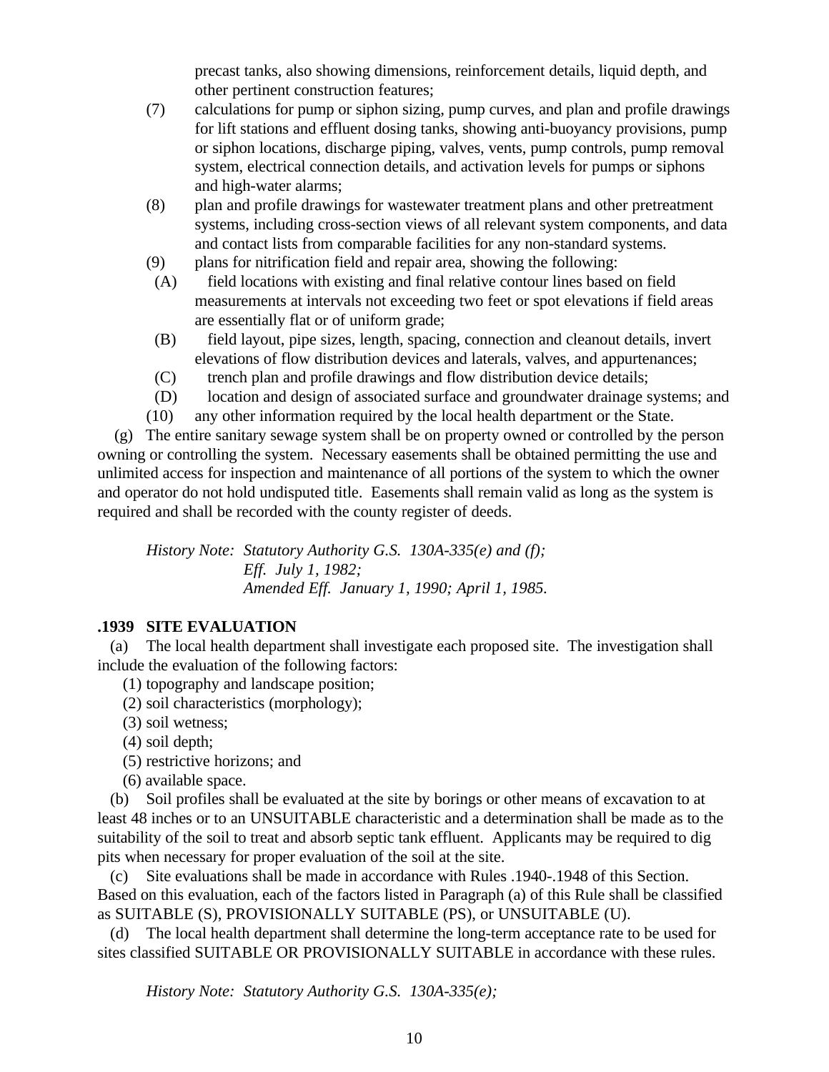precast tanks, also showing dimensions, reinforcement details, liquid depth, and other pertinent construction features;

(7) calculations for pump or siphon sizing, pump curves, and plan and profile drawings for lift stations and effluent dosing tanks, showing anti-buoyancy provisions, pump or siphon locations, discharge piping, valves, vents, pump controls, pump removal system, electrical connection details, and activation levels for pumps or siphons and high-water alarms;

(8) plan and profile drawings for wastewater treatment plans and other pretreatment systems, including cross-section views of all relevant system components, and data and contact lists from comparable facilities for any non-standard systems.

(9) plans for nitrification field and repair area, showing the following:

(A) field locations with existing and final relative contour lines based on field measurements at intervals not exceeding two feet or spot elevations if field areas are essentially flat or of uniform grade;

(B) field layout, pipe sizes, length, spacing, connection and cleanout details, invert elevations of flow distribution devices and laterals, valves, and appurtenances;

(C) trench plan and profile drawings and flow distribution device details;

(D) location and design of associated surface and groundwater drainage systems; and

(10) any other information required by the local health department or the State.

(g) The entire sanitary sewage system shall be on property owned or controlled by the person owning or controlling the system. Necessary easements shall be obtained permitting the use and unlimited access for inspection and maintenance of all portions of the system to which the owner and operator do not hold undisputed title. Easements shall remain valid as long as the system is required and shall be recorded with the county register of deeds.

*History Note: Statutory Authority G.S. 130A-335(e) and (f);*
*Eff. July 1, 1982;*
*Amended Eff. January 1, 1990; April 1, 1985.*

**.1939 SITE EVALUATION**

(a) The local health department shall investigate each proposed site. The investigation shall include the evaluation of the following factors:

(1) topography and landscape position;
(2) soil characteristics (morphology);
(3) soil wetness;
(4) soil depth;
(5) restrictive horizons; and
(6) available space.

(b) Soil profiles shall be evaluated at the site by borings or other means of excavation to at least 48 inches or to an UNSUITABLE characteristic and a determination shall be made as to the suitability of the soil to treat and absorb septic tank effluent. Applicants may be required to dig pits when necessary for proper evaluation of the soil at the site.

(c) Site evaluations shall be made in accordance with Rules .1940-.1948 of this Section. Based on this evaluation, each of the factors listed in Paragraph (a) of this Rule shall be classified as SUITABLE (S), PROVISIONALLY SUITABLE (PS), or UNSUITABLE (U).

(d) The local health department shall determine the long-term acceptance rate to be used for sites classified SUITABLE OR PROVISIONALLY SUITABLE in accordance with these rules.

*History Note: Statutory Authority G.S. 130A-335(e);*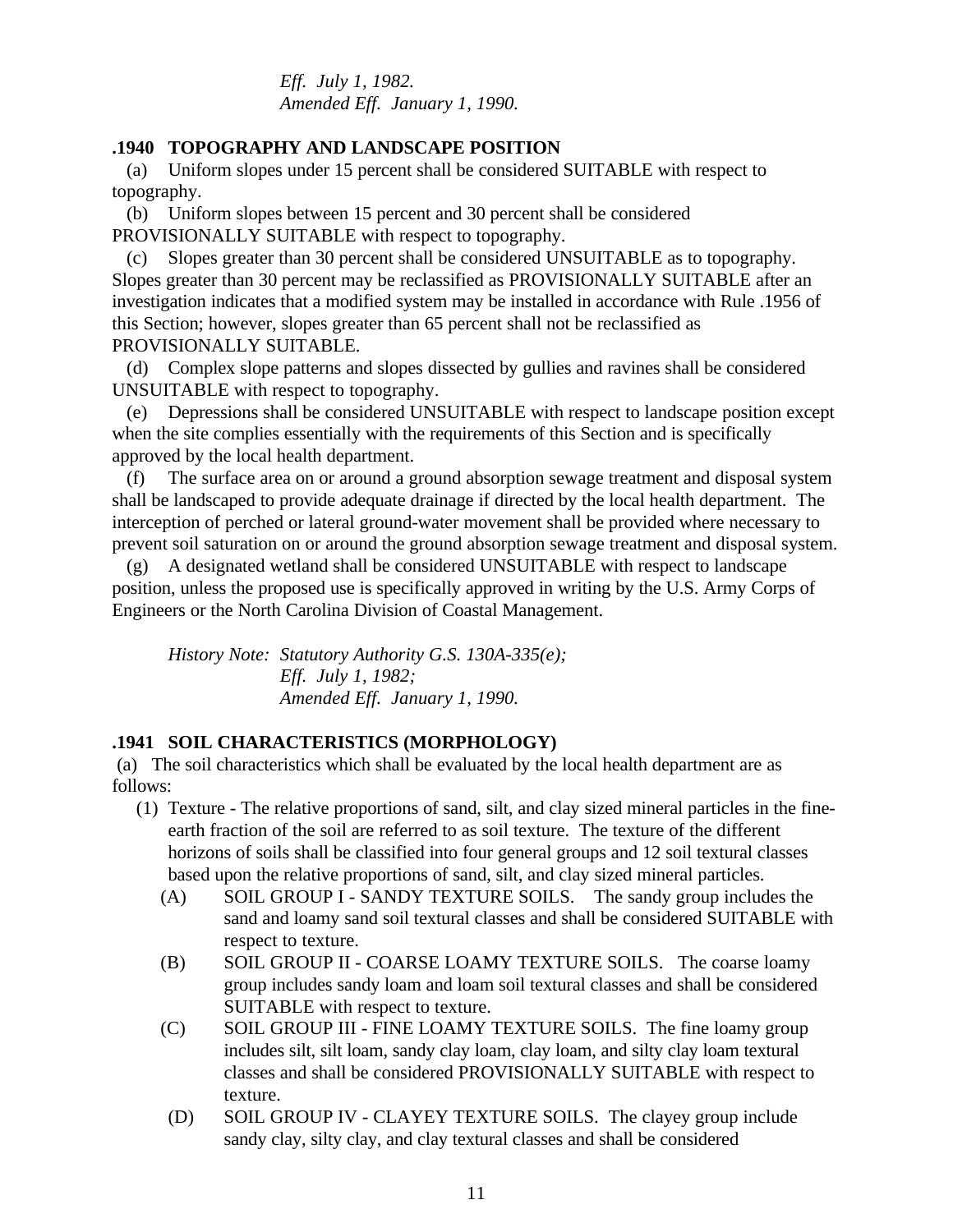*Eff. July 1, 1982.*
*Amended Eff. January 1, 1990.*

### .1940 TOPOGRAPHY AND LANDSCAPE POSITION

(a) Uniform slopes under 15 percent shall be considered SUITABLE with respect to topography.

(b) Uniform slopes between 15 percent and 30 percent shall be considered PROVISIONALLY SUITABLE with respect to topography.

(c) Slopes greater than 30 percent shall be considered UNSUITABLE as to topography. Slopes greater than 30 percent may be reclassified as PROVISIONALLY SUITABLE after an investigation indicates that a modified system may be installed in accordance with Rule .1956 of this Section; however, slopes greater than 65 percent shall not be reclassified as PROVISIONALLY SUITABLE.

(d) Complex slope patterns and slopes dissected by gullies and ravines shall be considered UNSUITABLE with respect to topography.

(e) Depressions shall be considered UNSUITABLE with respect to landscape position except when the site complies essentially with the requirements of this Section and is specifically approved by the local health department.

(f) The surface area on or around a ground absorption sewage treatment and disposal system shall be landscaped to provide adequate drainage if directed by the local health department. The interception of perched or lateral ground-water movement shall be provided where necessary to prevent soil saturation on or around the ground absorption sewage treatment and disposal system.

(g) A designated wetland shall be considered UNSUITABLE with respect to landscape position, unless the proposed use is specifically approved in writing by the U.S. Army Corps of Engineers or the North Carolina Division of Coastal Management.

*History Note: Statutory Authority G.S. 130A-335(e);*
*Eff. July 1, 1982;*
*Amended Eff. January 1, 1990.*

### .1941 SOIL CHARACTERISTICS (MORPHOLOGY)

(a) The soil characteristics which shall be evaluated by the local health department are as follows:

(1) Texture - The relative proportions of sand, silt, and clay sized mineral particles in the fine-earth fraction of the soil are referred to as soil texture. The texture of the different horizons of soils shall be classified into four general groups and 12 soil textural classes based upon the relative proportions of sand, silt, and clay sized mineral particles.

(A) SOIL GROUP I - SANDY TEXTURE SOILS. The sandy group includes the sand and loamy sand soil textural classes and shall be considered SUITABLE with respect to texture.

(B) SOIL GROUP II - COARSE LOAMY TEXTURE SOILS. The coarse loamy group includes sandy loam and loam soil textural classes and shall be considered SUITABLE with respect to texture.

(C) SOIL GROUP III - FINE LOAMY TEXTURE SOILS. The fine loamy group includes silt, silt loam, sandy clay loam, clay loam, and silty clay loam textural classes and shall be considered PROVISIONALLY SUITABLE with respect to texture.

(D) SOIL GROUP IV - CLAYEY TEXTURE SOILS. The clayey group include sandy clay, silty clay, and clay textural classes and shall be considered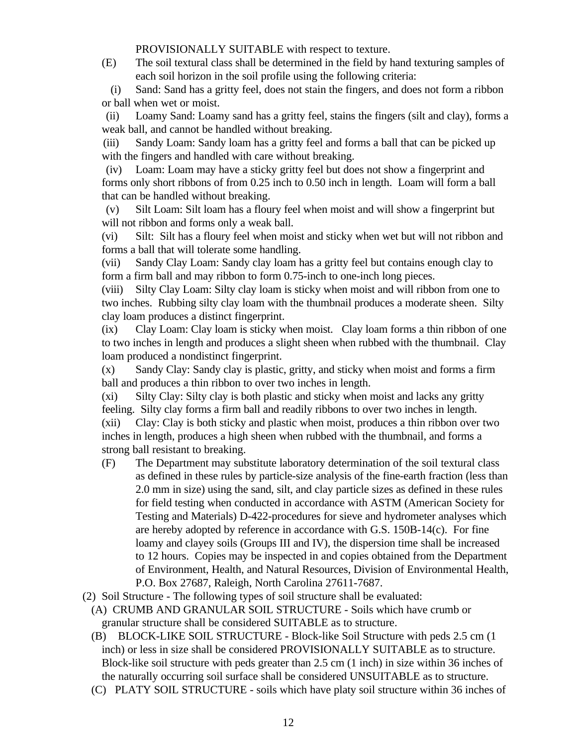PROVISIONALLY SUITABLE with respect to texture.

(E) The soil textural class shall be determined in the field by hand texturing samples of each soil horizon in the soil profile using the following criteria:

(i) Sand: Sand has a gritty feel, does not stain the fingers, and does not form a ribbon or ball when wet or moist.

(ii) Loamy Sand: Loamy sand has a gritty feel, stains the fingers (silt and clay), forms a weak ball, and cannot be handled without breaking.

(iii) Sandy Loam: Sandy loam has a gritty feel and forms a ball that can be picked up with the fingers and handled with care without breaking.

(iv) Loam: Loam may have a sticky gritty feel but does not show a fingerprint and forms only short ribbons of from 0.25 inch to 0.50 inch in length. Loam will form a ball that can be handled without breaking.

(v) Silt Loam: Silt loam has a floury feel when moist and will show a fingerprint but will not ribbon and forms only a weak ball.

(vi) Silt: Silt has a floury feel when moist and sticky when wet but will not ribbon and forms a ball that will tolerate some handling.

(vii) Sandy Clay Loam: Sandy clay loam has a gritty feel but contains enough clay to form a firm ball and may ribbon to form 0.75-inch to one-inch long pieces.

(viii) Silty Clay Loam: Silty clay loam is sticky when moist and will ribbon from one to two inches. Rubbing silty clay loam with the thumbnail produces a moderate sheen. Silty clay loam produces a distinct fingerprint.

(ix) Clay Loam: Clay loam is sticky when moist. Clay loam forms a thin ribbon of one to two inches in length and produces a slight sheen when rubbed with the thumbnail. Clay loam produced a nondistinct fingerprint.

(x) Sandy Clay: Sandy clay is plastic, gritty, and sticky when moist and forms a firm ball and produces a thin ribbon to over two inches in length.

(xi) Silty Clay: Silty clay is both plastic and sticky when moist and lacks any gritty feeling. Silty clay forms a firm ball and readily ribbons to over two inches in length.

(xii) Clay: Clay is both sticky and plastic when moist, produces a thin ribbon over two inches in length, produces a high sheen when rubbed with the thumbnail, and forms a strong ball resistant to breaking.

(F) The Department may substitute laboratory determination of the soil textural class as defined in these rules by particle-size analysis of the fine-earth fraction (less than 2.0 mm in size) using the sand, silt, and clay particle sizes as defined in these rules for field testing when conducted in accordance with ASTM (American Society for Testing and Materials) D-422-procedures for sieve and hydrometer analyses which are hereby adopted by reference in accordance with G.S. 150B-14(c). For fine loamy and clayey soils (Groups III and IV), the dispersion time shall be increased to 12 hours. Copies may be inspected in and copies obtained from the Department of Environment, Health, and Natural Resources, Division of Environmental Health, P.O. Box 27687, Raleigh, North Carolina 27611-7687.

(2) Soil Structure - The following types of soil structure shall be evaluated:

(A) CRUMB AND GRANULAR SOIL STRUCTURE - Soils which have crumb or granular structure shall be considered SUITABLE as to structure.

(B) BLOCK-LIKE SOIL STRUCTURE - Block-like Soil Structure with peds 2.5 cm (1 inch) or less in size shall be considered PROVISIONALLY SUITABLE as to structure. Block-like soil structure with peds greater than 2.5 cm (1 inch) in size within 36 inches of the naturally occurring soil surface shall be considered UNSUITABLE as to structure.

(C) PLATY SOIL STRUCTURE - soils which have platy soil structure within 36 inches of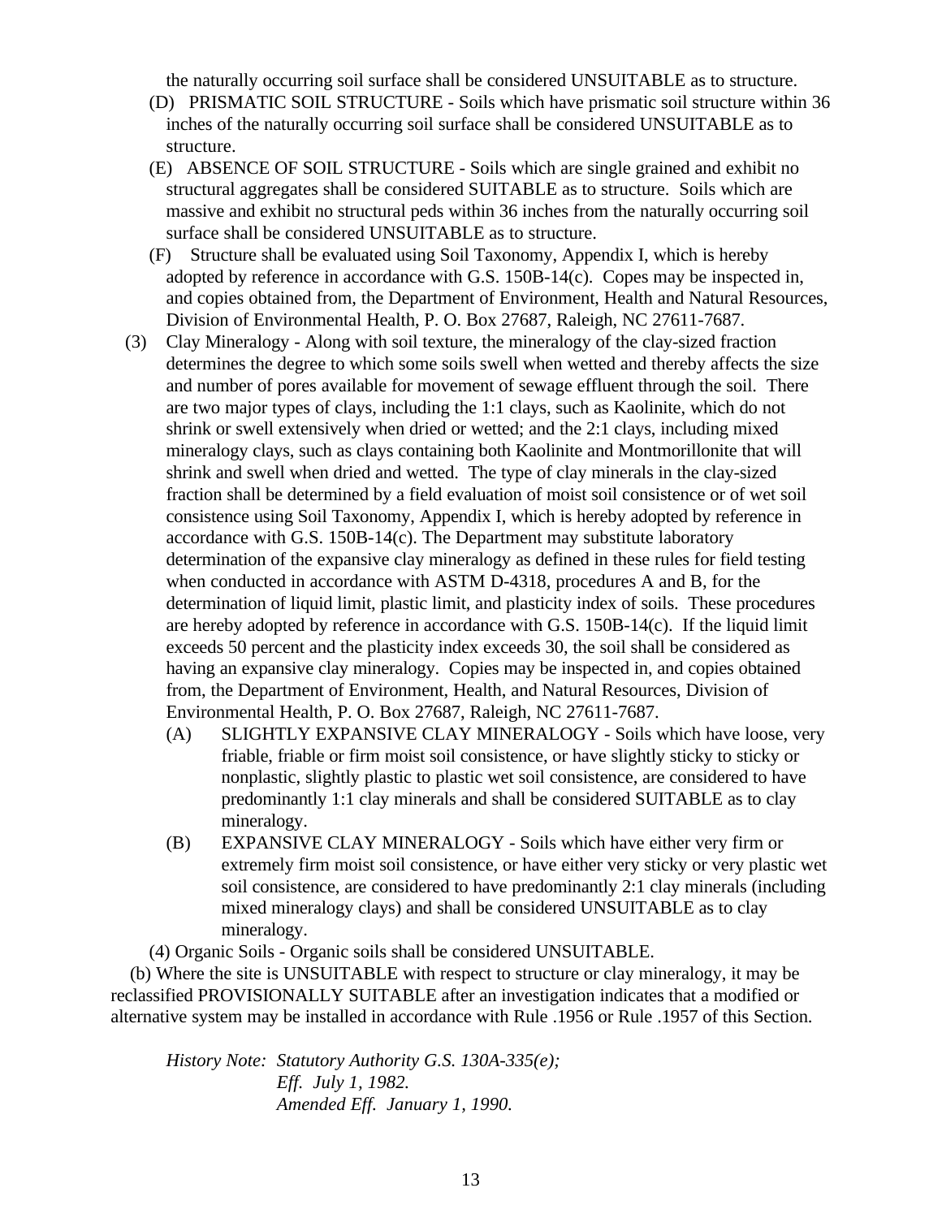the naturally occurring soil surface shall be considered UNSUITABLE as to structure.

(D) PRISMATIC SOIL STRUCTURE - Soils which have prismatic soil structure within 36 inches of the naturally occurring soil surface shall be considered UNSUITABLE as to structure.

(E) ABSENCE OF SOIL STRUCTURE - Soils which are single grained and exhibit no structural aggregates shall be considered SUITABLE as to structure. Soils which are massive and exhibit no structural peds within 36 inches from the naturally occurring soil surface shall be considered UNSUITABLE as to structure.

(F) Structure shall be evaluated using Soil Taxonomy, Appendix I, which is hereby adopted by reference in accordance with G.S. 150B-14(c). Copes may be inspected in, and copies obtained from, the Department of Environment, Health and Natural Resources, Division of Environmental Health, P. O. Box 27687, Raleigh, NC 27611-7687.

(3) Clay Mineralogy - Along with soil texture, the mineralogy of the clay-sized fraction determines the degree to which some soils swell when wetted and thereby affects the size and number of pores available for movement of sewage effluent through the soil. There are two major types of clays, including the 1:1 clays, such as Kaolinite, which do not shrink or swell extensively when dried or wetted; and the 2:1 clays, including mixed mineralogy clays, such as clays containing both Kaolinite and Montmorillonite that will shrink and swell when dried and wetted. The type of clay minerals in the clay-sized fraction shall be determined by a field evaluation of moist soil consistence or of wet soil consistence using Soil Taxonomy, Appendix I, which is hereby adopted by reference in accordance with G.S. 150B-14(c). The Department may substitute laboratory determination of the expansive clay mineralogy as defined in these rules for field testing when conducted in accordance with ASTM D-4318, procedures A and B, for the determination of liquid limit, plastic limit, and plasticity index of soils. These procedures are hereby adopted by reference in accordance with G.S. 150B-14(c). If the liquid limit exceeds 50 percent and the plasticity index exceeds 30, the soil shall be considered as having an expansive clay mineralogy. Copies may be inspected in, and copies obtained from, the Department of Environment, Health, and Natural Resources, Division of Environmental Health, P. O. Box 27687, Raleigh, NC 27611-7687.

(A) SLIGHTLY EXPANSIVE CLAY MINERALOGY - Soils which have loose, very friable, friable or firm moist soil consistence, or have slightly sticky to sticky or nonplastic, slightly plastic to plastic wet soil consistence, are considered to have predominantly 1:1 clay minerals and shall be considered SUITABLE as to clay mineralogy.

(B) EXPANSIVE CLAY MINERALOGY - Soils which have either very firm or extremely firm moist soil consistence, or have either very sticky or very plastic wet soil consistence, are considered to have predominantly 2:1 clay minerals (including mixed mineralogy clays) and shall be considered UNSUITABLE as to clay mineralogy.

(4) Organic Soils - Organic soils shall be considered UNSUITABLE.

(b) Where the site is UNSUITABLE with respect to structure or clay mineralogy, it may be reclassified PROVISIONALLY SUITABLE after an investigation indicates that a modified or alternative system may be installed in accordance with Rule .1956 or Rule .1957 of this Section.

*History Note: Statutory Authority G.S. 130A-335(e);*
*Eff. July 1, 1982.*
*Amended Eff. January 1, 1990.*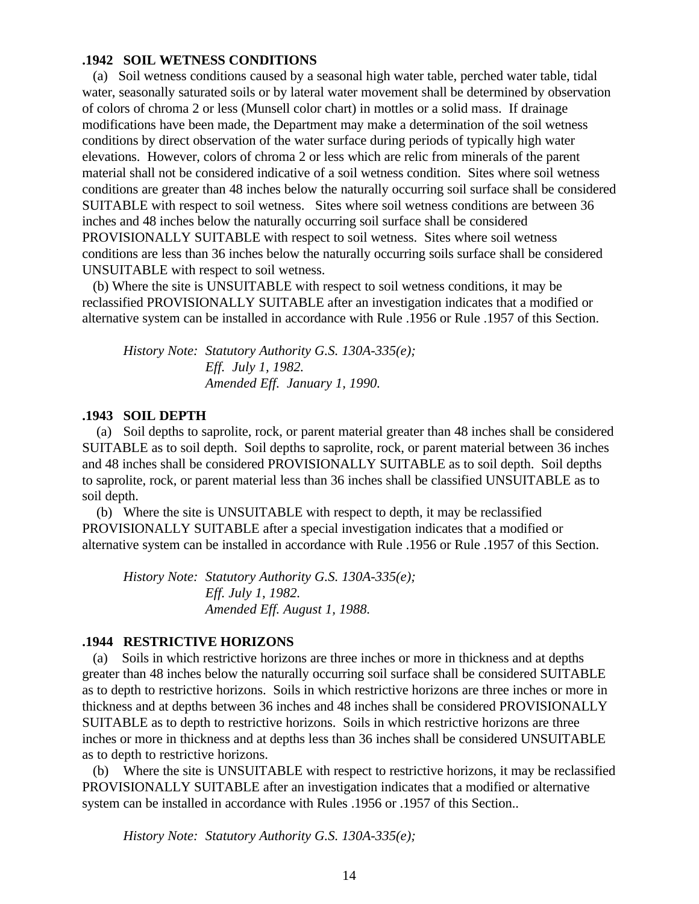### .1942 SOIL WETNESS CONDITIONS

(a) Soil wetness conditions caused by a seasonal high water table, perched water table, tidal water, seasonally saturated soils or by lateral water movement shall be determined by observation of colors of chroma 2 or less (Munsell color chart) in mottles or a solid mass. If drainage modifications have been made, the Department may make a determination of the soil wetness conditions by direct observation of the water surface during periods of typically high water elevations. However, colors of chroma 2 or less which are relic from minerals of the parent material shall not be considered indicative of a soil wetness condition. Sites where soil wetness conditions are greater than 48 inches below the naturally occurring soil surface shall be considered SUITABLE with respect to soil wetness. Sites where soil wetness conditions are between 36 inches and 48 inches below the naturally occurring soil surface shall be considered PROVISIONALLY SUITABLE with respect to soil wetness. Sites where soil wetness conditions are less than 36 inches below the naturally occurring soils surface shall be considered UNSUITABLE with respect to soil wetness.

(b) Where the site is UNSUITABLE with respect to soil wetness conditions, it may be reclassified PROVISIONALLY SUITABLE after an investigation indicates that a modified or alternative system can be installed in accordance with Rule .1956 or Rule .1957 of this Section.

*History Note: Statutory Authority G.S. 130A-335(e);*
*Eff. July 1, 1982.*
*Amended Eff. January 1, 1990.*

### .1943 SOIL DEPTH

(a) Soil depths to saprolite, rock, or parent material greater than 48 inches shall be considered SUITABLE as to soil depth. Soil depths to saprolite, rock, or parent material between 36 inches and 48 inches shall be considered PROVISIONALLY SUITABLE as to soil depth. Soil depths to saprolite, rock, or parent material less than 36 inches shall be classified UNSUITABLE as to soil depth.

(b) Where the site is UNSUITABLE with respect to depth, it may be reclassified PROVISIONALLY SUITABLE after a special investigation indicates that a modified or alternative system can be installed in accordance with Rule .1956 or Rule .1957 of this Section.

*History Note: Statutory Authority G.S. 130A-335(e);*
*Eff. July 1, 1982.*
*Amended Eff. August 1, 1988.*

### .1944 RESTRICTIVE HORIZONS

(a) Soils in which restrictive horizons are three inches or more in thickness and at depths greater than 48 inches below the naturally occurring soil surface shall be considered SUITABLE as to depth to restrictive horizons. Soils in which restrictive horizons are three inches or more in thickness and at depths between 36 inches and 48 inches shall be considered PROVISIONALLY SUITABLE as to depth to restrictive horizons. Soils in which restrictive horizons are three inches or more in thickness and at depths less than 36 inches shall be considered UNSUITABLE as to depth to restrictive horizons.

(b) Where the site is UNSUITABLE with respect to restrictive horizons, it may be reclassified PROVISIONALLY SUITABLE after an investigation indicates that a modified or alternative system can be installed in accordance with Rules .1956 or .1957 of this Section..

*History Note: Statutory Authority G.S. 130A-335(e);*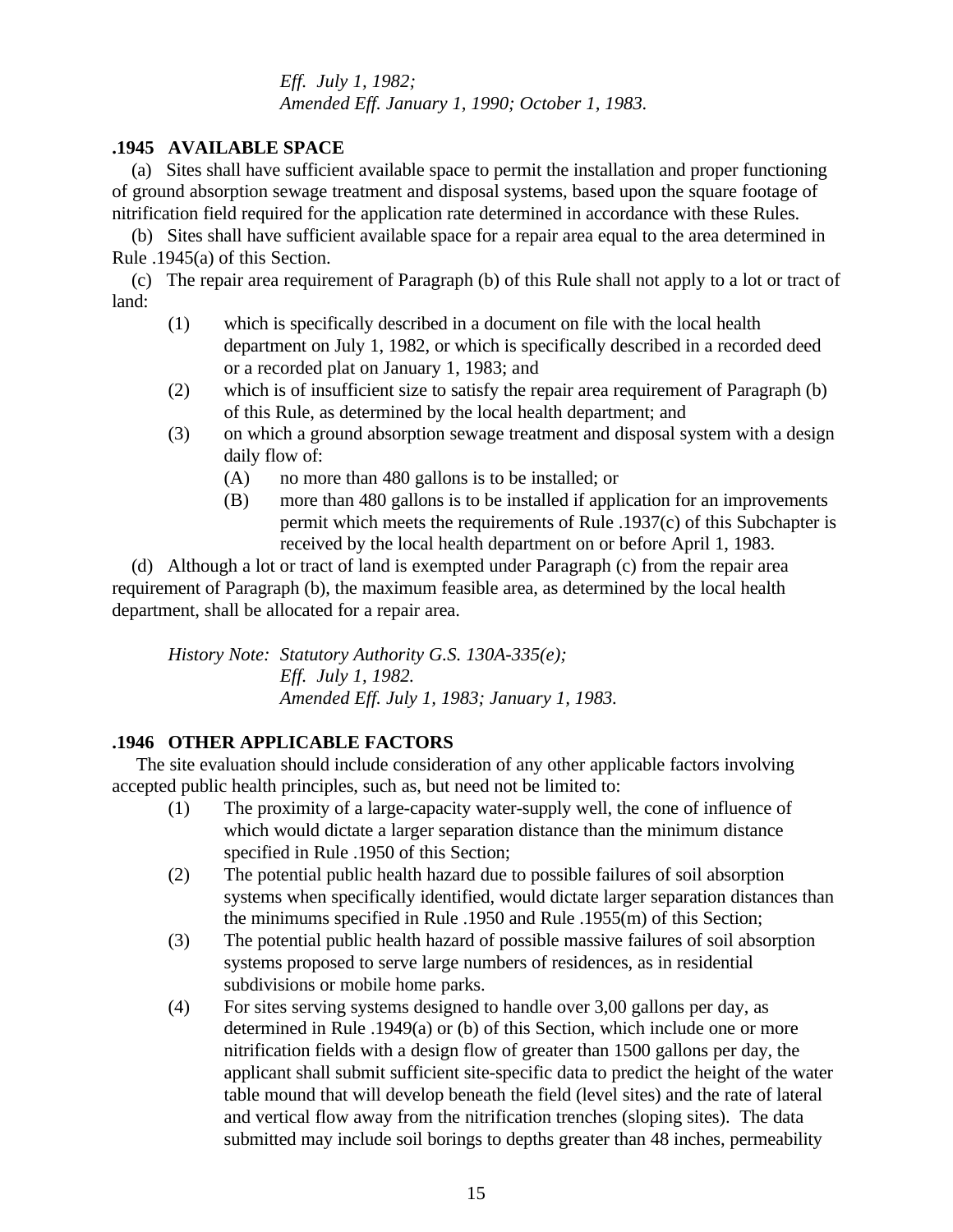*Eff. July 1, 1982;*
*Amended Eff. January 1, 1990; October 1, 1983.*

### .1945 AVAILABLE SPACE

(a) Sites shall have sufficient available space to permit the installation and proper functioning of ground absorption sewage treatment and disposal systems, based upon the square footage of nitrification field required for the application rate determined in accordance with these Rules.

(b) Sites shall have sufficient available space for a repair area equal to the area determined in Rule .1945(a) of this Section.

(c) The repair area requirement of Paragraph (b) of this Rule shall not apply to a lot or tract of land:

- (1) which is specifically described in a document on file with the local health department on July 1, 1982, or which is specifically described in a recorded deed or a recorded plat on January 1, 1983; and
- (2) which is of insufficient size to satisfy the repair area requirement of Paragraph (b) of this Rule, as determined by the local health department; and
- (3) on which a ground absorption sewage treatment and disposal system with a design daily flow of:
  - (A) no more than 480 gallons is to be installed; or
  - (B) more than 480 gallons is to be installed if application for an improvements permit which meets the requirements of Rule .1937(c) of this Subchapter is received by the local health department on or before April 1, 1983.

(d) Although a lot or tract of land is exempted under Paragraph (c) from the repair area requirement of Paragraph (b), the maximum feasible area, as determined by the local health department, shall be allocated for a repair area.

*History Note: Statutory Authority G.S. 130A-335(e);*
*Eff. July 1, 1982.*
*Amended Eff. July 1, 1983; January 1, 1983.*

### .1946 OTHER APPLICABLE FACTORS

The site evaluation should include consideration of any other applicable factors involving accepted public health principles, such as, but need not be limited to:

- (1) The proximity of a large-capacity water-supply well, the cone of influence of which would dictate a larger separation distance than the minimum distance specified in Rule .1950 of this Section;
- (2) The potential public health hazard due to possible failures of soil absorption systems when specifically identified, would dictate larger separation distances than the minimums specified in Rule .1950 and Rule .1955(m) of this Section;
- (3) The potential public health hazard of possible massive failures of soil absorption systems proposed to serve large numbers of residences, as in residential subdivisions or mobile home parks.
- (4) For sites serving systems designed to handle over 3,00 gallons per day, as determined in Rule .1949(a) or (b) of this Section, which include one or more nitrification fields with a design flow of greater than 1500 gallons per day, the applicant shall submit sufficient site-specific data to predict the height of the water table mound that will develop beneath the field (level sites) and the rate of lateral and vertical flow away from the nitrification trenches (sloping sites). The data submitted may include soil borings to depths greater than 48 inches, permeability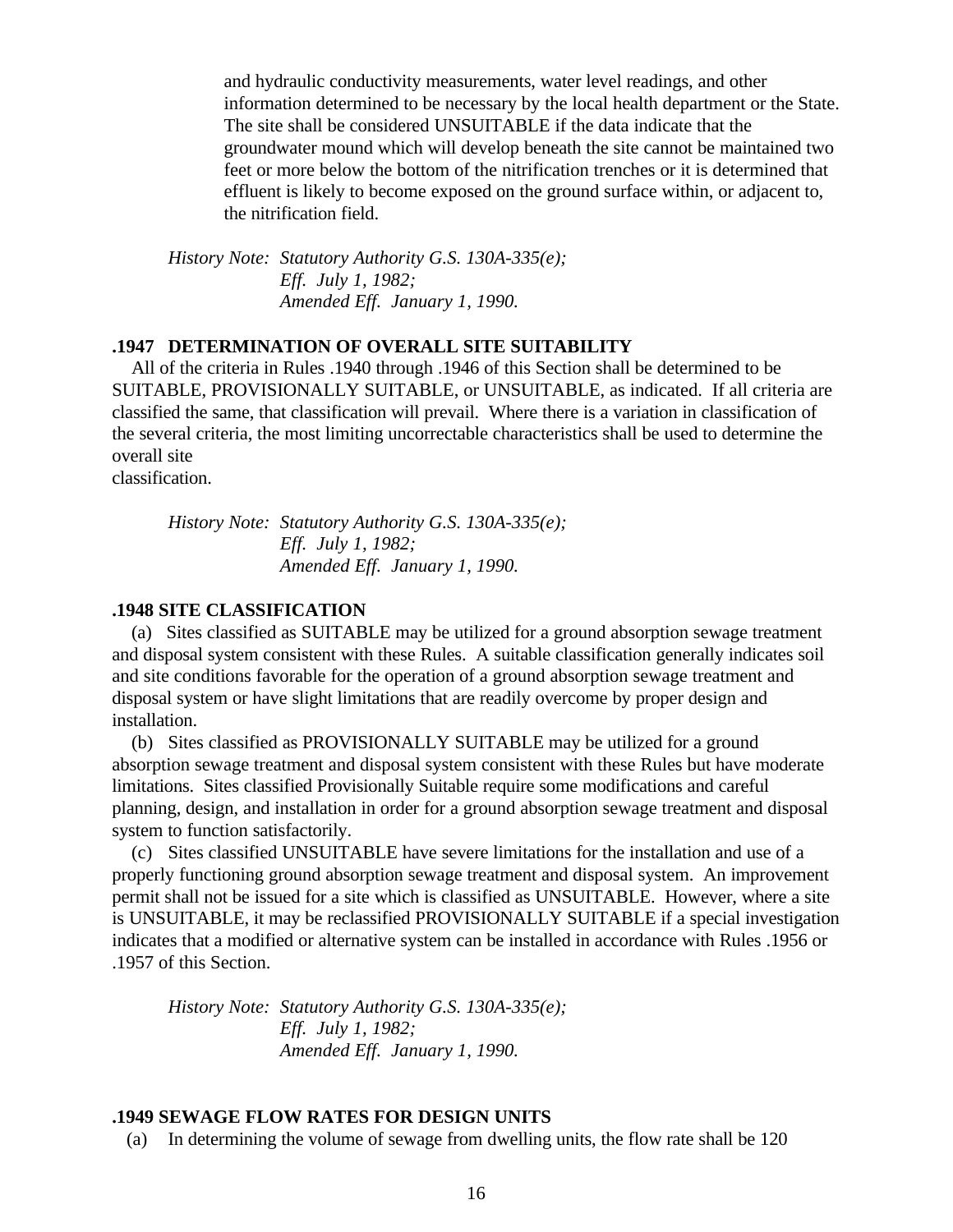and hydraulic conductivity measurements, water level readings, and other information determined to be necessary by the local health department or the State. The site shall be considered UNSUITABLE if the data indicate that the groundwater mound which will develop beneath the site cannot be maintained two feet or more below the bottom of the nitrification trenches or it is determined that effluent is likely to become exposed on the ground surface within, or adjacent to, the nitrification field.

*History Note: Statutory Authority G.S. 130A-335(e);*
*Eff. July 1, 1982;*
*Amended Eff. January 1, 1990.*

### .1947 DETERMINATION OF OVERALL SITE SUITABILITY

All of the criteria in Rules .1940 through .1946 of this Section shall be determined to be SUITABLE, PROVISIONALLY SUITABLE, or UNSUITABLE, as indicated. If all criteria are classified the same, that classification will prevail. Where there is a variation in classification of the several criteria, the most limiting uncorrectable characteristics shall be used to determine the overall site classification.

*History Note: Statutory Authority G.S. 130A-335(e);*
*Eff. July 1, 1982;*
*Amended Eff. January 1, 1990.*

### .1948 SITE CLASSIFICATION

(a) Sites classified as SUITABLE may be utilized for a ground absorption sewage treatment and disposal system consistent with these Rules. A suitable classification generally indicates soil and site conditions favorable for the operation of a ground absorption sewage treatment and disposal system or have slight limitations that are readily overcome by proper design and installation.

(b) Sites classified as PROVISIONALLY SUITABLE may be utilized for a ground absorption sewage treatment and disposal system consistent with these Rules but have moderate limitations. Sites classified Provisionally Suitable require some modifications and careful planning, design, and installation in order for a ground absorption sewage treatment and disposal system to function satisfactorily.

(c) Sites classified UNSUITABLE have severe limitations for the installation and use of a properly functioning ground absorption sewage treatment and disposal system. An improvement permit shall not be issued for a site which is classified as UNSUITABLE. However, where a site is UNSUITABLE, it may be reclassified PROVISIONALLY SUITABLE if a special investigation indicates that a modified or alternative system can be installed in accordance with Rules .1956 or .1957 of this Section.

*History Note: Statutory Authority G.S. 130A-335(e);*
*Eff. July 1, 1982;*
*Amended Eff. January 1, 1990.*

### .1949 SEWAGE FLOW RATES FOR DESIGN UNITS

(a) In determining the volume of sewage from dwelling units, the flow rate shall be 120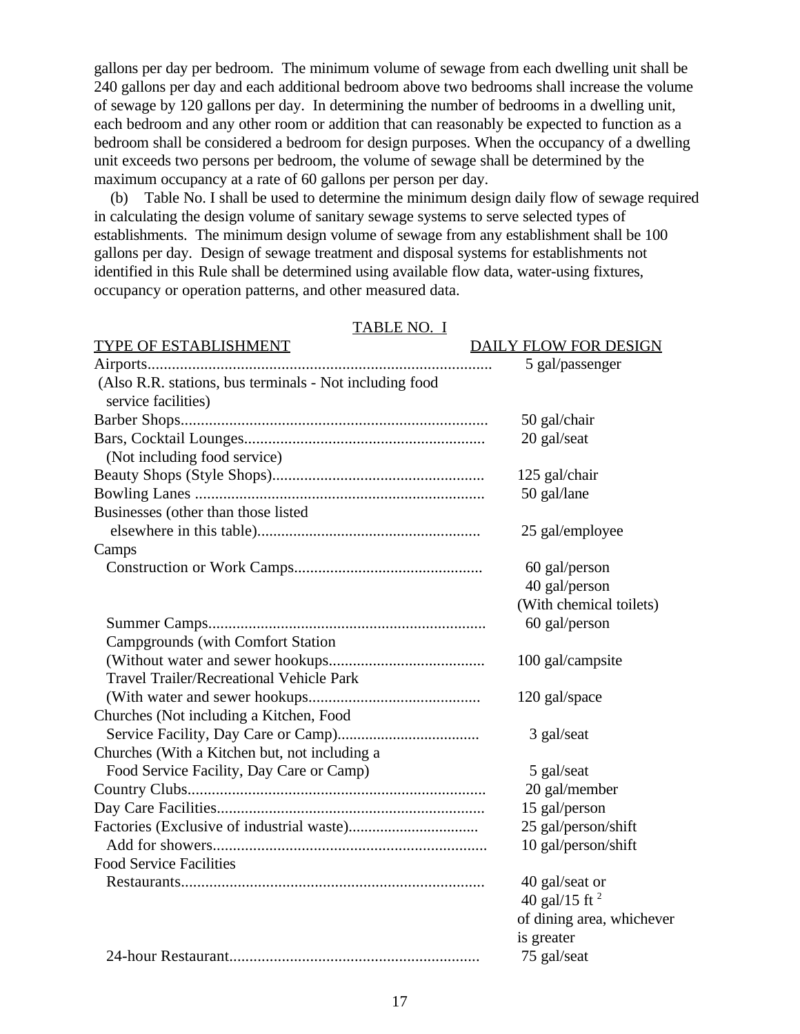gallons per day per bedroom. The minimum volume of sewage from each dwelling unit shall be 240 gallons per day and each additional bedroom above two bedrooms shall increase the volume of sewage by 120 gallons per day. In determining the number of bedrooms in a dwelling unit, each bedroom and any other room or addition that can reasonably be expected to function as a bedroom shall be considered a bedroom for design purposes. When the occupancy of a dwelling unit exceeds two persons per bedroom, the volume of sewage shall be determined by the maximum occupancy at a rate of 60 gallons per person per day.

(b) Table No. I shall be used to determine the minimum design daily flow of sewage required in calculating the design volume of sanitary sewage systems to serve selected types of establishments. The minimum design volume of sewage from any establishment shall be 100 gallons per day. Design of sewage treatment and disposal systems for establishments not identified in this Rule shall be determined using available flow data, water-using fixtures, occupancy or operation patterns, and other measured data.

TABLE NO. I

| TYPE OF ESTABLISHMENT | DAILY FLOW FOR DESIGN |
|---|---|
| Airports (Also R.R. stations, bus terminals - Not including food service facilities) | 5 gal/passenger |
| Barber Shops | 50 gal/chair |
| Bars, Cocktail Lounges (Not including food service) | 20 gal/seat |
| Beauty Shops (Style Shops) | 125 gal/chair |
| Bowling Lanes | 50 gal/lane |
| Businesses (other than those listed elsewhere in this table) | 25 gal/employee |
| Camps | |
| Construction or Work Camps | 60 gal/person |
| | 40 gal/person (With chemical toilets) |
| Summer Camps | 60 gal/person |
| Campgrounds (with Comfort Station (Without water and sewer hookups | 100 gal/campsite |
| Travel Trailer/Recreational Vehicle Park (With water and sewer hookups | 120 gal/space |
| Churches (Not including a Kitchen, Food Service Facility, Day Care or Camp) | 3 gal/seat |
| Churches (With a Kitchen but, not including a Food Service Facility, Day Care or Camp) | 5 gal/seat |
| Country Clubs | 20 gal/member |
| Day Care Facilities | 15 gal/person |
| Factories (Exclusive of industrial waste) | 25 gal/person/shift |
| Add for showers | 10 gal/person/shift |
| Food Service Facilities | |
| Restaurants | 40 gal/seat or 40 gal/15 $ft^2$ of dining area, whichever is greater |
| 24-hour Restaurant | 75 gal/seat |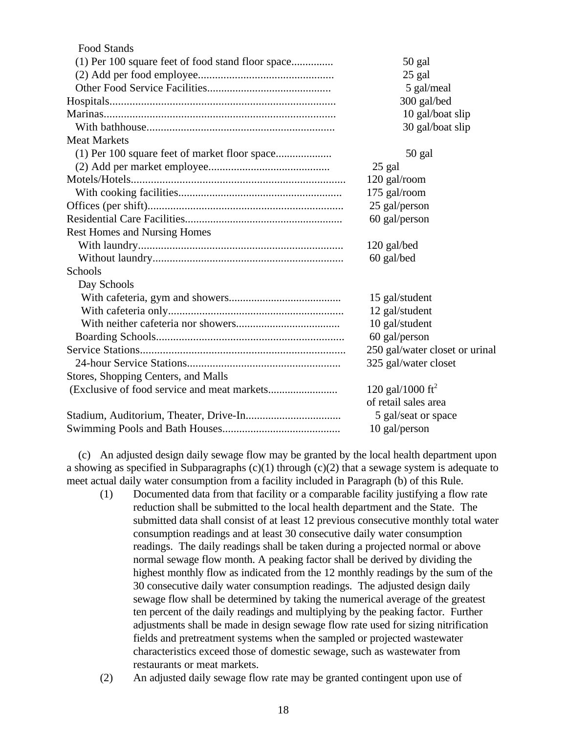| Establishment | Design Daily Flow |
|---|---|
| Food Stands | |
| (1) Per 100 square feet of food stand floor space.............. | 50 gal |
| (2) Add per food employee............................................... | 25 gal |
| Other Food Service Facilities........................................... | 5 gal/meal |
| Hospitals............................................................................... | 300 gal/bed |
| Marinas................................................................................. | 10 gal/boat slip |
| With bathhouse.................................................................. | 30 gal/boat slip |
| Meat Markets | |
| (1) Per 100 square feet of market floor space.................... | 50 gal |
| (2) Add per market employee.......................................... | 25 gal |
| Motels/Hotels.......................................................................... | 120 gal/room |
| With cooking facilities......................................................... | 175 gal/room |
| Offices (per shift).................................................................... | 25 gal/person |
| Residential Care Facilities...................................................... | 60 gal/person |
| Rest Homes and Nursing Homes | |
| With laundry....................................................................... | 120 gal/bed |
| Without laundry.................................................................. | 60 gal/bed |
| Schools | |
| Day Schools | |
| With cafeteria, gym and showers....................................... | 15 gal/student |
| With cafeteria only............................................................. | 12 gal/student |
| With neither cafeteria nor showers.................................... | 10 gal/student |
| Boarding Schools................................................................. | 60 gal/person |
| Service Stations....................................................................... | 250 gal/water closet or urinal |
| 24-hour Service Stations..................................................... | 325 gal/water closet |
| Stores, Shopping Centers, and Malls | |
| (Exclusive of food service and meat markets........................ | 120 gal/1000 $ft^2$ of retail sales area |
| Stadium, Auditorium, Theater, Drive-In................................. | 5 gal/seat or space |
| Swimming Pools and Bath Houses......................................... | 10 gal/person |

(c) An adjusted design daily sewage flow may be granted by the local health department upon a showing as specified in Subparagraphs (c)(1) through (c)(2) that a sewage system is adequate to meet actual daily water consumption from a facility included in Paragraph (b) of this Rule.

(1) Documented data from that facility or a comparable facility justifying a flow rate reduction shall be submitted to the local health department and the State. The submitted data shall consist of at least 12 previous consecutive monthly total water consumption readings and at least 30 consecutive daily water consumption readings. The daily readings shall be taken during a projected normal or above normal sewage flow month. A peaking factor shall be derived by dividing the highest monthly flow as indicated from the 12 monthly readings by the sum of the 30 consecutive daily water consumption readings. The adjusted design daily sewage flow shall be determined by taking the numerical average of the greatest ten percent of the daily readings and multiplying by the peaking factor. Further adjustments shall be made in design sewage flow rate used for sizing nitrification fields and pretreatment systems when the sampled or projected wastewater characteristics exceed those of domestic sewage, such as wastewater from restaurants or meat markets.

(2) An adjusted daily sewage flow rate may be granted contingent upon use of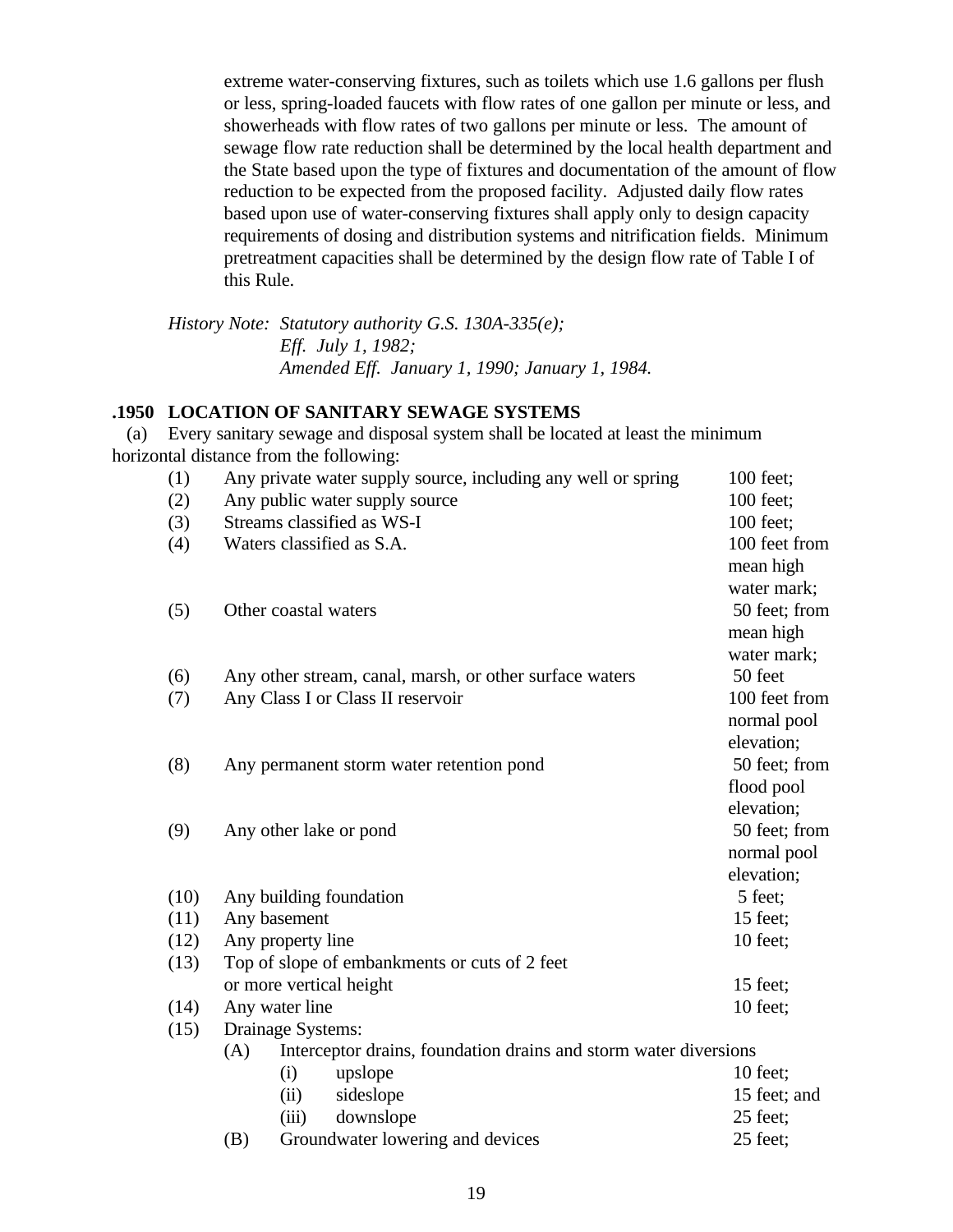extreme water-conserving fixtures, such as toilets which use 1.6 gallons per flush or less, spring-loaded faucets with flow rates of one gallon per minute or less, and showerheads with flow rates of two gallons per minute or less. The amount of sewage flow rate reduction shall be determined by the local health department and the State based upon the type of fixtures and documentation of the amount of flow reduction to be expected from the proposed facility. Adjusted daily flow rates based upon use of water-conserving fixtures shall apply only to design capacity requirements of dosing and distribution systems and nitrification fields. Minimum pretreatment capacities shall be determined by the design flow rate of Table I of this Rule.

*History Note: Statutory authority G.S. 130A-335(e);*
*Eff. July 1, 1982;*
*Amended Eff. January 1, 1990; January 1, 1984.*

**.1950 LOCATION OF SANITARY SEWAGE SYSTEMS**

(a) Every sanitary sewage and disposal system shall be located at least the minimum horizontal distance from the following:

| | | |
|---|---|---|
| (1) | Any private water supply source, including any well or spring | 100 feet; |
| (2) | Any public water supply source | 100 feet; |
| (3) | Streams classified as WS-I | 100 feet; |
| (4) | Waters classified as S.A. | 100 feet from mean high water mark; |
| (5) | Other coastal waters | 50 feet; from mean high water mark; |
| (6) | Any other stream, canal, marsh, or other surface waters | 50 feet |
| (7) | Any Class I or Class II reservoir | 100 feet from normal pool elevation; |
| (8) | Any permanent storm water retention pond | 50 feet; from flood pool elevation; |
| (9) | Any other lake or pond | 50 feet; from normal pool elevation; |
| (10) | Any building foundation | 5 feet; |
| (11) | Any basement | 15 feet; |
| (12) | Any property line | 10 feet; |
| (13) | Top of slope of embankments or cuts of 2 feet or more vertical height | 15 feet; |
| (14) | Any water line | 10 feet; |
| (15) | Drainage Systems: | |
| | (A) Interceptor drains, foundation drains and storm water diversions | |
| | (i) upslope | 10 feet; |
| | (ii) sideslope | 15 feet; and |
| | (iii) downslope | 25 feet; |
| | (B) Groundwater lowering and devices | 25 feet; |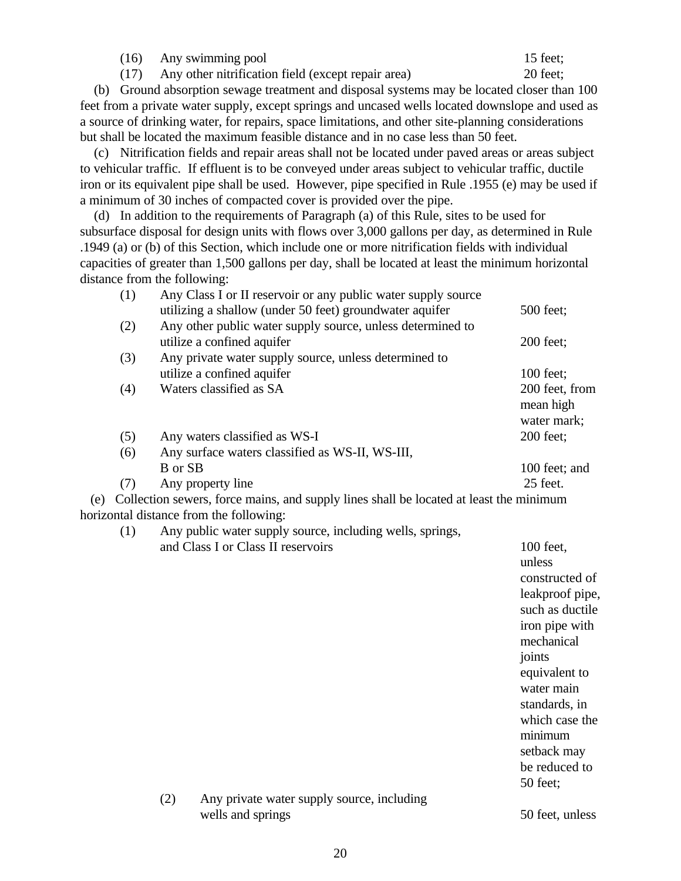(16) Any swimming pool 15 feet;

(17) Any other nitrification field (except repair area) 20 feet;

(b) Ground absorption sewage treatment and disposal systems may be located closer than 100 feet from a private water supply, except springs and uncased wells located downslope and used as a source of drinking water, for repairs, space limitations, and other site-planning considerations but shall be located the maximum feasible distance and in no case less than 50 feet.

(c) Nitrification fields and repair areas shall not be located under paved areas or areas subject to vehicular traffic. If effluent is to be conveyed under areas subject to vehicular traffic, ductile iron or its equivalent pipe shall be used. However, pipe specified in Rule .1955 (e) may be used if a minimum of 30 inches of compacted cover is provided over the pipe.

(d) In addition to the requirements of Paragraph (a) of this Rule, sites to be used for subsurface disposal for design units with flows over 3,000 gallons per day, as determined in Rule .1949 (a) or (b) of this Section, which include one or more nitrification fields with individual capacities of greater than 1,500 gallons per day, shall be located at least the minimum horizontal distance from the following:

| | | |
|---|---|---|
| (1) | Any Class I or II reservoir or any public water supply source utilizing a shallow (under 50 feet) groundwater aquifer | 500 feet; |
| (2) | Any other public water supply source, unless determined to utilize a confined aquifer | 200 feet; |
| (3) | Any private water supply source, unless determined to utilize a confined aquifer | 100 feet; |
| (4) | Waters classified as SA | 200 feet, from mean high water mark; |
| (5) | Any waters classified as WS-I | 200 feet; |
| (6) | Any surface waters classified as WS-II, WS-III, B or SB | 100 feet; and |
| (7) | Any property line | 25 feet. |

(e) Collection sewers, force mains, and supply lines shall be located at least the minimum horizontal distance from the following:

| | | |
|---|---|---|
| (1) | Any public water supply source, including wells, springs, and Class I or Class II reservoirs | 100 feet, unless constructed of leakproof pipe, such as ductile iron pipe with mechanical joints equivalent to water main standards, in which case the minimum setback may be reduced to 50 feet; |
| (2) | Any private water supply source, including wells and springs | 50 feet, unless |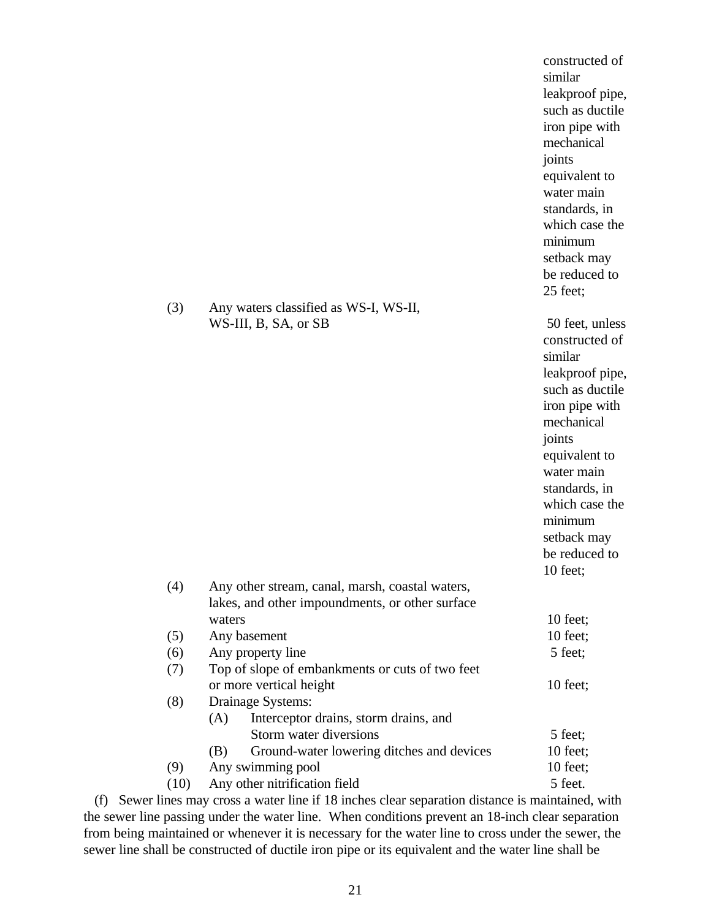constructed of similar leakproof pipe, such as ductile iron pipe with mechanical joints equivalent to water main standards, in which case the minimum setback may be reduced to 25 feet;

| | | |
|---|---|---|
| (3) | Any waters classified as WS-I, WS-II, WS-III, B, SA, or SB | 50 feet, unless constructed of similar leakproof pipe, such as ductile iron pipe with mechanical joints equivalent to water main standards, in which case the minimum setback may be reduced to 10 feet; |
| (4) | Any other stream, canal, marsh, coastal waters, lakes, and other impoundments, or other surface waters | 10 feet; |
| (5) | Any basement | 10 feet; |
| (6) | Any property line | 5 feet; |
| (7) | Top of slope of embankments or cuts of two feet or more vertical height | 10 feet; |
| (8) | Drainage Systems: | |
| | (A) Interceptor drains, storm drains, and Storm water diversions | 5 feet; |
| | (B) Ground-water lowering ditches and devices | 10 feet; |
| (9) | Any swimming pool | 10 feet; |
| (10) | Any other nitrification field | 5 feet. |

(f) Sewer lines may cross a water line if 18 inches clear separation distance is maintained, with the sewer line passing under the water line. When conditions prevent an 18-inch clear separation from being maintained or whenever it is necessary for the water line to cross under the sewer, the sewer line shall be constructed of ductile iron pipe or its equivalent and the water line shall be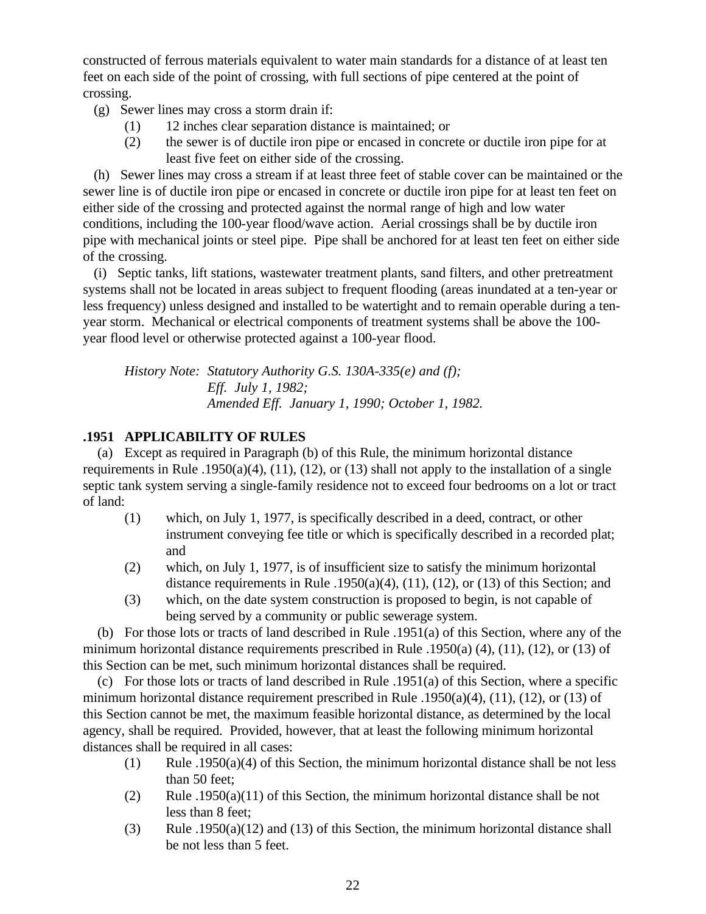constructed of ferrous materials equivalent to water main standards for a distance of at least ten feet on each side of the point of crossing, with full sections of pipe centered at the point of crossing.

(g) Sewer lines may cross a storm drain if:

(1) 12 inches clear separation distance is maintained; or

(2) the sewer is of ductile iron pipe or encased in concrete or ductile iron pipe for at least five feet on either side of the crossing.

(h) Sewer lines may cross a stream if at least three feet of stable cover can be maintained or the sewer line is of ductile iron pipe or encased in concrete or ductile iron pipe for at least ten feet on either side of the crossing and protected against the normal range of high and low water conditions, including the 100-year flood/wave action. Aerial crossings shall be by ductile iron pipe with mechanical joints or steel pipe. Pipe shall be anchored for at least ten feet on either side of the crossing.

(i) Septic tanks, lift stations, wastewater treatment plants, sand filters, and other pretreatment systems shall not be located in areas subject to frequent flooding (areas inundated at a ten-year or less frequency) unless designed and installed to be watertight and to remain operable during a ten-year storm. Mechanical or electrical components of treatment systems shall be above the 100-year flood level or otherwise protected against a 100-year flood.

*History Note: Statutory Authority G.S. 130A-335(e) and (f);*
*Eff. July 1, 1982;*
*Amended Eff. January 1, 1990; October 1, 1982.*

## .1951 APPLICABILITY OF RULES

(a) Except as required in Paragraph (b) of this Rule, the minimum horizontal distance requirements in Rule .1950(a)(4), (11), (12), or (13) shall not apply to the installation of a single septic tank system serving a single-family residence not to exceed four bedrooms on a lot or tract of land:

(1) which, on July 1, 1977, is specifically described in a deed, contract, or other instrument conveying fee title or which is specifically described in a recorded plat; and

(2) which, on July 1, 1977, is of insufficient size to satisfy the minimum horizontal distance requirements in Rule .1950(a)(4), (11), (12), or (13) of this Section; and

(3) which, on the date system construction is proposed to begin, is not capable of being served by a community or public sewerage system.

(b) For those lots or tracts of land described in Rule .1951(a) of this Section, where any of the minimum horizontal distance requirements prescribed in Rule .1950(a) (4), (11), (12), or (13) of this Section can be met, such minimum horizontal distances shall be required.

(c) For those lots or tracts of land described in Rule .1951(a) of this Section, where a specific minimum horizontal distance requirement prescribed in Rule .1950(a)(4), (11), (12), or (13) of this Section cannot be met, the maximum feasible horizontal distance, as determined by the local agency, shall be required. Provided, however, that at least the following minimum horizontal distances shall be required in all cases:

(1) Rule .1950(a)(4) of this Section, the minimum horizontal distance shall be not less than 50 feet;

(2) Rule .1950(a)(11) of this Section, the minimum horizontal distance shall be not less than 8 feet;

(3) Rule .1950(a)(12) and (13) of this Section, the minimum horizontal distance shall be not less than 5 feet.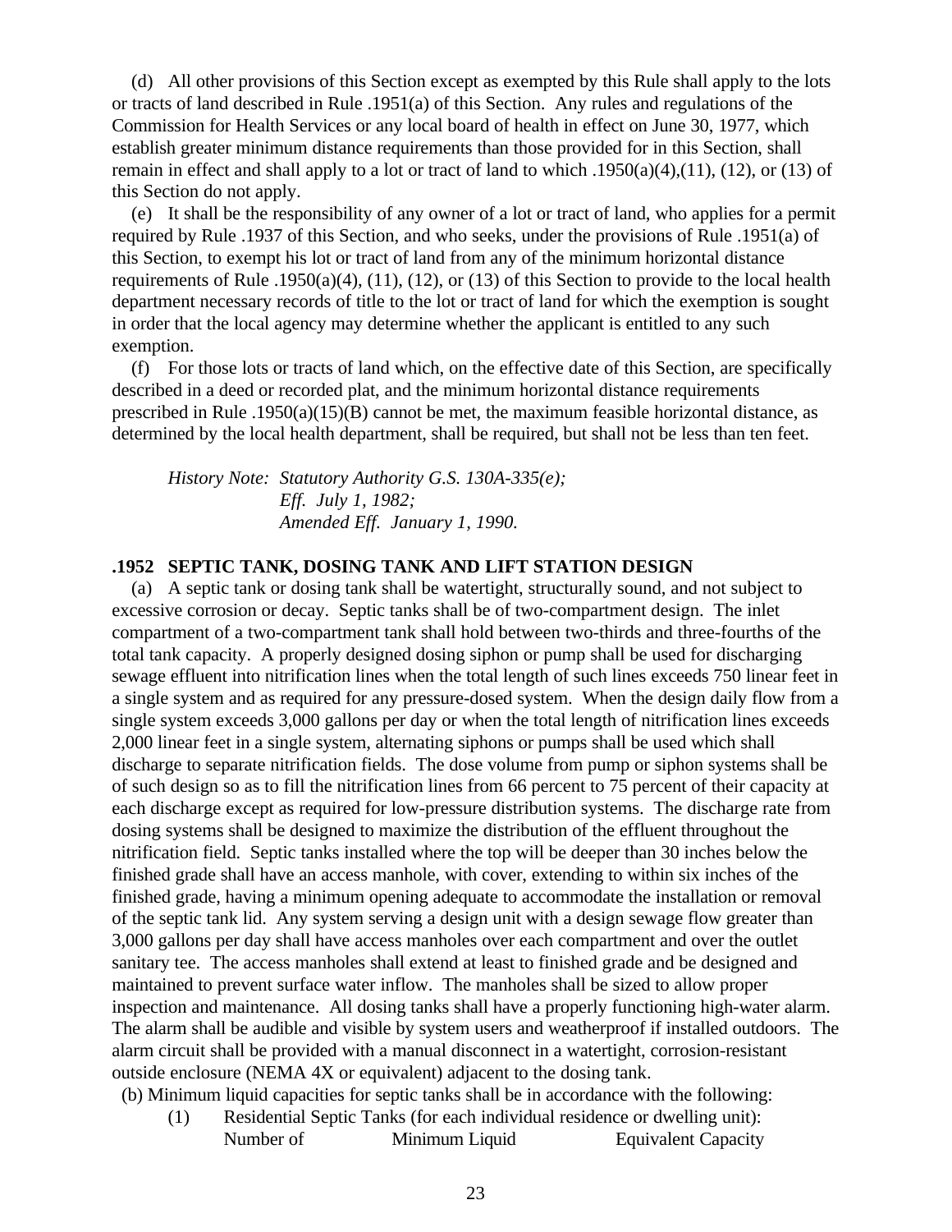(d) All other provisions of this Section except as exempted by this Rule shall apply to the lots or tracts of land described in Rule .1951(a) of this Section. Any rules and regulations of the Commission for Health Services or any local board of health in effect on June 30, 1977, which establish greater minimum distance requirements than those provided for in this Section, shall remain in effect and shall apply to a lot or tract of land to which .1950(a)(4),(11), (12), or (13) of this Section do not apply.

(e) It shall be the responsibility of any owner of a lot or tract of land, who applies for a permit required by Rule .1937 of this Section, and who seeks, under the provisions of Rule .1951(a) of this Section, to exempt his lot or tract of land from any of the minimum horizontal distance requirements of Rule .1950(a)(4), (11), (12), or (13) of this Section to provide to the local health department necessary records of title to the lot or tract of land for which the exemption is sought in order that the local agency may determine whether the applicant is entitled to any such exemption.

(f) For those lots or tracts of land which, on the effective date of this Section, are specifically described in a deed or recorded plat, and the minimum horizontal distance requirements prescribed in Rule .1950(a)(15)(B) cannot be met, the maximum feasible horizontal distance, as determined by the local health department, shall be required, but shall not be less than ten feet.

*History Note: Statutory Authority G.S. 130A-335(e);*
*Eff. July 1, 1982;*
*Amended Eff. January 1, 1990.*

### .1952 SEPTIC TANK, DOSING TANK AND LIFT STATION DESIGN

(a) A septic tank or dosing tank shall be watertight, structurally sound, and not subject to excessive corrosion or decay. Septic tanks shall be of two-compartment design. The inlet compartment of a two-compartment tank shall hold between two-thirds and three-fourths of the total tank capacity. A properly designed dosing siphon or pump shall be used for discharging sewage effluent into nitrification lines when the total length of such lines exceeds 750 linear feet in a single system and as required for any pressure-dosed system. When the design daily flow from a single system exceeds 3,000 gallons per day or when the total length of nitrification lines exceeds 2,000 linear feet in a single system, alternating siphons or pumps shall be used which shall discharge to separate nitrification fields. The dose volume from pump or siphon systems shall be of such design so as to fill the nitrification lines from 66 percent to 75 percent of their capacity at each discharge except as required for low-pressure distribution systems. The discharge rate from dosing systems shall be designed to maximize the distribution of the effluent throughout the nitrification field. Septic tanks installed where the top will be deeper than 30 inches below the finished grade shall have an access manhole, with cover, extending to within six inches of the finished grade, having a minimum opening adequate to accommodate the installation or removal of the septic tank lid. Any system serving a design unit with a design sewage flow greater than 3,000 gallons per day shall have access manholes over each compartment and over the outlet sanitary tee. The access manholes shall extend at least to finished grade and be designed and maintained to prevent surface water inflow. The manholes shall be sized to allow proper inspection and maintenance. All dosing tanks shall have a properly functioning high-water alarm. The alarm shall be audible and visible by system users and weatherproof if installed outdoors. The alarm circuit shall be provided with a manual disconnect in a watertight, corrosion-resistant outside enclosure (NEMA 4X or equivalent) adjacent to the dosing tank.

(b) Minimum liquid capacities for septic tanks shall be in accordance with the following:

(1) Residential Septic Tanks (for each individual residence or dwelling unit):

| Number of | Minimum Liquid | Equivalent Capacity |
|---|---|---|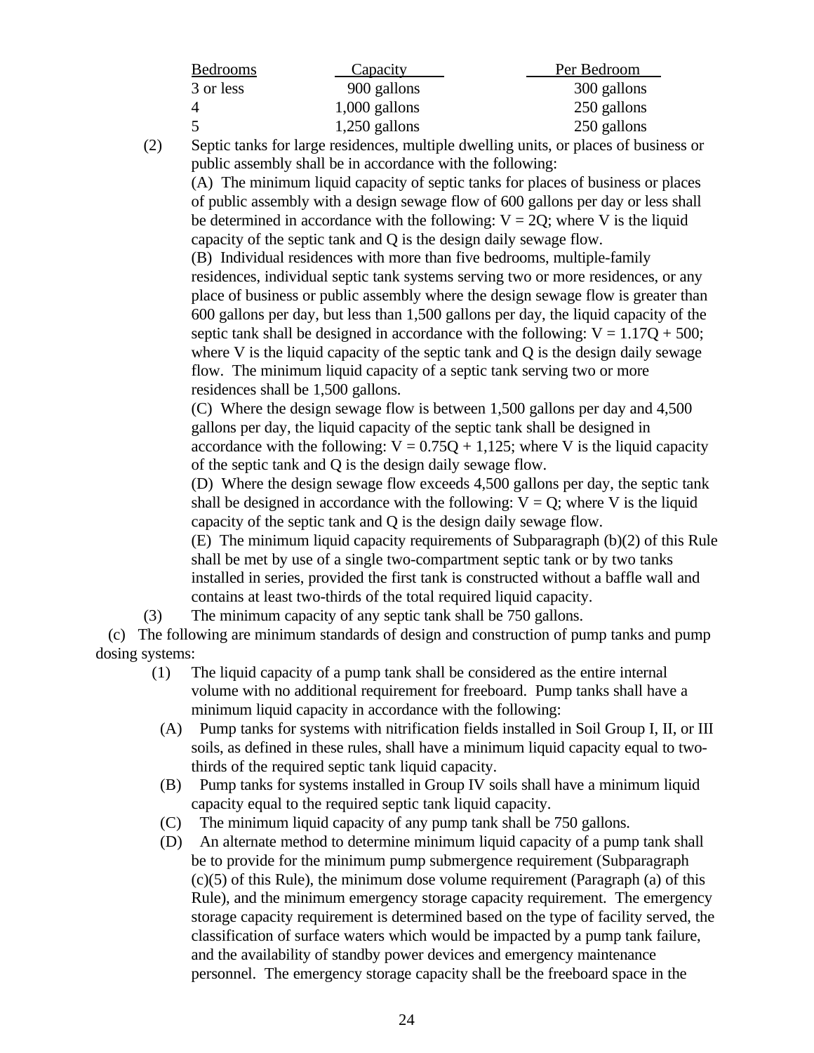| Bedrooms | Capacity | Per Bedroom |
|---|---|---|
| 3 or less | 900 gallons | 300 gallons |
| 4 | 1,000 gallons | 250 gallons |
| 5 | 1,250 gallons | 250 gallons |

(2) Septic tanks for large residences, multiple dwelling units, or places of business or public assembly shall be in accordance with the following:

(A) The minimum liquid capacity of septic tanks for places of business or places of public assembly with a design sewage flow of 600 gallons per day or less shall be determined in accordance with the following: $V = 2Q$; where V is the liquid capacity of the septic tank and Q is the design daily sewage flow.

(B) Individual residences with more than five bedrooms, multiple-family residences, individual septic tank systems serving two or more residences, or any place of business or public assembly where the design sewage flow is greater than 600 gallons per day, but less than 1,500 gallons per day, the liquid capacity of the septic tank shall be designed in accordance with the following: $V = 1.17Q + 500$; where V is the liquid capacity of the septic tank and Q is the design daily sewage flow. The minimum liquid capacity of a septic tank serving two or more residences shall be 1,500 gallons.

(C) Where the design sewage flow is between 1,500 gallons per day and 4,500 gallons per day, the liquid capacity of the septic tank shall be designed in accordance with the following: $V = 0.75Q + 1{,}125$; where V is the liquid capacity of the septic tank and Q is the design daily sewage flow.

(D) Where the design sewage flow exceeds 4,500 gallons per day, the septic tank shall be designed in accordance with the following: $V = Q$; where V is the liquid capacity of the septic tank and Q is the design daily sewage flow.

(E) The minimum liquid capacity requirements of Subparagraph (b)(2) of this Rule shall be met by use of a single two-compartment septic tank or by two tanks installed in series, provided the first tank is constructed without a baffle wall and contains at least two-thirds of the total required liquid capacity.

(3) The minimum capacity of any septic tank shall be 750 gallons.

(c) The following are minimum standards of design and construction of pump tanks and pump dosing systems:

(1) The liquid capacity of a pump tank shall be considered as the entire internal volume with no additional requirement for freeboard. Pump tanks shall have a minimum liquid capacity in accordance with the following:

(A) Pump tanks for systems with nitrification fields installed in Soil Group I, II, or III soils, as defined in these rules, shall have a minimum liquid capacity equal to two-thirds of the required septic tank liquid capacity.

(B) Pump tanks for systems installed in Group IV soils shall have a minimum liquid capacity equal to the required septic tank liquid capacity.

(C) The minimum liquid capacity of any pump tank shall be 750 gallons.

(D) An alternate method to determine minimum liquid capacity of a pump tank shall be to provide for the minimum pump submergence requirement (Subparagraph (c)(5) of this Rule), the minimum dose volume requirement (Paragraph (a) of this Rule), and the minimum emergency storage capacity requirement. The emergency storage capacity requirement is determined based on the type of facility served, the classification of surface waters which would be impacted by a pump tank failure, and the availability of standby power devices and emergency maintenance personnel. The emergency storage capacity shall be the freeboard space in the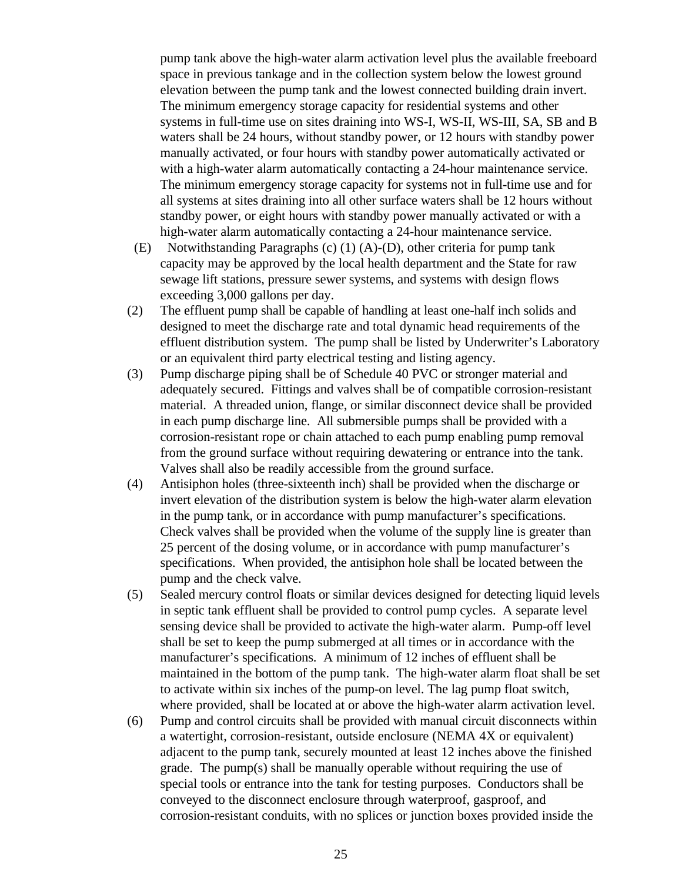pump tank above the high-water alarm activation level plus the available freeboard space in previous tankage and in the collection system below the lowest ground elevation between the pump tank and the lowest connected building drain invert. The minimum emergency storage capacity for residential systems and other systems in full-time use on sites draining into WS-I, WS-II, WS-III, SA, SB and B waters shall be 24 hours, without standby power, or 12 hours with standby power manually activated, or four hours with standby power automatically activated or with a high-water alarm automatically contacting a 24-hour maintenance service. The minimum emergency storage capacity for systems not in full-time use and for all systems at sites draining into all other surface waters shall be 12 hours without standby power, or eight hours with standby power manually activated or with a high-water alarm automatically contacting a 24-hour maintenance service.

(E) Notwithstanding Paragraphs (c) (1) (A)-(D), other criteria for pump tank capacity may be approved by the local health department and the State for raw sewage lift stations, pressure sewer systems, and systems with design flows exceeding 3,000 gallons per day.

(2) The effluent pump shall be capable of handling at least one-half inch solids and designed to meet the discharge rate and total dynamic head requirements of the effluent distribution system. The pump shall be listed by Underwriter's Laboratory or an equivalent third party electrical testing and listing agency.

(3) Pump discharge piping shall be of Schedule 40 PVC or stronger material and adequately secured. Fittings and valves shall be of compatible corrosion-resistant material. A threaded union, flange, or similar disconnect device shall be provided in each pump discharge line. All submersible pumps shall be provided with a corrosion-resistant rope or chain attached to each pump enabling pump removal from the ground surface without requiring dewatering or entrance into the tank. Valves shall also be readily accessible from the ground surface.

(4) Antisiphon holes (three-sixteenth inch) shall be provided when the discharge or invert elevation of the distribution system is below the high-water alarm elevation in the pump tank, or in accordance with pump manufacturer's specifications. Check valves shall be provided when the volume of the supply line is greater than 25 percent of the dosing volume, or in accordance with pump manufacturer's specifications. When provided, the antisiphon hole shall be located between the pump and the check valve.

(5) Sealed mercury control floats or similar devices designed for detecting liquid levels in septic tank effluent shall be provided to control pump cycles. A separate level sensing device shall be provided to activate the high-water alarm. Pump-off level shall be set to keep the pump submerged at all times or in accordance with the manufacturer's specifications. A minimum of 12 inches of effluent shall be maintained in the bottom of the pump tank. The high-water alarm float shall be set to activate within six inches of the pump-on level. The lag pump float switch, where provided, shall be located at or above the high-water alarm activation level.

(6) Pump and control circuits shall be provided with manual circuit disconnects within a watertight, corrosion-resistant, outside enclosure (NEMA 4X or equivalent) adjacent to the pump tank, securely mounted at least 12 inches above the finished grade. The pump(s) shall be manually operable without requiring the use of special tools or entrance into the tank for testing purposes. Conductors shall be conveyed to the disconnect enclosure through waterproof, gasproof, and corrosion-resistant conduits, with no splices or junction boxes provided inside the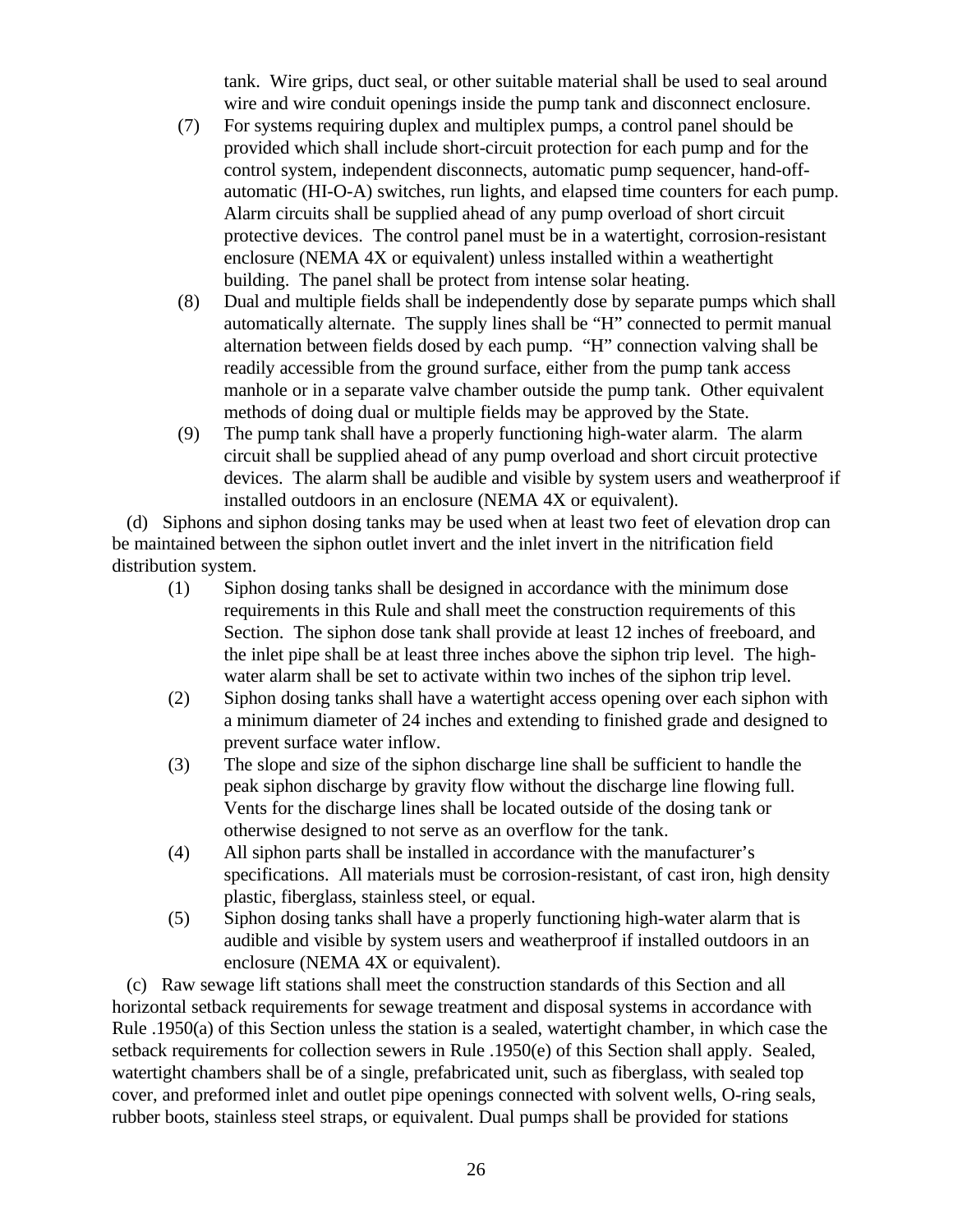tank. Wire grips, duct seal, or other suitable material shall be used to seal around wire and wire conduit openings inside the pump tank and disconnect enclosure.

(7) For systems requiring duplex and multiplex pumps, a control panel should be provided which shall include short-circuit protection for each pump and for the control system, independent disconnects, automatic pump sequencer, hand-off-automatic (HI-O-A) switches, run lights, and elapsed time counters for each pump. Alarm circuits shall be supplied ahead of any pump overload of short circuit protective devices. The control panel must be in a watertight, corrosion-resistant enclosure (NEMA 4X or equivalent) unless installed within a weathertight building. The panel shall be protect from intense solar heating.

(8) Dual and multiple fields shall be independently dose by separate pumps which shall automatically alternate. The supply lines shall be "H" connected to permit manual alternation between fields dosed by each pump. "H" connection valving shall be readily accessible from the ground surface, either from the pump tank access manhole or in a separate valve chamber outside the pump tank. Other equivalent methods of doing dual or multiple fields may be approved by the State.

(9) The pump tank shall have a properly functioning high-water alarm. The alarm circuit shall be supplied ahead of any pump overload and short circuit protective devices. The alarm shall be audible and visible by system users and weatherproof if installed outdoors in an enclosure (NEMA 4X or equivalent).

(d) Siphons and siphon dosing tanks may be used when at least two feet of elevation drop can be maintained between the siphon outlet invert and the inlet invert in the nitrification field distribution system.

(1) Siphon dosing tanks shall be designed in accordance with the minimum dose requirements in this Rule and shall meet the construction requirements of this Section. The siphon dose tank shall provide at least 12 inches of freeboard, and the inlet pipe shall be at least three inches above the siphon trip level. The high-water alarm shall be set to activate within two inches of the siphon trip level.

(2) Siphon dosing tanks shall have a watertight access opening over each siphon with a minimum diameter of 24 inches and extending to finished grade and designed to prevent surface water inflow.

(3) The slope and size of the siphon discharge line shall be sufficient to handle the peak siphon discharge by gravity flow without the discharge line flowing full. Vents for the discharge lines shall be located outside of the dosing tank or otherwise designed to not serve as an overflow for the tank.

(4) All siphon parts shall be installed in accordance with the manufacturer's specifications. All materials must be corrosion-resistant, of cast iron, high density plastic, fiberglass, stainless steel, or equal.

(5) Siphon dosing tanks shall have a properly functioning high-water alarm that is audible and visible by system users and weatherproof if installed outdoors in an enclosure (NEMA 4X or equivalent).

(c) Raw sewage lift stations shall meet the construction standards of this Section and all horizontal setback requirements for sewage treatment and disposal systems in accordance with Rule .1950(a) of this Section unless the station is a sealed, watertight chamber, in which case the setback requirements for collection sewers in Rule .1950(e) of this Section shall apply. Sealed, watertight chambers shall be of a single, prefabricated unit, such as fiberglass, with sealed top cover, and preformed inlet and outlet pipe openings connected with solvent wells, O-ring seals, rubber boots, stainless steel straps, or equivalent. Dual pumps shall be provided for stations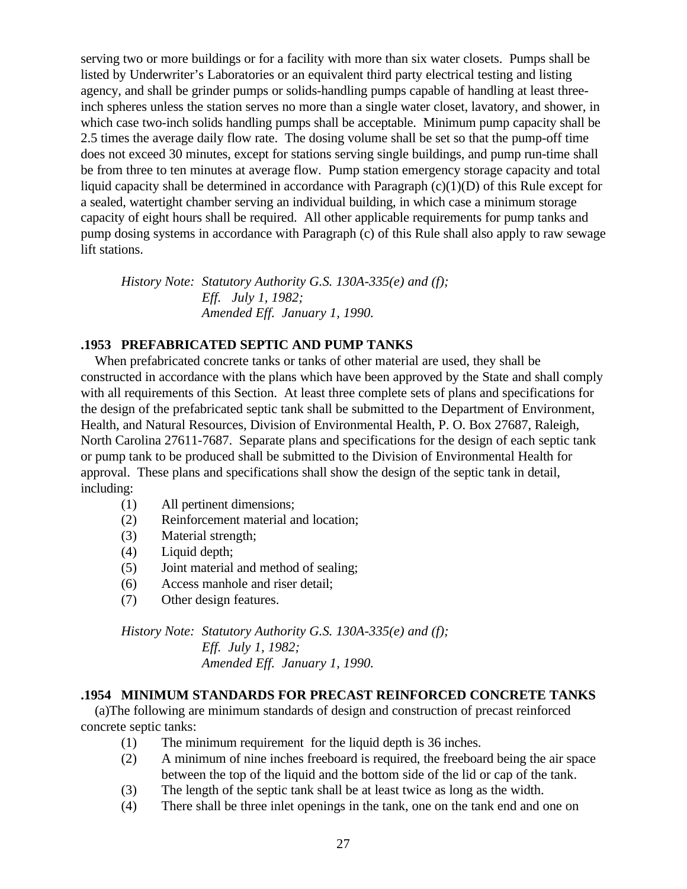serving two or more buildings or for a facility with more than six water closets. Pumps shall be listed by Underwriter's Laboratories or an equivalent third party electrical testing and listing agency, and shall be grinder pumps or solids-handling pumps capable of handling at least three-inch spheres unless the station serves no more than a single water closet, lavatory, and shower, in which case two-inch solids handling pumps shall be acceptable. Minimum pump capacity shall be 2.5 times the average daily flow rate. The dosing volume shall be set so that the pump-off time does not exceed 30 minutes, except for stations serving single buildings, and pump run-time shall be from three to ten minutes at average flow. Pump station emergency storage capacity and total liquid capacity shall be determined in accordance with Paragraph (c)(1)(D) of this Rule except for a sealed, watertight chamber serving an individual building, in which case a minimum storage capacity of eight hours shall be required. All other applicable requirements for pump tanks and pump dosing systems in accordance with Paragraph (c) of this Rule shall also apply to raw sewage lift stations.

*History Note: Statutory Authority G.S. 130A-335(e) and (f);*
*Eff. July 1, 1982;*
*Amended Eff. January 1, 1990.*

**.1953 PREFABRICATED SEPTIC AND PUMP TANKS**

When prefabricated concrete tanks or tanks of other material are used, they shall be constructed in accordance with the plans which have been approved by the State and shall comply with all requirements of this Section. At least three complete sets of plans and specifications for the design of the prefabricated septic tank shall be submitted to the Department of Environment, Health, and Natural Resources, Division of Environmental Health, P. O. Box 27687, Raleigh, North Carolina 27611-7687. Separate plans and specifications for the design of each septic tank or pump tank to be produced shall be submitted to the Division of Environmental Health for approval. These plans and specifications shall show the design of the septic tank in detail, including:

(1) All pertinent dimensions;
(2) Reinforcement material and location;
(3) Material strength;
(4) Liquid depth;
(5) Joint material and method of sealing;
(6) Access manhole and riser detail;
(7) Other design features.

*History Note: Statutory Authority G.S. 130A-335(e) and (f);*
*Eff. July 1, 1982;*
*Amended Eff. January 1, 1990.*

**.1954 MINIMUM STANDARDS FOR PRECAST REINFORCED CONCRETE TANKS**

(a)The following are minimum standards of design and construction of precast reinforced concrete septic tanks:

(1) The minimum requirement for the liquid depth is 36 inches.
(2) A minimum of nine inches freeboard is required, the freeboard being the air space between the top of the liquid and the bottom side of the lid or cap of the tank.
(3) The length of the septic tank shall be at least twice as long as the width.
(4) There shall be three inlet openings in the tank, one on the tank end and one on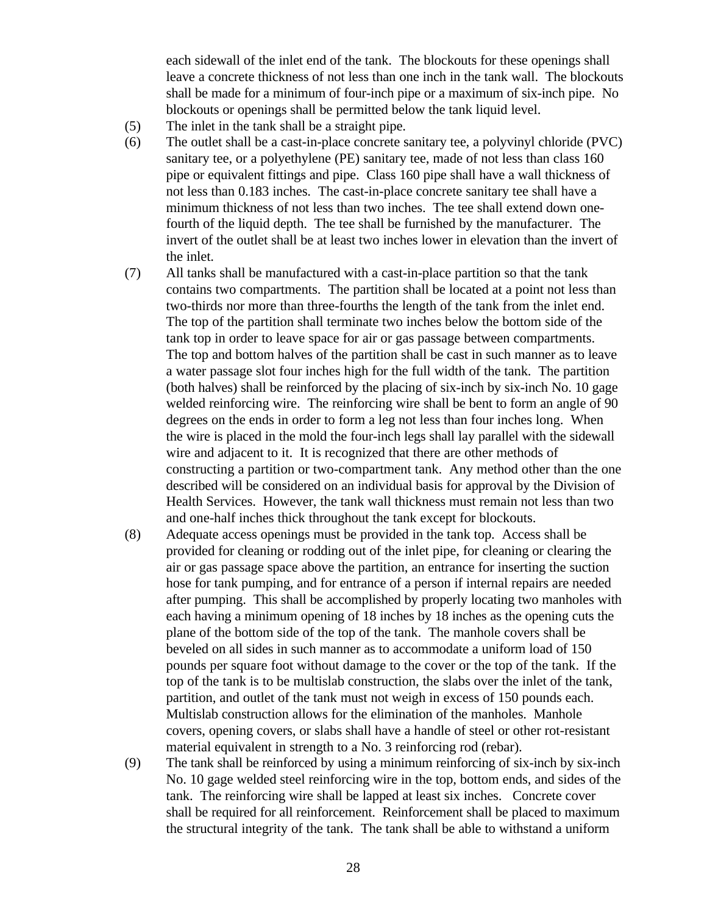each sidewall of the inlet end of the tank. The blockouts for these openings shall leave a concrete thickness of not less than one inch in the tank wall. The blockouts shall be made for a minimum of four-inch pipe or a maximum of six-inch pipe. No blockouts or openings shall be permitted below the tank liquid level.

(5) The inlet in the tank shall be a straight pipe.

(6) The outlet shall be a cast-in-place concrete sanitary tee, a polyvinyl chloride (PVC) sanitary tee, or a polyethylene (PE) sanitary tee, made of not less than class 160 pipe or equivalent fittings and pipe. Class 160 pipe shall have a wall thickness of not less than 0.183 inches. The cast-in-place concrete sanitary tee shall have a minimum thickness of not less than two inches. The tee shall extend down one-fourth of the liquid depth. The tee shall be furnished by the manufacturer. The invert of the outlet shall be at least two inches lower in elevation than the invert of the inlet.

(7) All tanks shall be manufactured with a cast-in-place partition so that the tank contains two compartments. The partition shall be located at a point not less than two-thirds nor more than three-fourths the length of the tank from the inlet end. The top of the partition shall terminate two inches below the bottom side of the tank top in order to leave space for air or gas passage between compartments. The top and bottom halves of the partition shall be cast in such manner as to leave a water passage slot four inches high for the full width of the tank. The partition (both halves) shall be reinforced by the placing of six-inch by six-inch No. 10 gage welded reinforcing wire. The reinforcing wire shall be bent to form an angle of 90 degrees on the ends in order to form a leg not less than four inches long. When the wire is placed in the mold the four-inch legs shall lay parallel with the sidewall wire and adjacent to it. It is recognized that there are other methods of constructing a partition or two-compartment tank. Any method other than the one described will be considered on an individual basis for approval by the Division of Health Services. However, the tank wall thickness must remain not less than two and one-half inches thick throughout the tank except for blockouts.

(8) Adequate access openings must be provided in the tank top. Access shall be provided for cleaning or rodding out of the inlet pipe, for cleaning or clearing the air or gas passage space above the partition, an entrance for inserting the suction hose for tank pumping, and for entrance of a person if internal repairs are needed after pumping. This shall be accomplished by properly locating two manholes with each having a minimum opening of 18 inches by 18 inches as the opening cuts the plane of the bottom side of the top of the tank. The manhole covers shall be beveled on all sides in such manner as to accommodate a uniform load of 150 pounds per square foot without damage to the cover or the top of the tank. If the top of the tank is to be multislab construction, the slabs over the inlet of the tank, partition, and outlet of the tank must not weigh in excess of 150 pounds each. Multislab construction allows for the elimination of the manholes. Manhole covers, opening covers, or slabs shall have a handle of steel or other rot-resistant material equivalent in strength to a No. 3 reinforcing rod (rebar).

(9) The tank shall be reinforced by using a minimum reinforcing of six-inch by six-inch No. 10 gage welded steel reinforcing wire in the top, bottom ends, and sides of the tank. The reinforcing wire shall be lapped at least six inches. Concrete cover shall be required for all reinforcement. Reinforcement shall be placed to maximum the structural integrity of the tank. The tank shall be able to withstand a uniform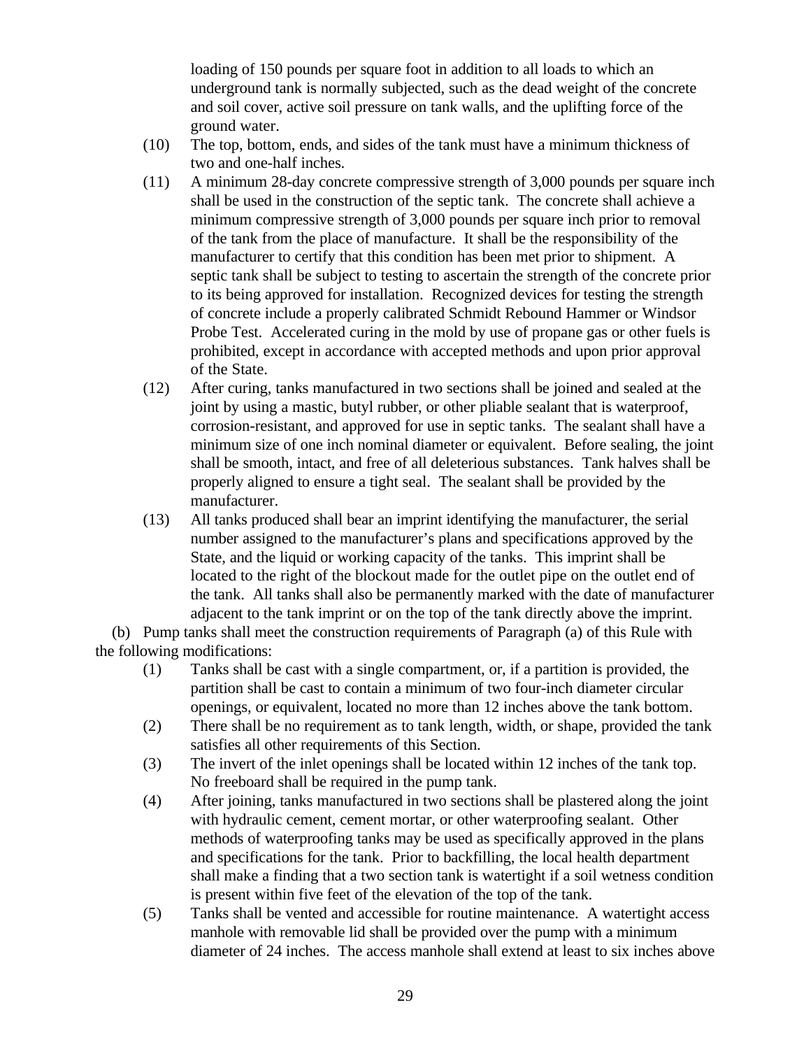loading of 150 pounds per square foot in addition to all loads to which an underground tank is normally subjected, such as the dead weight of the concrete and soil cover, active soil pressure on tank walls, and the uplifting force of the ground water.

(10) The top, bottom, ends, and sides of the tank must have a minimum thickness of two and one-half inches.

(11) A minimum 28-day concrete compressive strength of 3,000 pounds per square inch shall be used in the construction of the septic tank. The concrete shall achieve a minimum compressive strength of 3,000 pounds per square inch prior to removal of the tank from the place of manufacture. It shall be the responsibility of the manufacturer to certify that this condition has been met prior to shipment. A septic tank shall be subject to testing to ascertain the strength of the concrete prior to its being approved for installation. Recognized devices for testing the strength of concrete include a properly calibrated Schmidt Rebound Hammer or Windsor Probe Test. Accelerated curing in the mold by use of propane gas or other fuels is prohibited, except in accordance with accepted methods and upon prior approval of the State.

(12) After curing, tanks manufactured in two sections shall be joined and sealed at the joint by using a mastic, butyl rubber, or other pliable sealant that is waterproof, corrosion-resistant, and approved for use in septic tanks. The sealant shall have a minimum size of one inch nominal diameter or equivalent. Before sealing, the joint shall be smooth, intact, and free of all deleterious substances. Tank halves shall be properly aligned to ensure a tight seal. The sealant shall be provided by the manufacturer.

(13) All tanks produced shall bear an imprint identifying the manufacturer, the serial number assigned to the manufacturer's plans and specifications approved by the State, and the liquid or working capacity of the tanks. This imprint shall be located to the right of the blockout made for the outlet pipe on the outlet end of the tank. All tanks shall also be permanently marked with the date of manufacturer adjacent to the tank imprint or on the top of the tank directly above the imprint.

(b) Pump tanks shall meet the construction requirements of Paragraph (a) of this Rule with the following modifications:

(1) Tanks shall be cast with a single compartment, or, if a partition is provided, the partition shall be cast to contain a minimum of two four-inch diameter circular openings, or equivalent, located no more than 12 inches above the tank bottom.

(2) There shall be no requirement as to tank length, width, or shape, provided the tank satisfies all other requirements of this Section.

(3) The invert of the inlet openings shall be located within 12 inches of the tank top. No freeboard shall be required in the pump tank.

(4) After joining, tanks manufactured in two sections shall be plastered along the joint with hydraulic cement, cement mortar, or other waterproofing sealant. Other methods of waterproofing tanks may be used as specifically approved in the plans and specifications for the tank. Prior to backfilling, the local health department shall make a finding that a two section tank is watertight if a soil wetness condition is present within five feet of the elevation of the top of the tank.

(5) Tanks shall be vented and accessible for routine maintenance. A watertight access manhole with removable lid shall be provided over the pump with a minimum diameter of 24 inches. The access manhole shall extend at least to six inches above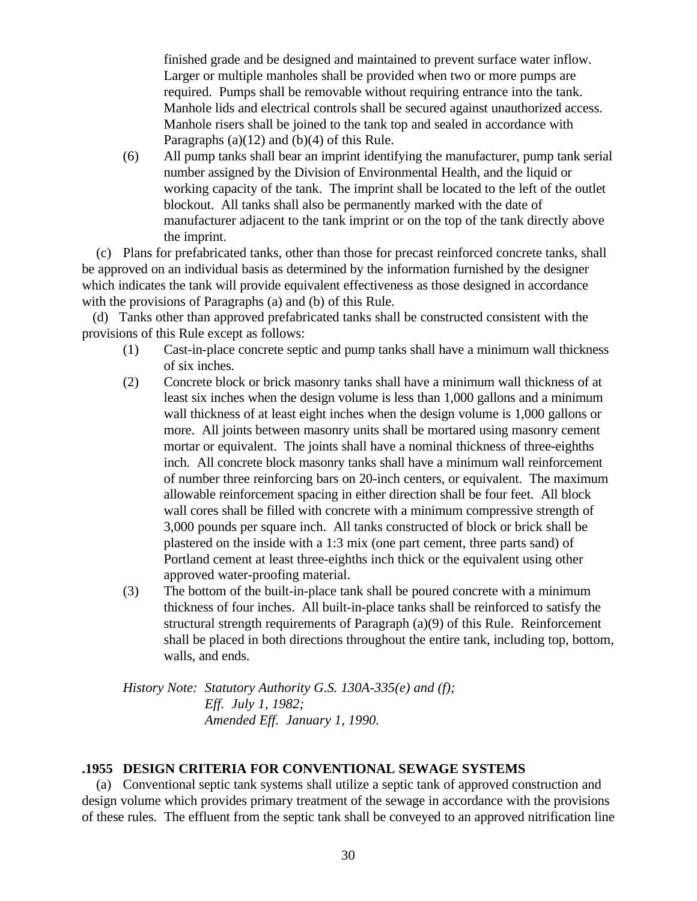finished grade and be designed and maintained to prevent surface water inflow. Larger or multiple manholes shall be provided when two or more pumps are required. Pumps shall be removable without requiring entrance into the tank. Manhole lids and electrical controls shall be secured against unauthorized access. Manhole risers shall be joined to the tank top and sealed in accordance with Paragraphs (a)(12) and (b)(4) of this Rule.

(6) All pump tanks shall bear an imprint identifying the manufacturer, pump tank serial number assigned by the Division of Environmental Health, and the liquid or working capacity of the tank. The imprint shall be located to the left of the outlet blockout. All tanks shall also be permanently marked with the date of manufacturer adjacent to the tank imprint or on the top of the tank directly above the imprint.

(c) Plans for prefabricated tanks, other than those for precast reinforced concrete tanks, shall be approved on an individual basis as determined by the information furnished by the designer which indicates the tank will provide equivalent effectiveness as those designed in accordance with the provisions of Paragraphs (a) and (b) of this Rule.

(d) Tanks other than approved prefabricated tanks shall be constructed consistent with the provisions of this Rule except as follows:

(1) Cast-in-place concrete septic and pump tanks shall have a minimum wall thickness of six inches.

(2) Concrete block or brick masonry tanks shall have a minimum wall thickness of at least six inches when the design volume is less than 1,000 gallons and a minimum wall thickness of at least eight inches when the design volume is 1,000 gallons or more. All joints between masonry units shall be mortared using masonry cement mortar or equivalent. The joints shall have a nominal thickness of three-eighths inch. All concrete block masonry tanks shall have a minimum wall reinforcement of number three reinforcing bars on 20-inch centers, or equivalent. The maximum allowable reinforcement spacing in either direction shall be four feet. All block wall cores shall be filled with concrete with a minimum compressive strength of 3,000 pounds per square inch. All tanks constructed of block or brick shall be plastered on the inside with a 1:3 mix (one part cement, three parts sand) of Portland cement at least three-eighths inch thick or the equivalent using other approved water-proofing material.

(3) The bottom of the built-in-place tank shall be poured concrete with a minimum thickness of four inches. All built-in-place tanks shall be reinforced to satisfy the structural strength requirements of Paragraph (a)(9) of this Rule. Reinforcement shall be placed in both directions throughout the entire tank, including top, bottom, walls, and ends.

*History Note: Statutory Authority G.S. 130A-335(e) and (f);*
*Eff. July 1, 1982;*
*Amended Eff. January 1, 1990.*

## .1955 DESIGN CRITERIA FOR CONVENTIONAL SEWAGE SYSTEMS

(a) Conventional septic tank systems shall utilize a septic tank of approved construction and design volume which provides primary treatment of the sewage in accordance with the provisions of these rules. The effluent from the septic tank shall be conveyed to an approved nitrification line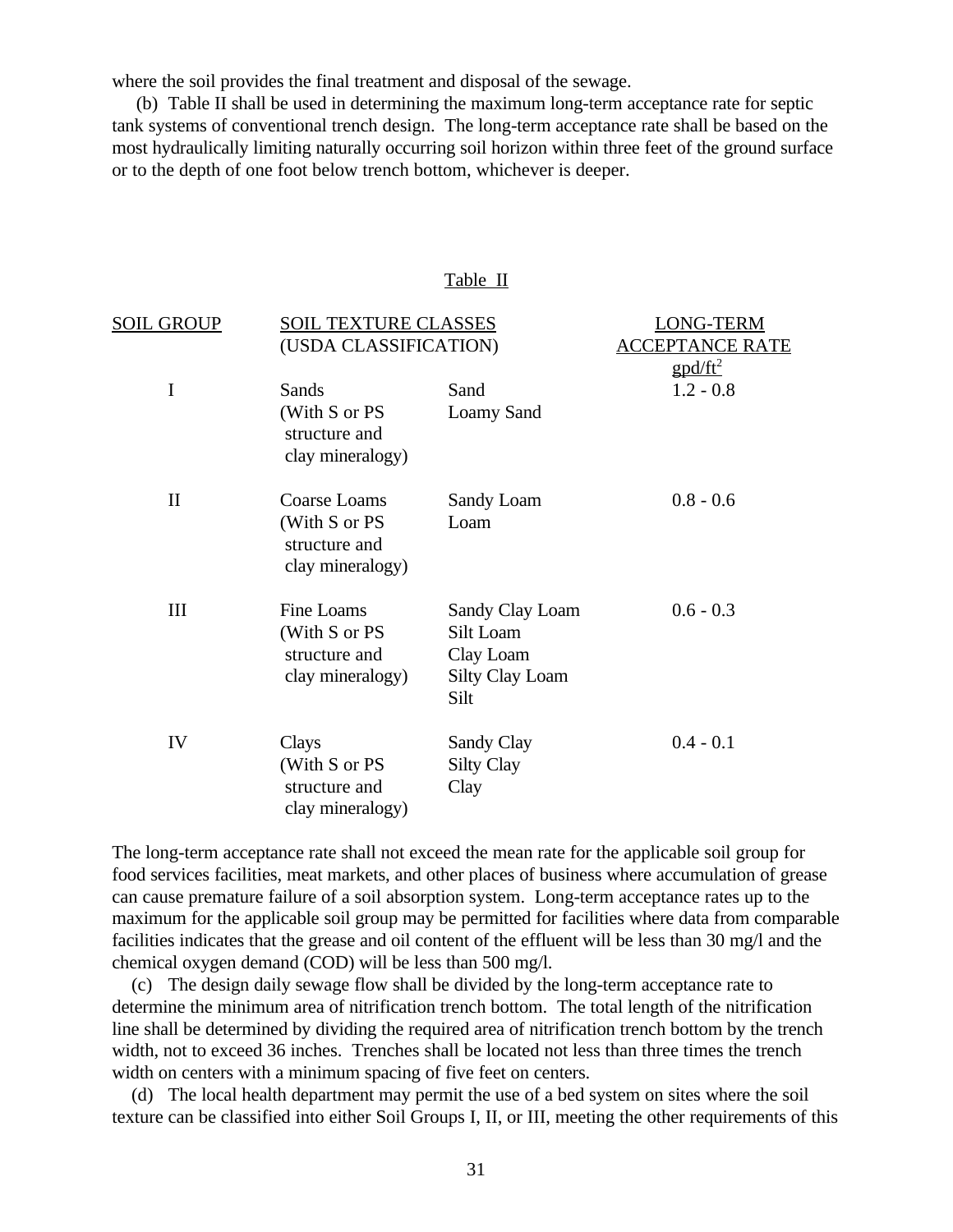where the soil provides the final treatment and disposal of the sewage.

(b) Table II shall be used in determining the maximum long-term acceptance rate for septic tank systems of conventional trench design. The long-term acceptance rate shall be based on the most hydraulically limiting naturally occurring soil horizon within three feet of the ground surface or to the depth of one foot below trench bottom, whichever is deeper.

Table II

| SOIL GROUP | SOIL TEXTURE CLASSES (USDA CLASSIFICATION) | | LONG-TERM ACCEPTANCE RATE $gpd/ft^2$ |
|---|---|---|---|
| I | Sands (With S or PS structure and clay mineralogy) | Sand<br>Loamy Sand | 1.2 - 0.8 |
| II | Coarse Loams (With S or PS structure and clay mineralogy) | Sandy Loam<br>Loam | 0.8 - 0.6 |
| III | Fine Loams (With S or PS structure and clay mineralogy) | Sandy Clay Loam<br>Silt Loam<br>Clay Loam<br>Silty Clay Loam<br>Silt | 0.6 - 0.3 |
| IV | Clays (With S or PS structure and clay mineralogy) | Sandy Clay<br>Silty Clay<br>Clay | 0.4 - 0.1 |

The long-term acceptance rate shall not exceed the mean rate for the applicable soil group for food services facilities, meat markets, and other places of business where accumulation of grease can cause premature failure of a soil absorption system. Long-term acceptance rates up to the maximum for the applicable soil group may be permitted for facilities where data from comparable facilities indicates that the grease and oil content of the effluent will be less than 30 mg/l and the chemical oxygen demand (COD) will be less than 500 mg/l.

(c) The design daily sewage flow shall be divided by the long-term acceptance rate to determine the minimum area of nitrification trench bottom. The total length of the nitrification line shall be determined by dividing the required area of nitrification trench bottom by the trench width, not to exceed 36 inches. Trenches shall be located not less than three times the trench width on centers with a minimum spacing of five feet on centers.

(d) The local health department may permit the use of a bed system on sites where the soil texture can be classified into either Soil Groups I, II, or III, meeting the other requirements of this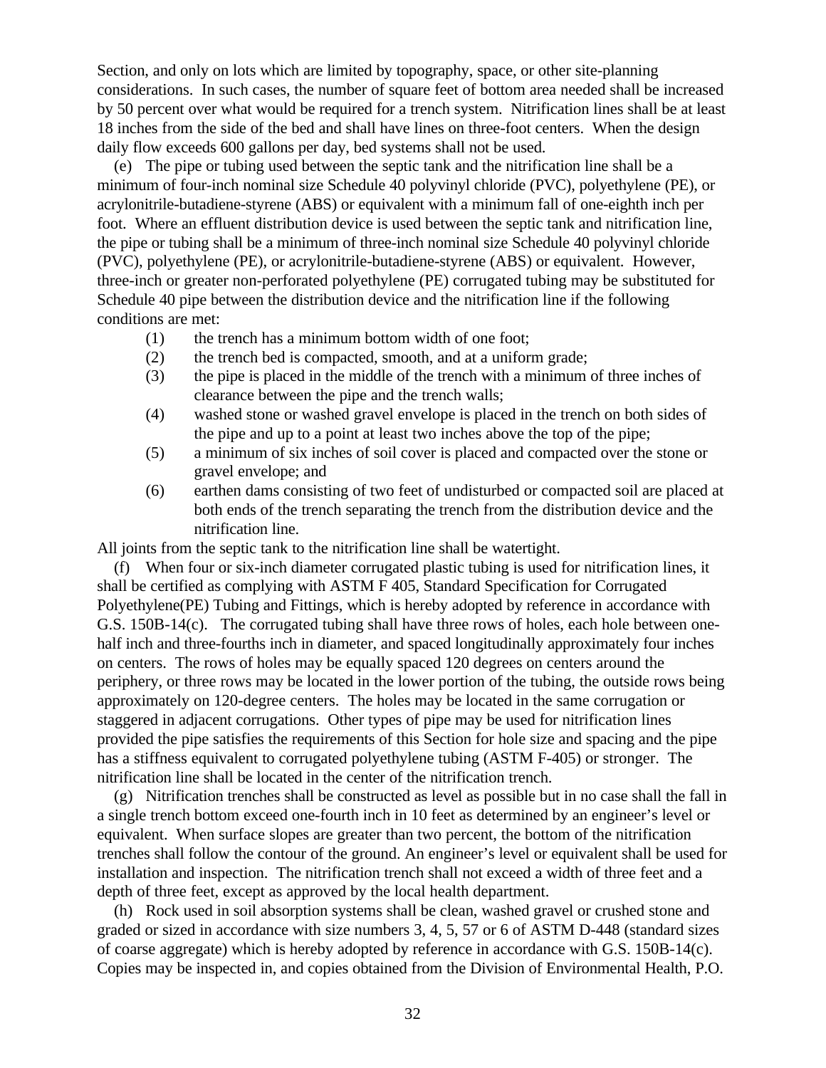Section, and only on lots which are limited by topography, space, or other site-planning considerations. In such cases, the number of square feet of bottom area needed shall be increased by 50 percent over what would be required for a trench system. Nitrification lines shall be at least 18 inches from the side of the bed and shall have lines on three-foot centers. When the design daily flow exceeds 600 gallons per day, bed systems shall not be used.

(e) The pipe or tubing used between the septic tank and the nitrification line shall be a minimum of four-inch nominal size Schedule 40 polyvinyl chloride (PVC), polyethylene (PE), or acrylonitrile-butadiene-styrene (ABS) or equivalent with a minimum fall of one-eighth inch per foot. Where an effluent distribution device is used between the septic tank and nitrification line, the pipe or tubing shall be a minimum of three-inch nominal size Schedule 40 polyvinyl chloride (PVC), polyethylene (PE), or acrylonitrile-butadiene-styrene (ABS) or equivalent. However, three-inch or greater non-perforated polyethylene (PE) corrugated tubing may be substituted for Schedule 40 pipe between the distribution device and the nitrification line if the following conditions are met:

(1) the trench has a minimum bottom width of one foot;
(2) the trench bed is compacted, smooth, and at a uniform grade;
(3) the pipe is placed in the middle of the trench with a minimum of three inches of clearance between the pipe and the trench walls;
(4) washed stone or washed gravel envelope is placed in the trench on both sides of the pipe and up to a point at least two inches above the top of the pipe;
(5) a minimum of six inches of soil cover is placed and compacted over the stone or gravel envelope; and
(6) earthen dams consisting of two feet of undisturbed or compacted soil are placed at both ends of the trench separating the trench from the distribution device and the nitrification line.

All joints from the septic tank to the nitrification line shall be watertight.

(f) When four or six-inch diameter corrugated plastic tubing is used for nitrification lines, it shall be certified as complying with ASTM F 405, Standard Specification for Corrugated Polyethylene(PE) Tubing and Fittings, which is hereby adopted by reference in accordance with G.S. 150B-14(c). The corrugated tubing shall have three rows of holes, each hole between one-half inch and three-fourths inch in diameter, and spaced longitudinally approximately four inches on centers. The rows of holes may be equally spaced 120 degrees on centers around the periphery, or three rows may be located in the lower portion of the tubing, the outside rows being approximately on 120-degree centers. The holes may be located in the same corrugation or staggered in adjacent corrugations. Other types of pipe may be used for nitrification lines provided the pipe satisfies the requirements of this Section for hole size and spacing and the pipe has a stiffness equivalent to corrugated polyethylene tubing (ASTM F-405) or stronger. The nitrification line shall be located in the center of the nitrification trench.

(g) Nitrification trenches shall be constructed as level as possible but in no case shall the fall in a single trench bottom exceed one-fourth inch in 10 feet as determined by an engineer's level or equivalent. When surface slopes are greater than two percent, the bottom of the nitrification trenches shall follow the contour of the ground. An engineer's level or equivalent shall be used for installation and inspection. The nitrification trench shall not exceed a width of three feet and a depth of three feet, except as approved by the local health department.

(h) Rock used in soil absorption systems shall be clean, washed gravel or crushed stone and graded or sized in accordance with size numbers 3, 4, 5, 57 or 6 of ASTM D-448 (standard sizes of coarse aggregate) which is hereby adopted by reference in accordance with G.S. 150B-14(c). Copies may be inspected in, and copies obtained from the Division of Environmental Health, P.O.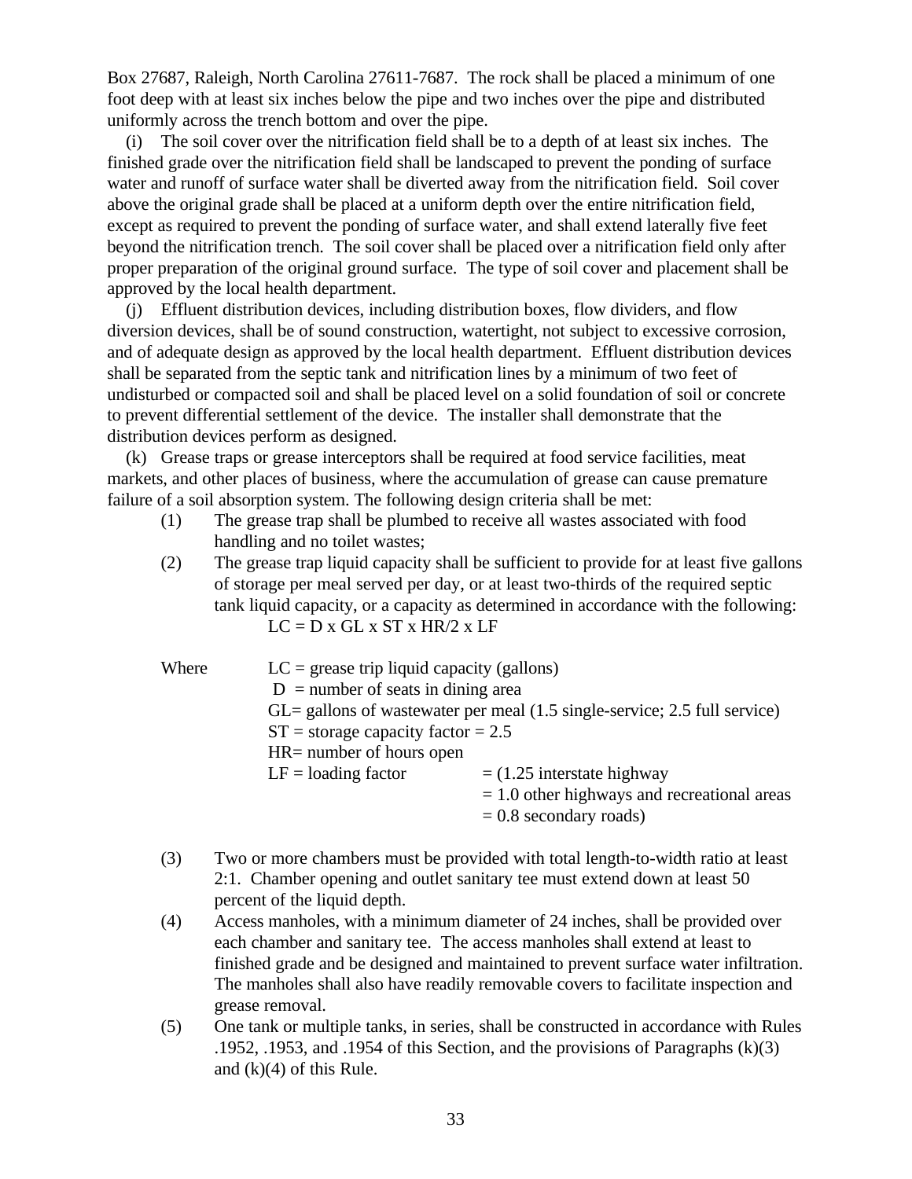Box 27687, Raleigh, North Carolina 27611-7687. The rock shall be placed a minimum of one foot deep with at least six inches below the pipe and two inches over the pipe and distributed uniformly across the trench bottom and over the pipe.

(i) The soil cover over the nitrification field shall be to a depth of at least six inches. The finished grade over the nitrification field shall be landscaped to prevent the ponding of surface water and runoff of surface water shall be diverted away from the nitrification field. Soil cover above the original grade shall be placed at a uniform depth over the entire nitrification field, except as required to prevent the ponding of surface water, and shall extend laterally five feet beyond the nitrification trench. The soil cover shall be placed over a nitrification field only after proper preparation of the original ground surface. The type of soil cover and placement shall be approved by the local health department.

(j) Effluent distribution devices, including distribution boxes, flow dividers, and flow diversion devices, shall be of sound construction, watertight, not subject to excessive corrosion, and of adequate design as approved by the local health department. Effluent distribution devices shall be separated from the septic tank and nitrification lines by a minimum of two feet of undisturbed or compacted soil and shall be placed level on a solid foundation of soil or concrete to prevent differential settlement of the device. The installer shall demonstrate that the distribution devices perform as designed.

(k) Grease traps or grease interceptors shall be required at food service facilities, meat markets, and other places of business, where the accumulation of grease can cause premature failure of a soil absorption system. The following design criteria shall be met:

(1) The grease trap shall be plumbed to receive all wastes associated with food handling and no toilet wastes;

(2) The grease trap liquid capacity shall be sufficient to provide for at least five gallons of storage per meal served per day, or at least two-thirds of the required septic tank liquid capacity, or a capacity as determined in accordance with the following:

$$LC = D \times GL \times ST \times HR/2 \times LF$$

Where
- LC = grease trip liquid capacity (gallons)
- D = number of seats in dining area
- GL= gallons of wastewater per meal (1.5 single-service; 2.5 full service)
- ST = storage capacity factor = 2.5
- HR= number of hours open
- LF = loading factor = (1.25 interstate highway
  = 1.0 other highways and recreational areas
  = 0.8 secondary roads)

(3) Two or more chambers must be provided with total length-to-width ratio at least 2:1. Chamber opening and outlet sanitary tee must extend down at least 50 percent of the liquid depth.

(4) Access manholes, with a minimum diameter of 24 inches, shall be provided over each chamber and sanitary tee. The access manholes shall extend at least to finished grade and be designed and maintained to prevent surface water infiltration. The manholes shall also have readily removable covers to facilitate inspection and grease removal.

(5) One tank or multiple tanks, in series, shall be constructed in accordance with Rules .1952, .1953, and .1954 of this Section, and the provisions of Paragraphs (k)(3) and (k)(4) of this Rule.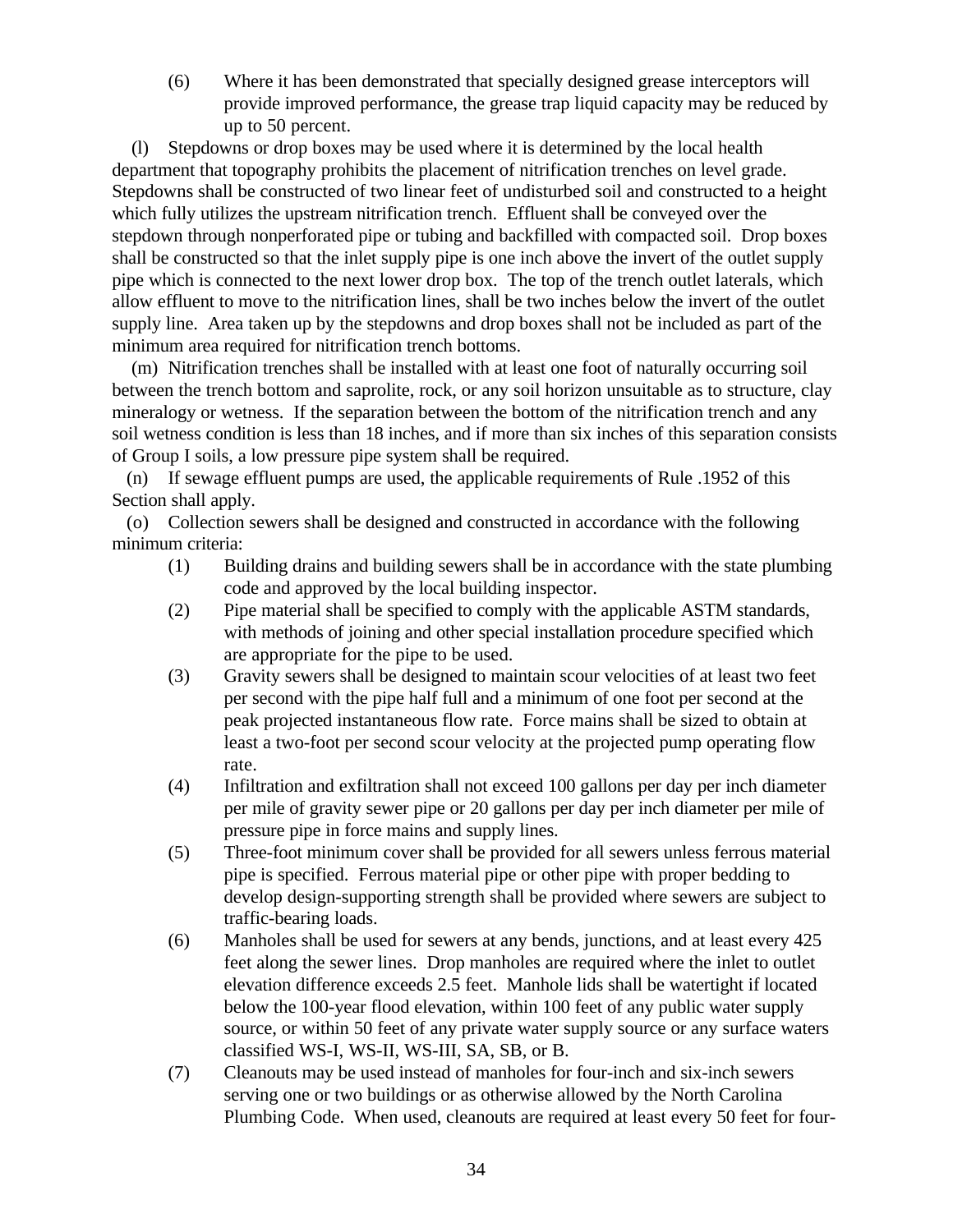(6) Where it has been demonstrated that specially designed grease interceptors will provide improved performance, the grease trap liquid capacity may be reduced by up to 50 percent.

(l) Stepdowns or drop boxes may be used where it is determined by the local health department that topography prohibits the placement of nitrification trenches on level grade. Stepdowns shall be constructed of two linear feet of undisturbed soil and constructed to a height which fully utilizes the upstream nitrification trench. Effluent shall be conveyed over the stepdown through nonperforated pipe or tubing and backfilled with compacted soil. Drop boxes shall be constructed so that the inlet supply pipe is one inch above the invert of the outlet supply pipe which is connected to the next lower drop box. The top of the trench outlet laterals, which allow effluent to move to the nitrification lines, shall be two inches below the invert of the outlet supply line. Area taken up by the stepdowns and drop boxes shall not be included as part of the minimum area required for nitrification trench bottoms.

(m) Nitrification trenches shall be installed with at least one foot of naturally occurring soil between the trench bottom and saprolite, rock, or any soil horizon unsuitable as to structure, clay mineralogy or wetness. If the separation between the bottom of the nitrification trench and any soil wetness condition is less than 18 inches, and if more than six inches of this separation consists of Group I soils, a low pressure pipe system shall be required.

(n) If sewage effluent pumps are used, the applicable requirements of Rule .1952 of this Section shall apply.

(o) Collection sewers shall be designed and constructed in accordance with the following minimum criteria:

(1) Building drains and building sewers shall be in accordance with the state plumbing code and approved by the local building inspector.

(2) Pipe material shall be specified to comply with the applicable ASTM standards, with methods of joining and other special installation procedure specified which are appropriate for the pipe to be used.

(3) Gravity sewers shall be designed to maintain scour velocities of at least two feet per second with the pipe half full and a minimum of one foot per second at the peak projected instantaneous flow rate. Force mains shall be sized to obtain at least a two-foot per second scour velocity at the projected pump operating flow rate.

(4) Infiltration and exfiltration shall not exceed 100 gallons per day per inch diameter per mile of gravity sewer pipe or 20 gallons per day per inch diameter per mile of pressure pipe in force mains and supply lines.

(5) Three-foot minimum cover shall be provided for all sewers unless ferrous material pipe is specified. Ferrous material pipe or other pipe with proper bedding to develop design-supporting strength shall be provided where sewers are subject to traffic-bearing loads.

(6) Manholes shall be used for sewers at any bends, junctions, and at least every 425 feet along the sewer lines. Drop manholes are required where the inlet to outlet elevation difference exceeds 2.5 feet. Manhole lids shall be watertight if located below the 100-year flood elevation, within 100 feet of any public water supply source, or within 50 feet of any private water supply source or any surface waters classified WS-I, WS-II, WS-III, SA, SB, or B.

(7) Cleanouts may be used instead of manholes for four-inch and six-inch sewers serving one or two buildings or as otherwise allowed by the North Carolina Plumbing Code. When used, cleanouts are required at least every 50 feet for four-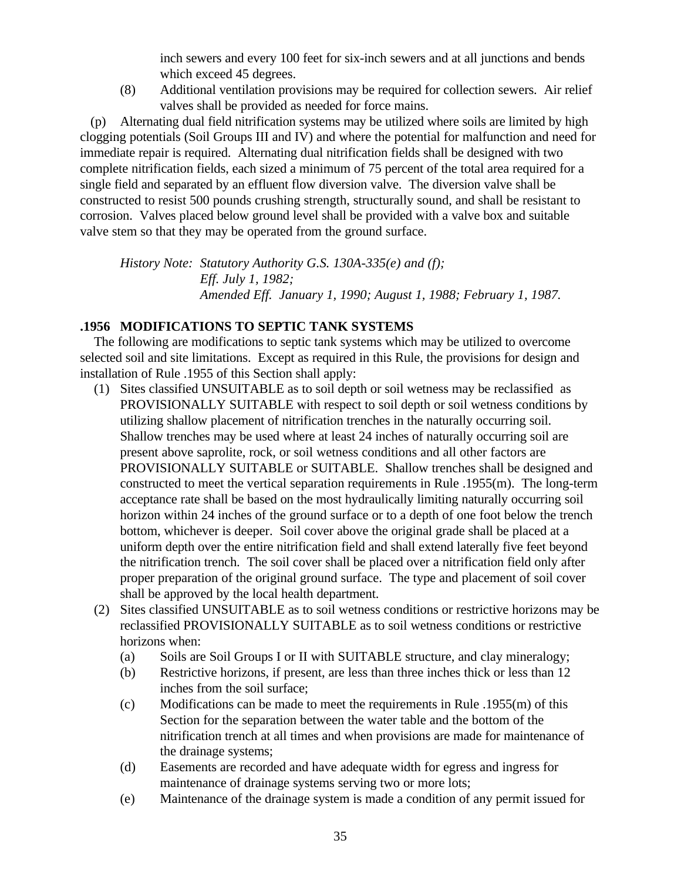inch sewers and every 100 feet for six-inch sewers and at all junctions and bends which exceed 45 degrees.

(8) Additional ventilation provisions may be required for collection sewers. Air relief valves shall be provided as needed for force mains.

(p) Alternating dual field nitrification systems may be utilized where soils are limited by high clogging potentials (Soil Groups III and IV) and where the potential for malfunction and need for immediate repair is required. Alternating dual nitrification fields shall be designed with two complete nitrification fields, each sized a minimum of 75 percent of the total area required for a single field and separated by an effluent flow diversion valve. The diversion valve shall be constructed to resist 500 pounds crushing strength, structurally sound, and shall be resistant to corrosion. Valves placed below ground level shall be provided with a valve box and suitable valve stem so that they may be operated from the ground surface.

*History Note: Statutory Authority G.S. 130A-335(e) and (f);*
*Eff. July 1, 1982;*
*Amended Eff. January 1, 1990; August 1, 1988; February 1, 1987.*

### .1956 MODIFICATIONS TO SEPTIC TANK SYSTEMS

The following are modifications to septic tank systems which may be utilized to overcome selected soil and site limitations. Except as required in this Rule, the provisions for design and installation of Rule .1955 of this Section shall apply:

(1) Sites classified UNSUITABLE as to soil depth or soil wetness may be reclassified as PROVISIONALLY SUITABLE with respect to soil depth or soil wetness conditions by utilizing shallow placement of nitrification trenches in the naturally occurring soil. Shallow trenches may be used where at least 24 inches of naturally occurring soil are present above saprolite, rock, or soil wetness conditions and all other factors are PROVISIONALLY SUITABLE or SUITABLE. Shallow trenches shall be designed and constructed to meet the vertical separation requirements in Rule .1955(m). The long-term acceptance rate shall be based on the most hydraulically limiting naturally occurring soil horizon within 24 inches of the ground surface or to a depth of one foot below the trench bottom, whichever is deeper. Soil cover above the original grade shall be placed at a uniform depth over the entire nitrification field and shall extend laterally five feet beyond the nitrification trench. The soil cover shall be placed over a nitrification field only after proper preparation of the original ground surface. The type and placement of soil cover shall be approved by the local health department.

(2) Sites classified UNSUITABLE as to soil wetness conditions or restrictive horizons may be reclassified PROVISIONALLY SUITABLE as to soil wetness conditions or restrictive horizons when:

(a) Soils are Soil Groups I or II with SUITABLE structure, and clay mineralogy;

(b) Restrictive horizons, if present, are less than three inches thick or less than 12 inches from the soil surface;

(c) Modifications can be made to meet the requirements in Rule .1955(m) of this Section for the separation between the water table and the bottom of the nitrification trench at all times and when provisions are made for maintenance of the drainage systems;

(d) Easements are recorded and have adequate width for egress and ingress for maintenance of drainage systems serving two or more lots;

(e) Maintenance of the drainage system is made a condition of any permit issued for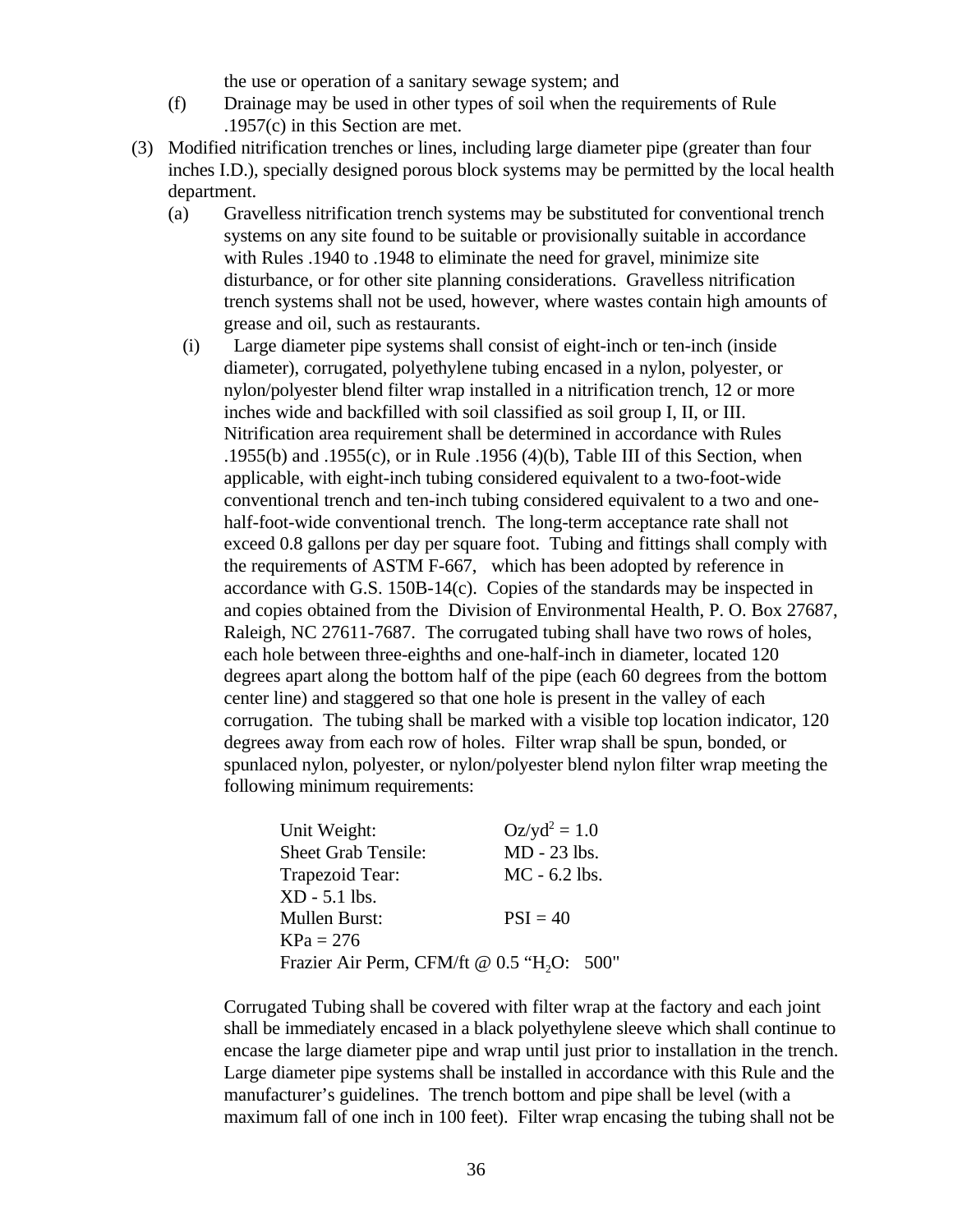the use or operation of a sanitary sewage system; and

(f) Drainage may be used in other types of soil when the requirements of Rule .1957(c) in this Section are met.

(3) Modified nitrification trenches or lines, including large diameter pipe (greater than four inches I.D.), specially designed porous block systems may be permitted by the local health department.

(a) Gravelless nitrification trench systems may be substituted for conventional trench systems on any site found to be suitable or provisionally suitable in accordance with Rules .1940 to .1948 to eliminate the need for gravel, minimize site disturbance, or for other site planning considerations. Gravelless nitrification trench systems shall not be used, however, where wastes contain high amounts of grease and oil, such as restaurants.

(i) Large diameter pipe systems shall consist of eight-inch or ten-inch (inside diameter), corrugated, polyethylene tubing encased in a nylon, polyester, or nylon/polyester blend filter wrap installed in a nitrification trench, 12 or more inches wide and backfilled with soil classified as soil group I, II, or III. Nitrification area requirement shall be determined in accordance with Rules .1955(b) and .1955(c), or in Rule .1956 (4)(b), Table III of this Section, when applicable, with eight-inch tubing considered equivalent to a two-foot-wide conventional trench and ten-inch tubing considered equivalent to a two and one-half-foot-wide conventional trench. The long-term acceptance rate shall not exceed 0.8 gallons per day per square foot. Tubing and fittings shall comply with the requirements of ASTM F-667, which has been adopted by reference in accordance with G.S. 150B-14(c). Copies of the standards may be inspected in and copies obtained from the Division of Environmental Health, P. O. Box 27687, Raleigh, NC 27611-7687. The corrugated tubing shall have two rows of holes, each hole between three-eighths and one-half-inch in diameter, located 120 degrees apart along the bottom half of the pipe (each 60 degrees from the bottom center line) and staggered so that one hole is present in the valley of each corrugation. The tubing shall be marked with a visible top location indicator, 120 degrees away from each row of holes. Filter wrap shall be spun, bonded, or spunlaced nylon, polyester, or nylon/polyester blend nylon filter wrap meeting the following minimum requirements:

| | |
|---|---|
| Unit Weight: | $Oz/yd^2 = 1.0$ |
| Sheet Grab Tensile: | MD - 23 lbs. |
| Trapezoid Tear: | MC - 6.2 lbs. |
| XD - 5.1 lbs. | |
| Mullen Burst: | PSI = 40 |
| KPa = 276 | |
| Frazier Air Perm, CFM/ft @ 0.5 "$H_2O$: 500" | |

Corrugated Tubing shall be covered with filter wrap at the factory and each joint shall be immediately encased in a black polyethylene sleeve which shall continue to encase the large diameter pipe and wrap until just prior to installation in the trench. Large diameter pipe systems shall be installed in accordance with this Rule and the manufacturer's guidelines. The trench bottom and pipe shall be level (with a maximum fall of one inch in 100 feet). Filter wrap encasing the tubing shall not be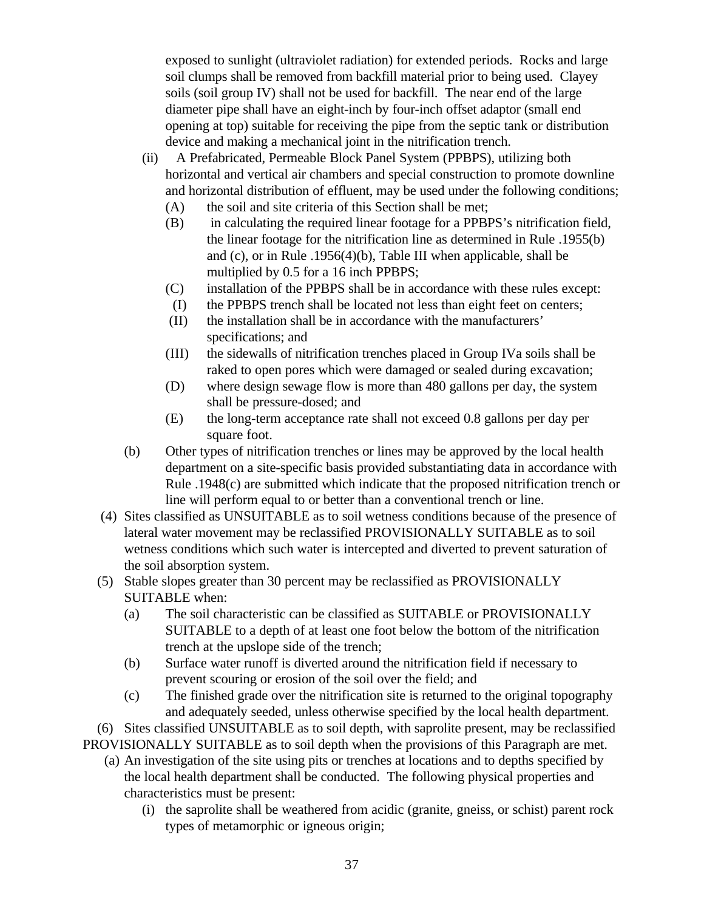exposed to sunlight (ultraviolet radiation) for extended periods. Rocks and large soil clumps shall be removed from backfill material prior to being used. Clayey soils (soil group IV) shall not be used for backfill. The near end of the large diameter pipe shall have an eight-inch by four-inch offset adaptor (small end opening at top) suitable for receiving the pipe from the septic tank or distribution device and making a mechanical joint in the nitrification trench.

(ii) A Prefabricated, Permeable Block Panel System (PPBPS), utilizing both horizontal and vertical air chambers and special construction to promote downline and horizontal distribution of effluent, may be used under the following conditions;

(A) the soil and site criteria of this Section shall be met;

(B) in calculating the required linear footage for a PPBPS's nitrification field, the linear footage for the nitrification line as determined in Rule .1955(b) and (c), or in Rule .1956(4)(b), Table III when applicable, shall be multiplied by 0.5 for a 16 inch PPBPS;

(C) installation of the PPBPS shall be in accordance with these rules except:

(I) the PPBPS trench shall be located not less than eight feet on centers;

(II) the installation shall be in accordance with the manufacturers' specifications; and

(III) the sidewalls of nitrification trenches placed in Group IVa soils shall be raked to open pores which were damaged or sealed during excavation;

(D) where design sewage flow is more than 480 gallons per day, the system shall be pressure-dosed; and

(E) the long-term acceptance rate shall not exceed 0.8 gallons per day per square foot.

(b) Other types of nitrification trenches or lines may be approved by the local health department on a site-specific basis provided substantiating data in accordance with Rule .1948(c) are submitted which indicate that the proposed nitrification trench or line will perform equal to or better than a conventional trench or line.

(4) Sites classified as UNSUITABLE as to soil wetness conditions because of the presence of lateral water movement may be reclassified PROVISIONALLY SUITABLE as to soil wetness conditions which such water is intercepted and diverted to prevent saturation of the soil absorption system.

(5) Stable slopes greater than 30 percent may be reclassified as PROVISIONALLY SUITABLE when:

(a) The soil characteristic can be classified as SUITABLE or PROVISIONALLY SUITABLE to a depth of at least one foot below the bottom of the nitrification trench at the upslope side of the trench;

(b) Surface water runoff is diverted around the nitrification field if necessary to prevent scouring or erosion of the soil over the field; and

(c) The finished grade over the nitrification site is returned to the original topography and adequately seeded, unless otherwise specified by the local health department.

(6) Sites classified UNSUITABLE as to soil depth, with saprolite present, may be reclassified PROVISIONALLY SUITABLE as to soil depth when the provisions of this Paragraph are met.

(a) An investigation of the site using pits or trenches at locations and to depths specified by the local health department shall be conducted. The following physical properties and characteristics must be present:

(i) the saprolite shall be weathered from acidic (granite, gneiss, or schist) parent rock types of metamorphic or igneous origin;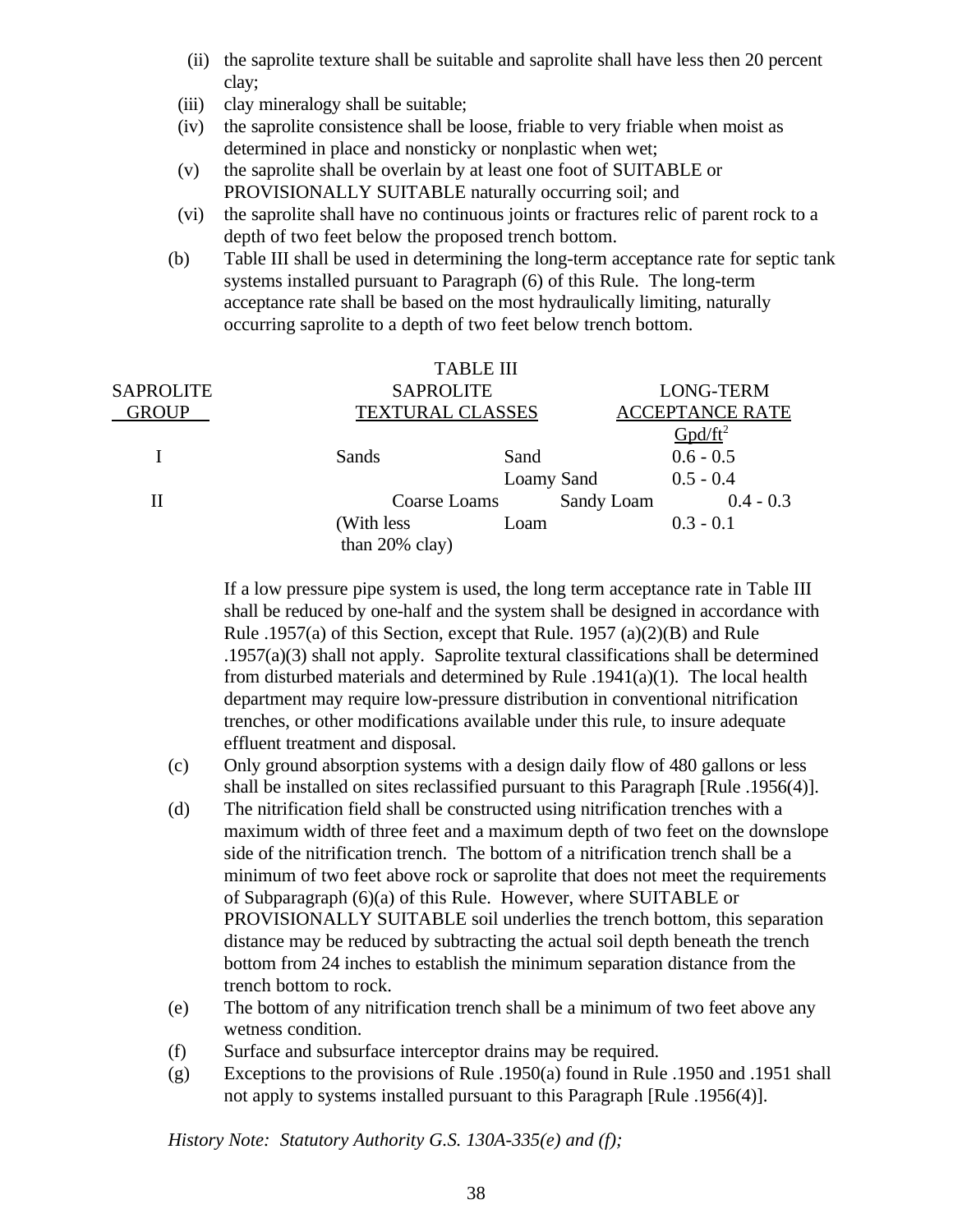(ii) the saprolite texture shall be suitable and saprolite shall have less then 20 percent clay;

(iii) clay mineralogy shall be suitable;

(iv) the saprolite consistence shall be loose, friable to very friable when moist as determined in place and nonsticky or nonplastic when wet;

(v) the saprolite shall be overlain by at least one foot of SUITABLE or PROVISIONALLY SUITABLE naturally occurring soil; and

(vi) the saprolite shall have no continuous joints or fractures relic of parent rock to a depth of two feet below the proposed trench bottom.

(b) Table III shall be used in determining the long-term acceptance rate for septic tank systems installed pursuant to Paragraph (6) of this Rule. The long-term acceptance rate shall be based on the most hydraulically limiting, naturally occurring saprolite to a depth of two feet below trench bottom.

TABLE III

| SAPROLITE GROUP | SAPROLITE TEXTURAL CLASSES | | LONG-TERM ACCEPTANCE RATE Gpd/ft$^2$ |
|---|---|---|---|
| I | Sands | Sand | 0.6 - 0.5 |
| | | Loamy Sand | 0.5 - 0.4 |
| II | Coarse Loams | Sandy Loam | 0.4 - 0.3 |
| | (With less than 20% clay) | Loam | 0.3 - 0.1 |

If a low pressure pipe system is used, the long term acceptance rate in Table III shall be reduced by one-half and the system shall be designed in accordance with Rule .1957(a) of this Section, except that Rule. 1957 (a)(2)(B) and Rule .1957(a)(3) shall not apply. Saprolite textural classifications shall be determined from disturbed materials and determined by Rule .1941(a)(1). The local health department may require low-pressure distribution in conventional nitrification trenches, or other modifications available under this rule, to insure adequate effluent treatment and disposal.

(c) Only ground absorption systems with a design daily flow of 480 gallons or less shall be installed on sites reclassified pursuant to this Paragraph [Rule .1956(4)].

(d) The nitrification field shall be constructed using nitrification trenches with a maximum width of three feet and a maximum depth of two feet on the downslope side of the nitrification trench. The bottom of a nitrification trench shall be a minimum of two feet above rock or saprolite that does not meet the requirements of Subparagraph (6)(a) of this Rule. However, where SUITABLE or PROVISIONALLY SUITABLE soil underlies the trench bottom, this separation distance may be reduced by subtracting the actual soil depth beneath the trench bottom from 24 inches to establish the minimum separation distance from the trench bottom to rock.

(e) The bottom of any nitrification trench shall be a minimum of two feet above any wetness condition.

(f) Surface and subsurface interceptor drains may be required.

(g) Exceptions to the provisions of Rule .1950(a) found in Rule .1950 and .1951 shall not apply to systems installed pursuant to this Paragraph [Rule .1956(4)].

*History Note: Statutory Authority G.S. 130A-335(e) and (f);*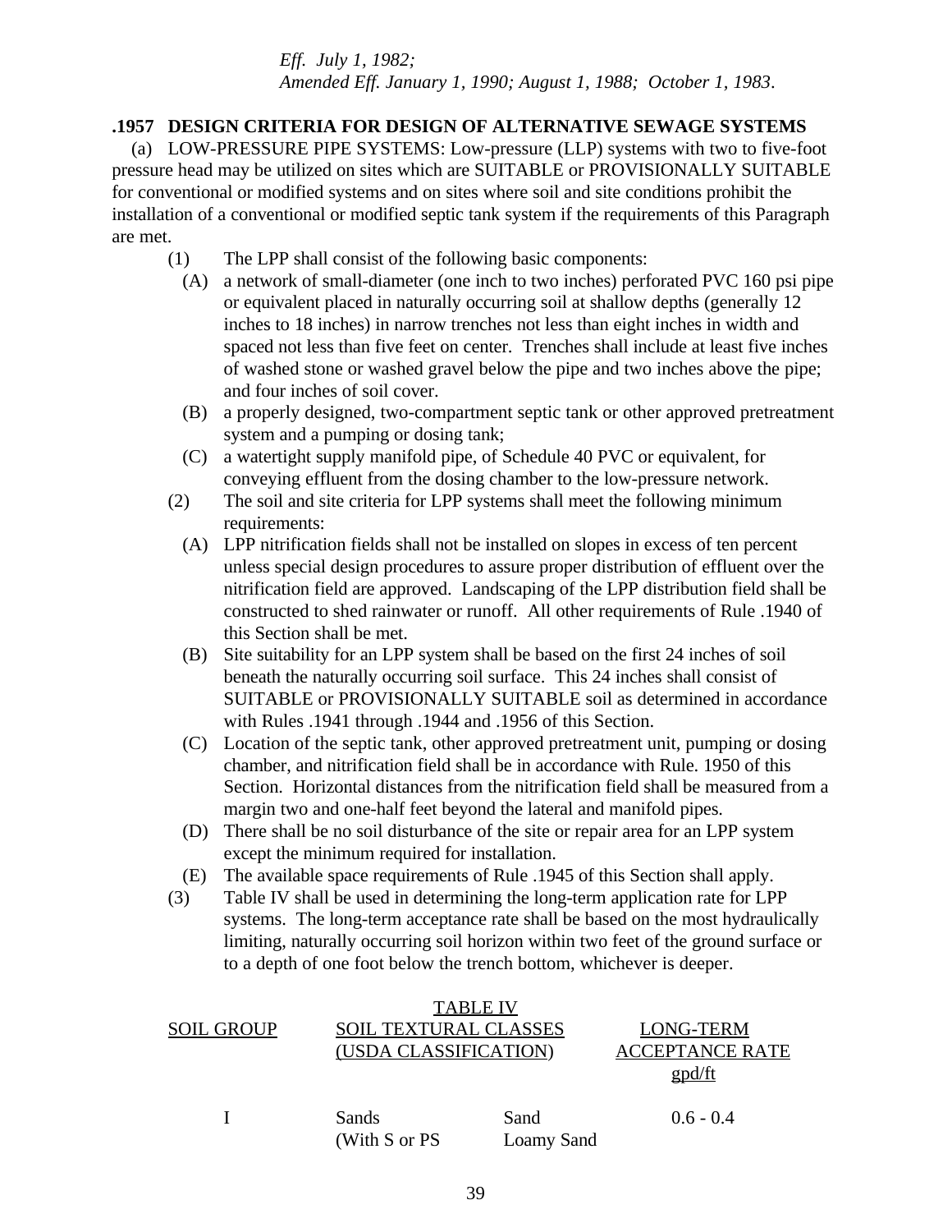*Eff. July 1, 1982;*
*Amended Eff. January 1, 1990; August 1, 1988; October 1, 1983.*

**.1957 DESIGN CRITERIA FOR DESIGN OF ALTERNATIVE SEWAGE SYSTEMS**

(a) LOW-PRESSURE PIPE SYSTEMS: Low-pressure (LLP) systems with two to five-foot pressure head may be utilized on sites which are SUITABLE or PROVISIONALLY SUITABLE for conventional or modified systems and on sites where soil and site conditions prohibit the installation of a conventional or modified septic tank system if the requirements of this Paragraph are met.

(1) The LPP shall consist of the following basic components:

(A) a network of small-diameter (one inch to two inches) perforated PVC 160 psi pipe or equivalent placed in naturally occurring soil at shallow depths (generally 12 inches to 18 inches) in narrow trenches not less than eight inches in width and spaced not less than five feet on center. Trenches shall include at least five inches of washed stone or washed gravel below the pipe and two inches above the pipe; and four inches of soil cover.

(B) a properly designed, two-compartment septic tank or other approved pretreatment system and a pumping or dosing tank;

(C) a watertight supply manifold pipe, of Schedule 40 PVC or equivalent, for conveying effluent from the dosing chamber to the low-pressure network.

(2) The soil and site criteria for LPP systems shall meet the following minimum requirements:

(A) LPP nitrification fields shall not be installed on slopes in excess of ten percent unless special design procedures to assure proper distribution of effluent over the nitrification field are approved. Landscaping of the LPP distribution field shall be constructed to shed rainwater or runoff. All other requirements of Rule .1940 of this Section shall be met.

(B) Site suitability for an LPP system shall be based on the first 24 inches of soil beneath the naturally occurring soil surface. This 24 inches shall consist of SUITABLE or PROVISIONALLY SUITABLE soil as determined in accordance with Rules .1941 through .1944 and .1956 of this Section.

(C) Location of the septic tank, other approved pretreatment unit, pumping or dosing chamber, and nitrification field shall be in accordance with Rule. 1950 of this Section. Horizontal distances from the nitrification field shall be measured from a margin two and one-half feet beyond the lateral and manifold pipes.

(D) There shall be no soil disturbance of the site or repair area for an LPP system except the minimum required for installation.

(E) The available space requirements of Rule .1945 of this Section shall apply.

(3) Table IV shall be used in determining the long-term application rate for LPP systems. The long-term acceptance rate shall be based on the most hydraulically limiting, naturally occurring soil horizon within two feet of the ground surface or to a depth of one foot below the trench bottom, whichever is deeper.

TABLE IV

| SOIL GROUP | SOIL TEXTURAL CLASSES (USDA CLASSIFICATION) | | LONG-TERM ACCEPTANCE RATE gpd/ft |
|---|---|---|---|
| I | Sands (With S or PS | Sand Loamy Sand | 0.6 - 0.4 |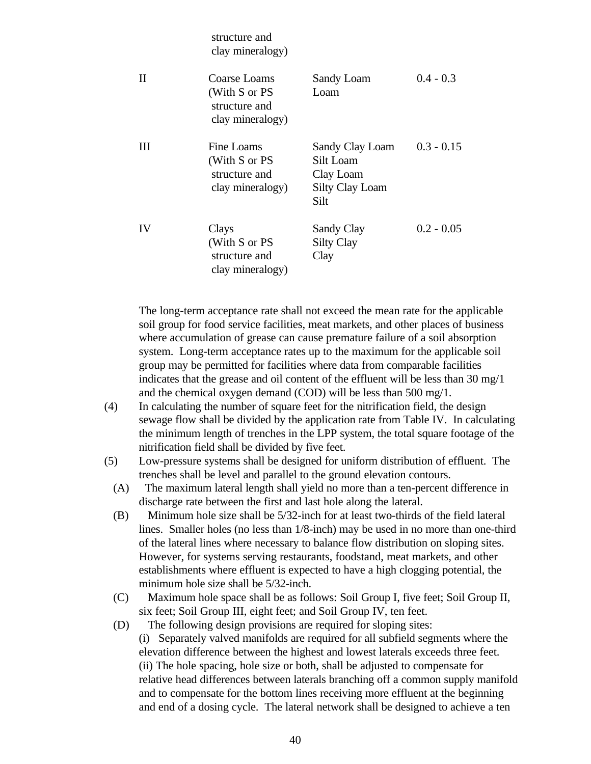| | | | |
|---|---|---|---|
| | structure and clay mineralogy) | | |
| II | Coarse Loams (With S or PS structure and clay mineralogy) | Sandy Loam<br>Loam | 0.4 - 0.3 |
| III | Fine Loams (With S or PS structure and clay mineralogy) | Sandy Clay Loam<br>Silt Loam<br>Clay Loam<br>Silty Clay Loam<br>Silt | 0.3 - 0.15 |
| IV | Clays (With S or PS structure and clay mineralogy) | Sandy Clay<br>Silty Clay<br>Clay | 0.2 - 0.05 |

The long-term acceptance rate shall not exceed the mean rate for the applicable soil group for food service facilities, meat markets, and other places of business where accumulation of grease can cause premature failure of a soil absorption system. Long-term acceptance rates up to the maximum for the applicable soil group may be permitted for facilities where data from comparable facilities indicates that the grease and oil content of the effluent will be less than 30 mg/1 and the chemical oxygen demand (COD) will be less than 500 mg/1.

(4) In calculating the number of square feet for the nitrification field, the design sewage flow shall be divided by the application rate from Table IV. In calculating the minimum length of trenches in the LPP system, the total square footage of the nitrification field shall be divided by five feet.

(5) Low-pressure systems shall be designed for uniform distribution of effluent. The trenches shall be level and parallel to the ground elevation contours.

(A) The maximum lateral length shall yield no more than a ten-percent difference in discharge rate between the first and last hole along the lateral.

(B) Minimum hole size shall be 5/32-inch for at least two-thirds of the field lateral lines. Smaller holes (no less than 1/8-inch) may be used in no more than one-third of the lateral lines where necessary to balance flow distribution on sloping sites. However, for systems serving restaurants, foodstand, meat markets, and other establishments where effluent is expected to have a high clogging potential, the minimum hole size shall be 5/32-inch.

(C) Maximum hole space shall be as follows: Soil Group I, five feet; Soil Group II, six feet; Soil Group III, eight feet; and Soil Group IV, ten feet.

(D) The following design provisions are required for sloping sites:

(i) Separately valved manifolds are required for all subfield segments where the elevation difference between the highest and lowest laterals exceeds three feet.

(ii) The hole spacing, hole size or both, shall be adjusted to compensate for relative head differences between laterals branching off a common supply manifold and to compensate for the bottom lines receiving more effluent at the beginning and end of a dosing cycle. The lateral network shall be designed to achieve a ten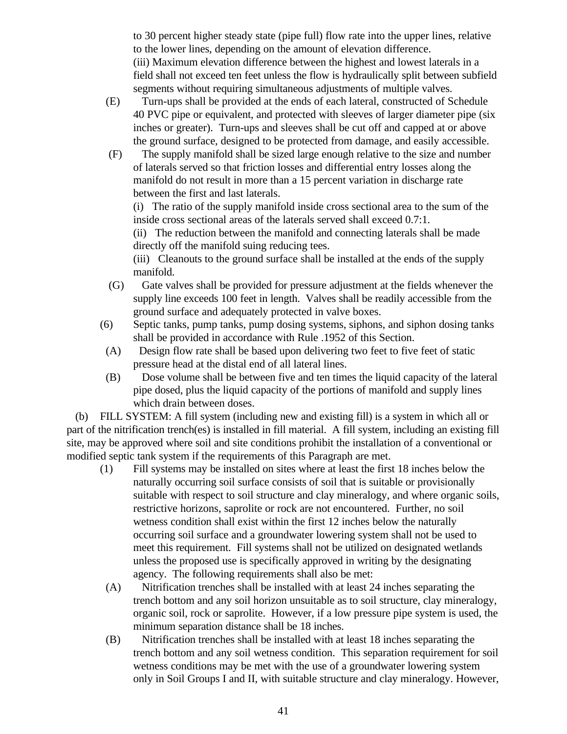to 30 percent higher steady state (pipe full) flow rate into the upper lines, relative to the lower lines, depending on the amount of elevation difference.

(iii) Maximum elevation difference between the highest and lowest laterals in a field shall not exceed ten feet unless the flow is hydraulically split between subfield segments without requiring simultaneous adjustments of multiple valves.

(E) Turn-ups shall be provided at the ends of each lateral, constructed of Schedule 40 PVC pipe or equivalent, and protected with sleeves of larger diameter pipe (six inches or greater). Turn-ups and sleeves shall be cut off and capped at or above the ground surface, designed to be protected from damage, and easily accessible.

(F) The supply manifold shall be sized large enough relative to the size and number of laterals served so that friction losses and differential entry losses along the manifold do not result in more than a 15 percent variation in discharge rate between the first and last laterals.

(i) The ratio of the supply manifold inside cross sectional area to the sum of the inside cross sectional areas of the laterals served shall exceed 0.7:1.

(ii) The reduction between the manifold and connecting laterals shall be made directly off the manifold suing reducing tees.

(iii) Cleanouts to the ground surface shall be installed at the ends of the supply manifold.

(G) Gate valves shall be provided for pressure adjustment at the fields whenever the supply line exceeds 100 feet in length. Valves shall be readily accessible from the ground surface and adequately protected in valve boxes.

(6) Septic tanks, pump tanks, pump dosing systems, siphons, and siphon dosing tanks shall be provided in accordance with Rule .1952 of this Section.

(A) Design flow rate shall be based upon delivering two feet to five feet of static pressure head at the distal end of all lateral lines.

(B) Dose volume shall be between five and ten times the liquid capacity of the lateral pipe dosed, plus the liquid capacity of the portions of manifold and supply lines which drain between doses.

(b) FILL SYSTEM: A fill system (including new and existing fill) is a system in which all or part of the nitrification trench(es) is installed in fill material. A fill system, including an existing fill site, may be approved where soil and site conditions prohibit the installation of a conventional or modified septic tank system if the requirements of this Paragraph are met.

(1) Fill systems may be installed on sites where at least the first 18 inches below the naturally occurring soil surface consists of soil that is suitable or provisionally suitable with respect to soil structure and clay mineralogy, and where organic soils, restrictive horizons, saprolite or rock are not encountered. Further, no soil wetness condition shall exist within the first 12 inches below the naturally occurring soil surface and a groundwater lowering system shall not be used to meet this requirement. Fill systems shall not be utilized on designated wetlands unless the proposed use is specifically approved in writing by the designating agency. The following requirements shall also be met:

(A) Nitrification trenches shall be installed with at least 24 inches separating the trench bottom and any soil horizon unsuitable as to soil structure, clay mineralogy, organic soil, rock or saprolite. However, if a low pressure pipe system is used, the minimum separation distance shall be 18 inches.

(B) Nitrification trenches shall be installed with at least 18 inches separating the trench bottom and any soil wetness condition. This separation requirement for soil wetness conditions may be met with the use of a groundwater lowering system only in Soil Groups I and II, with suitable structure and clay mineralogy. However,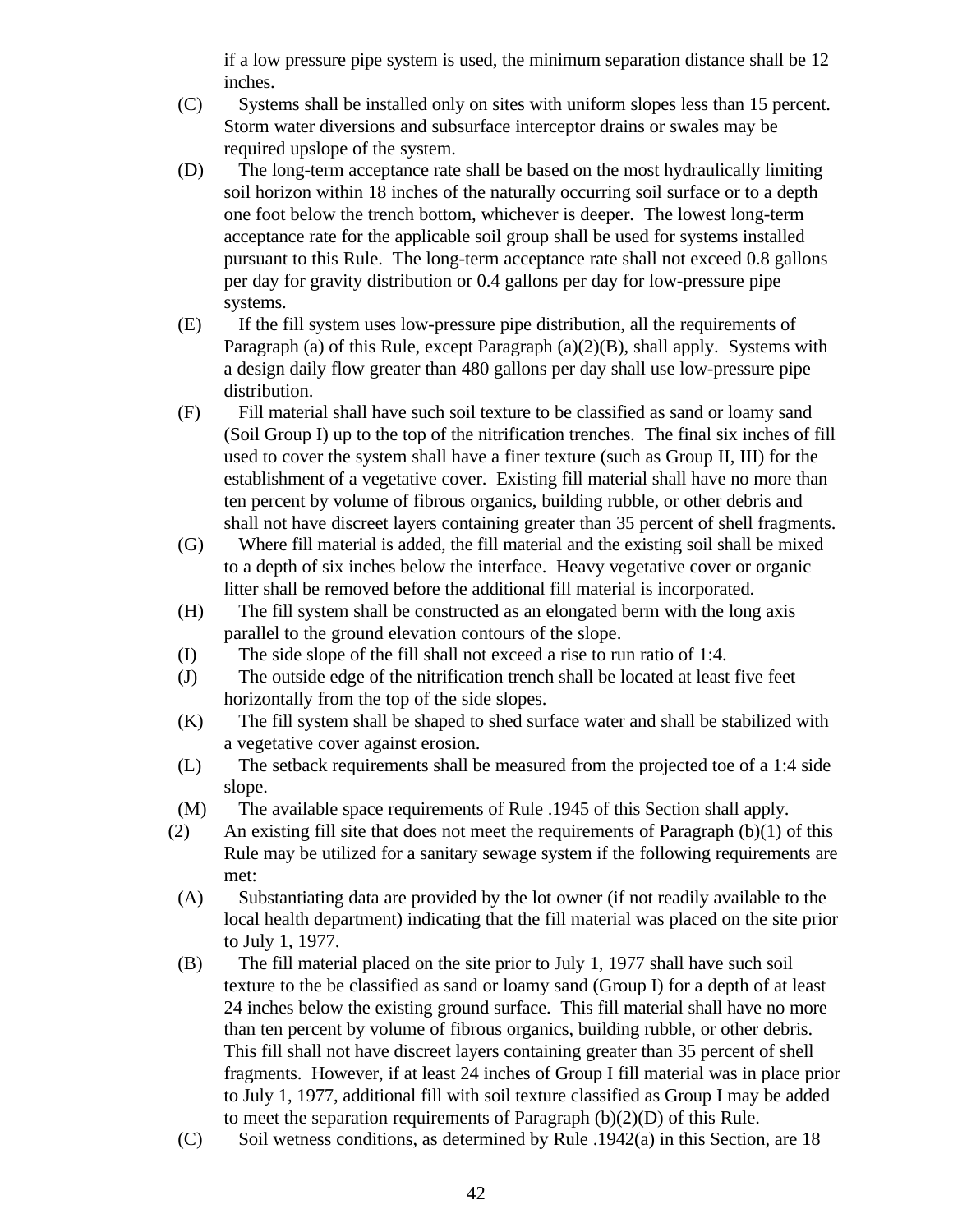if a low pressure pipe system is used, the minimum separation distance shall be 12 inches.

(C) Systems shall be installed only on sites with uniform slopes less than 15 percent. Storm water diversions and subsurface interceptor drains or swales may be required upslope of the system.

(D) The long-term acceptance rate shall be based on the most hydraulically limiting soil horizon within 18 inches of the naturally occurring soil surface or to a depth one foot below the trench bottom, whichever is deeper. The lowest long-term acceptance rate for the applicable soil group shall be used for systems installed pursuant to this Rule. The long-term acceptance rate shall not exceed 0.8 gallons per day for gravity distribution or 0.4 gallons per day for low-pressure pipe systems.

(E) If the fill system uses low-pressure pipe distribution, all the requirements of Paragraph (a) of this Rule, except Paragraph (a)(2)(B), shall apply. Systems with a design daily flow greater than 480 gallons per day shall use low-pressure pipe distribution.

(F) Fill material shall have such soil texture to be classified as sand or loamy sand (Soil Group I) up to the top of the nitrification trenches. The final six inches of fill used to cover the system shall have a finer texture (such as Group II, III) for the establishment of a vegetative cover. Existing fill material shall have no more than ten percent by volume of fibrous organics, building rubble, or other debris and shall not have discreet layers containing greater than 35 percent of shell fragments.

(G) Where fill material is added, the fill material and the existing soil shall be mixed to a depth of six inches below the interface. Heavy vegetative cover or organic litter shall be removed before the additional fill material is incorporated.

(H) The fill system shall be constructed as an elongated berm with the long axis parallel to the ground elevation contours of the slope.

(I) The side slope of the fill shall not exceed a rise to run ratio of 1:4.

(J) The outside edge of the nitrification trench shall be located at least five feet horizontally from the top of the side slopes.

(K) The fill system shall be shaped to shed surface water and shall be stabilized with a vegetative cover against erosion.

(L) The setback requirements shall be measured from the projected toe of a 1:4 side slope.

(M) The available space requirements of Rule .1945 of this Section shall apply.

(2) An existing fill site that does not meet the requirements of Paragraph (b)(1) of this Rule may be utilized for a sanitary sewage system if the following requirements are met:

(A) Substantiating data are provided by the lot owner (if not readily available to the local health department) indicating that the fill material was placed on the site prior to July 1, 1977.

(B) The fill material placed on the site prior to July 1, 1977 shall have such soil texture to the be classified as sand or loamy sand (Group I) for a depth of at least 24 inches below the existing ground surface. This fill material shall have no more than ten percent by volume of fibrous organics, building rubble, or other debris. This fill shall not have discreet layers containing greater than 35 percent of shell fragments. However, if at least 24 inches of Group I fill material was in place prior to July 1, 1977, additional fill with soil texture classified as Group I may be added to meet the separation requirements of Paragraph (b)(2)(D) of this Rule.

(C) Soil wetness conditions, as determined by Rule .1942(a) in this Section, are 18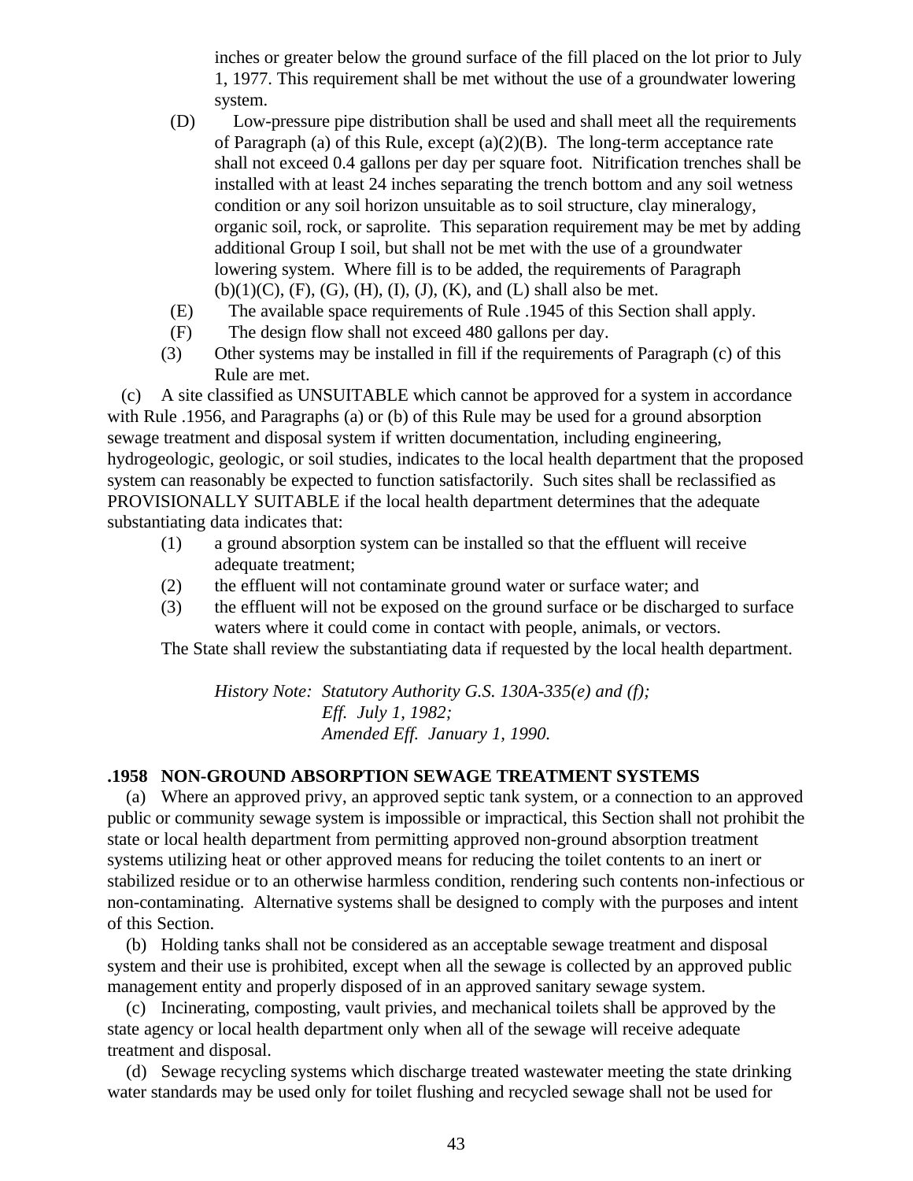inches or greater below the ground surface of the fill placed on the lot prior to July 1, 1977. This requirement shall be met without the use of a groundwater lowering system.

(D) Low-pressure pipe distribution shall be used and shall meet all the requirements of Paragraph (a) of this Rule, except (a)(2)(B). The long-term acceptance rate shall not exceed 0.4 gallons per day per square foot. Nitrification trenches shall be installed with at least 24 inches separating the trench bottom and any soil wetness condition or any soil horizon unsuitable as to soil structure, clay mineralogy, organic soil, rock, or saprolite. This separation requirement may be met by adding additional Group I soil, but shall not be met with the use of a groundwater lowering system. Where fill is to be added, the requirements of Paragraph (b)(1)(C), (F), (G), (H), (I), (J), (K), and (L) shall also be met.

(E) The available space requirements of Rule .1945 of this Section shall apply.

(F) The design flow shall not exceed 480 gallons per day.

(3) Other systems may be installed in fill if the requirements of Paragraph (c) of this Rule are met.

(c) A site classified as UNSUITABLE which cannot be approved for a system in accordance with Rule .1956, and Paragraphs (a) or (b) of this Rule may be used for a ground absorption sewage treatment and disposal system if written documentation, including engineering, hydrogeologic, geologic, or soil studies, indicates to the local health department that the proposed system can reasonably be expected to function satisfactorily. Such sites shall be reclassified as PROVISIONALLY SUITABLE if the local health department determines that the adequate substantiating data indicates that:

(1) a ground absorption system can be installed so that the effluent will receive adequate treatment;

(2) the effluent will not contaminate ground water or surface water; and

(3) the effluent will not be exposed on the ground surface or be discharged to surface waters where it could come in contact with people, animals, or vectors.

The State shall review the substantiating data if requested by the local health department.

*History Note: Statutory Authority G.S. 130A-335(e) and (f);*
*Eff. July 1, 1982;*
*Amended Eff. January 1, 1990.*

**.1958 NON-GROUND ABSORPTION SEWAGE TREATMENT SYSTEMS**

(a) Where an approved privy, an approved septic tank system, or a connection to an approved public or community sewage system is impossible or impractical, this Section shall not prohibit the state or local health department from permitting approved non-ground absorption treatment systems utilizing heat or other approved means for reducing the toilet contents to an inert or stabilized residue or to an otherwise harmless condition, rendering such contents non-infectious or non-contaminating. Alternative systems shall be designed to comply with the purposes and intent of this Section.

(b) Holding tanks shall not be considered as an acceptable sewage treatment and disposal system and their use is prohibited, except when all the sewage is collected by an approved public management entity and properly disposed of in an approved sanitary sewage system.

(c) Incinerating, composting, vault privies, and mechanical toilets shall be approved by the state agency or local health department only when all of the sewage will receive adequate treatment and disposal.

(d) Sewage recycling systems which discharge treated wastewater meeting the state drinking water standards may be used only for toilet flushing and recycled sewage shall not be used for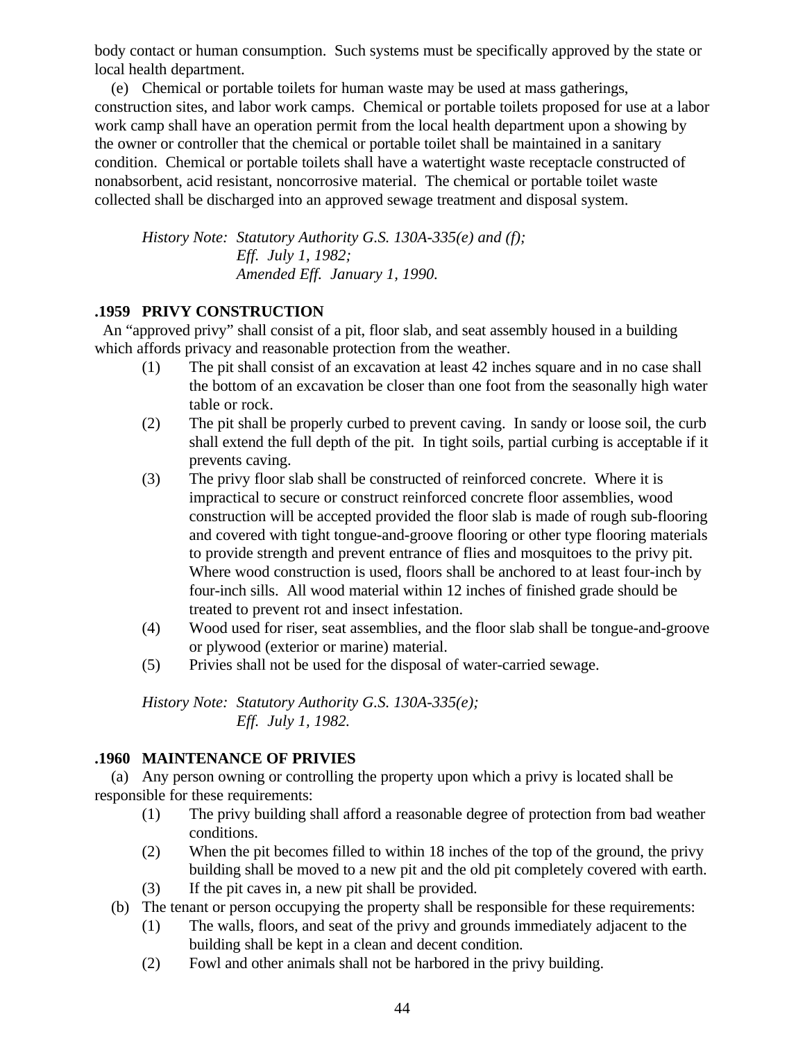body contact or human consumption. Such systems must be specifically approved by the state or local health department.

(e) Chemical or portable toilets for human waste may be used at mass gatherings, construction sites, and labor work camps. Chemical or portable toilets proposed for use at a labor work camp shall have an operation permit from the local health department upon a showing by the owner or controller that the chemical or portable toilet shall be maintained in a sanitary condition. Chemical or portable toilets shall have a watertight waste receptacle constructed of nonabsorbent, acid resistant, noncorrosive material. The chemical or portable toilet waste collected shall be discharged into an approved sewage treatment and disposal system.

*History Note: Statutory Authority G.S. 130A-335(e) and (f);*
*Eff. July 1, 1982;*
*Amended Eff. January 1, 1990.*

### .1959 PRIVY CONSTRUCTION

An "approved privy" shall consist of a pit, floor slab, and seat assembly housed in a building which affords privacy and reasonable protection from the weather.

(1) The pit shall consist of an excavation at least 42 inches square and in no case shall the bottom of an excavation be closer than one foot from the seasonally high water table or rock.

(2) The pit shall be properly curbed to prevent caving. In sandy or loose soil, the curb shall extend the full depth of the pit. In tight soils, partial curbing is acceptable if it prevents caving.

(3) The privy floor slab shall be constructed of reinforced concrete. Where it is impractical to secure or construct reinforced concrete floor assemblies, wood construction will be accepted provided the floor slab is made of rough sub-flooring and covered with tight tongue-and-groove flooring or other type flooring materials to provide strength and prevent entrance of flies and mosquitoes to the privy pit. Where wood construction is used, floors shall be anchored to at least four-inch by four-inch sills. All wood material within 12 inches of finished grade should be treated to prevent rot and insect infestation.

(4) Wood used for riser, seat assemblies, and the floor slab shall be tongue-and-groove or plywood (exterior or marine) material.

(5) Privies shall not be used for the disposal of water-carried sewage.

*History Note: Statutory Authority G.S. 130A-335(e);*
*Eff. July 1, 1982.*

### .1960 MAINTENANCE OF PRIVIES

(a) Any person owning or controlling the property upon which a privy is located shall be responsible for these requirements:

(1) The privy building shall afford a reasonable degree of protection from bad weather conditions.

(2) When the pit becomes filled to within 18 inches of the top of the ground, the privy building shall be moved to a new pit and the old pit completely covered with earth.

(3) If the pit caves in, a new pit shall be provided.

(b) The tenant or person occupying the property shall be responsible for these requirements:

(1) The walls, floors, and seat of the privy and grounds immediately adjacent to the building shall be kept in a clean and decent condition.

(2) Fowl and other animals shall not be harbored in the privy building.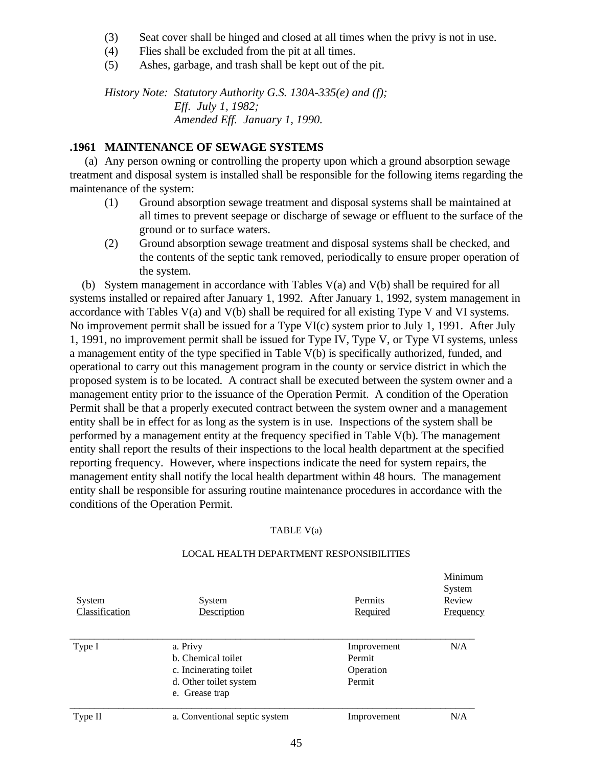(3) Seat cover shall be hinged and closed at all times when the privy is not in use.
(4) Flies shall be excluded from the pit at all times.
(5) Ashes, garbage, and trash shall be kept out of the pit.

*History Note: Statutory Authority G.S. 130A-335(e) and (f);*
*Eff. July 1, 1982;*
*Amended Eff. January 1, 1990.*

### .1961 MAINTENANCE OF SEWAGE SYSTEMS

(a) Any person owning or controlling the property upon which a ground absorption sewage treatment and disposal system is installed shall be responsible for the following items regarding the maintenance of the system:

(1) Ground absorption sewage treatment and disposal systems shall be maintained at all times to prevent seepage or discharge of sewage or effluent to the surface of the ground or to surface waters.
(2) Ground absorption sewage treatment and disposal systems shall be checked, and the contents of the septic tank removed, periodically to ensure proper operation of the system.

(b) System management in accordance with Tables V(a) and V(b) shall be required for all systems installed or repaired after January 1, 1992. After January 1, 1992, system management in accordance with Tables V(a) and V(b) shall be required for all existing Type V and VI systems. No improvement permit shall be issued for a Type VI(c) system prior to July 1, 1991. After July 1, 1991, no improvement permit shall be issued for Type IV, Type V, or Type VI systems, unless a management entity of the type specified in Table V(b) is specifically authorized, funded, and operational to carry out this management program in the county or service district in which the proposed system is to be located. A contract shall be executed between the system owner and a management entity prior to the issuance of the Operation Permit. A condition of the Operation Permit shall be that a properly executed contract between the system owner and a management entity shall be in effect for as long as the system is in use. Inspections of the system shall be performed by a management entity at the frequency specified in Table V(b). The management entity shall report the results of their inspections to the local health department at the specified reporting frequency. However, where inspections indicate the need for system repairs, the management entity shall notify the local health department within 48 hours. The management entity shall be responsible for assuring routine maintenance procedures in accordance with the conditions of the Operation Permit.

TABLE V(a)

LOCAL HEALTH DEPARTMENT RESPONSIBILITIES

| System Classification | System Description | Permits Required | Minimum System Review Frequency |
|---|---|---|---|
| Type I | a. Privy<br>b. Chemical toilet<br>c. Incinerating toilet<br>d. Other toilet system<br>e. Grease trap | Improvement Permit<br>Operation Permit | N/A |
| Type II | a. Conventional septic system | Improvement | N/A |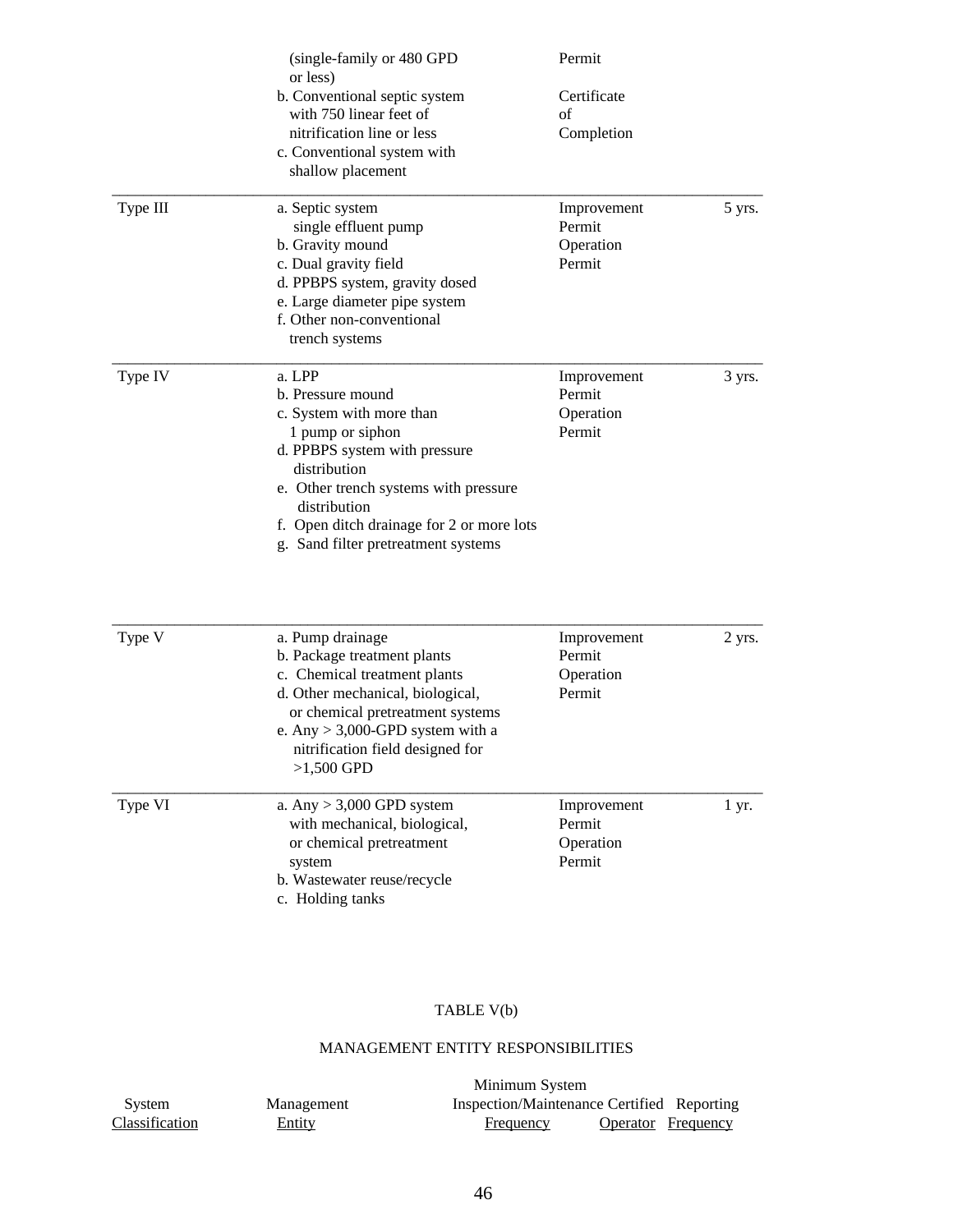| | | | |
|---|---|---|---|
| | (single-family or 480 GPD or less)<br>b. Conventional septic system with 750 linear feet of nitrification line or less<br>c. Conventional system with shallow placement | Permit<br><br>Certificate of Completion | |
| Type III | a. Septic system single effluent pump<br>b. Gravity mound<br>c. Dual gravity field<br>d. PPBPS system, gravity dosed<br>e. Large diameter pipe system<br>f. Other non-conventional trench systems | Improvement Permit<br>Operation Permit | 5 yrs. |
| Type IV | a. LPP<br>b. Pressure mound<br>c. System with more than 1 pump or siphon<br>d. PPBPS system with pressure distribution<br>e. Other trench systems with pressure distribution<br>f. Open ditch drainage for 2 or more lots<br>g. Sand filter pretreatment systems | Improvement Permit<br>Operation Permit | 3 yrs. |
| Type V | a. Pump drainage<br>b. Package treatment plants<br>c. Chemical treatment plants<br>d. Other mechanical, biological, or chemical pretreatment systems<br>e. Any > 3,000-GPD system with a nitrification field designed for >1,500 GPD | Improvement Permit<br>Operation Permit | 2 yrs. |
| Type VI | a. Any > 3,000 GPD system with mechanical, biological, or chemical pretreatment system<br>b. Wastewater reuse/recycle<br>c. Holding tanks | Improvement Permit<br>Operation Permit | 1 yr. |

TABLE V(b)

MANAGEMENT ENTITY RESPONSIBILITIES

| System Classification | Management Entity | Minimum System Inspection/Maintenance Frequency | Certified Operator | Reporting Frequency |
|---|---|---|---|---|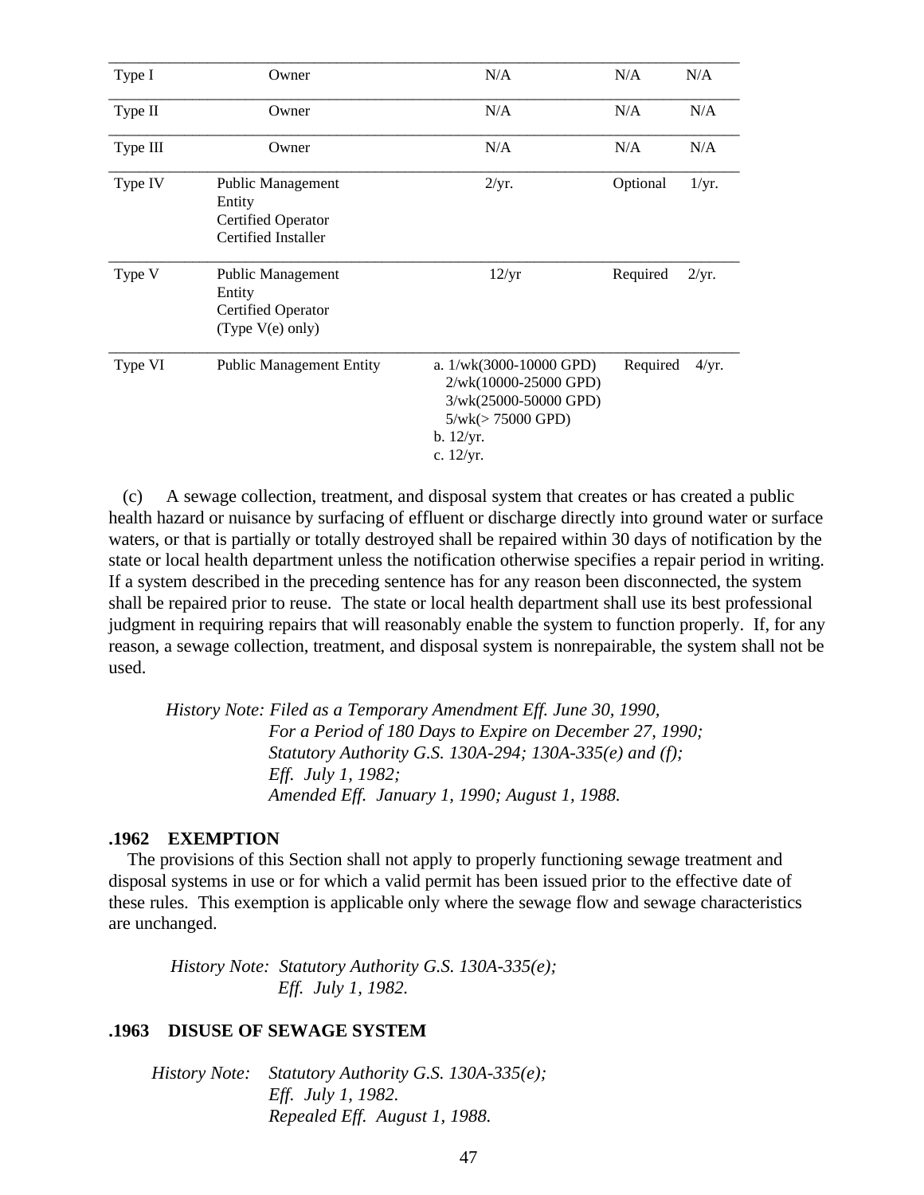| | | | | |
|---|---|---|---|---|
| Type I | Owner | N/A | N/A | N/A |
| Type II | Owner | N/A | N/A | N/A |
| Type III | Owner | N/A | N/A | N/A |
| Type IV | Public Management Entity<br>Certified Operator<br>Certified Installer | 2/yr. | Optional | 1/yr. |
| Type V | Public Management Entity<br>Certified Operator<br>(Type V(e) only) | 12/yr | Required | 2/yr. |
| Type VI | Public Management Entity | a. 1/wk(3000-10000 GPD)<br>2/wk(10000-25000 GPD)<br>3/wk(25000-50000 GPD)<br>5/wk(> 75000 GPD)<br>b. 12/yr.<br>c. 12/yr. | Required | 4/yr. |

(c) A sewage collection, treatment, and disposal system that creates or has created a public health hazard or nuisance by surfacing of effluent or discharge directly into ground water or surface waters, or that is partially or totally destroyed shall be repaired within 30 days of notification by the state or local health department unless the notification otherwise specifies a repair period in writing. If a system described in the preceding sentence has for any reason been disconnected, the system shall be repaired prior to reuse. The state or local health department shall use its best professional judgment in requiring repairs that will reasonably enable the system to function properly. If, for any reason, a sewage collection, treatment, and disposal system is nonrepairable, the system shall not be used.

*History Note: Filed as a Temporary Amendment Eff. June 30, 1990,*
*For a Period of 180 Days to Expire on December 27, 1990;*
*Statutory Authority G.S. 130A-294; 130A-335(e) and (f);*
*Eff. July 1, 1982;*
*Amended Eff. January 1, 1990; August 1, 1988.*

**.1962 EXEMPTION**

The provisions of this Section shall not apply to properly functioning sewage treatment and disposal systems in use or for which a valid permit has been issued prior to the effective date of these rules. This exemption is applicable only where the sewage flow and sewage characteristics are unchanged.

*History Note: Statutory Authority G.S. 130A-335(e);*
*Eff. July 1, 1982.*

**.1963 DISUSE OF SEWAGE SYSTEM**

*History Note: Statutory Authority G.S. 130A-335(e);*
*Eff. July 1, 1982.*
*Repealed Eff. August 1, 1988.*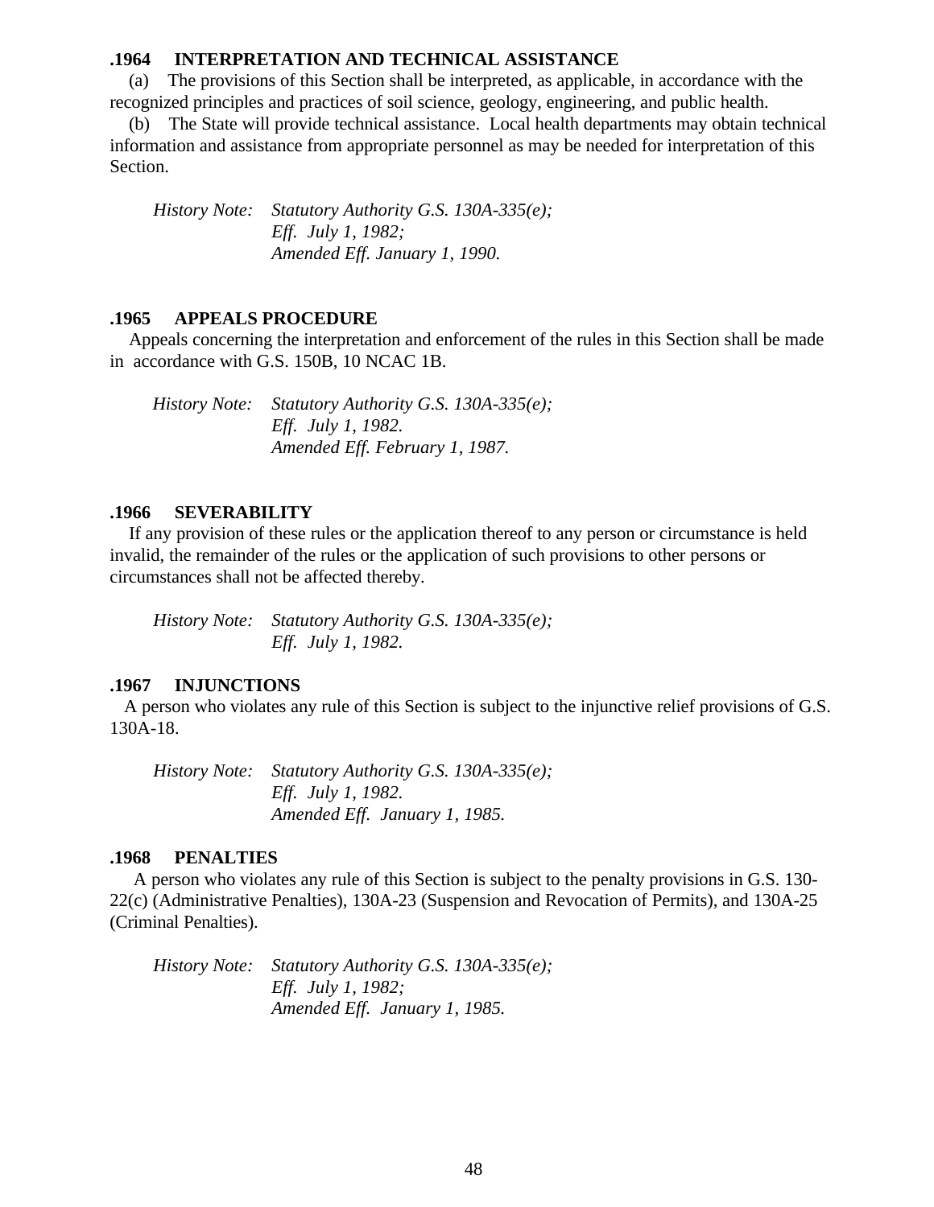### .1964 INTERPRETATION AND TECHNICAL ASSISTANCE

(a) The provisions of this Section shall be interpreted, as applicable, in accordance with the recognized principles and practices of soil science, geology, engineering, and public health.

(b) The State will provide technical assistance. Local health departments may obtain technical information and assistance from appropriate personnel as may be needed for interpretation of this Section.

*History Note: Statutory Authority G.S. 130A-335(e);*
*Eff. July 1, 1982;*
*Amended Eff. January 1, 1990.*

### .1965 APPEALS PROCEDURE

Appeals concerning the interpretation and enforcement of the rules in this Section shall be made in accordance with G.S. 150B, 10 NCAC 1B.

*History Note: Statutory Authority G.S. 130A-335(e);*
*Eff. July 1, 1982.*
*Amended Eff. February 1, 1987.*

### .1966 SEVERABILITY

If any provision of these rules or the application thereof to any person or circumstance is held invalid, the remainder of the rules or the application of such provisions to other persons or circumstances shall not be affected thereby.

*History Note: Statutory Authority G.S. 130A-335(e);*
*Eff. July 1, 1982.*

### .1967 INJUNCTIONS

A person who violates any rule of this Section is subject to the injunctive relief provisions of G.S. 130A-18.

*History Note: Statutory Authority G.S. 130A-335(e);*
*Eff. July 1, 1982.*
*Amended Eff. January 1, 1985.*

### .1968 PENALTIES

A person who violates any rule of this Section is subject to the penalty provisions in G.S. 130-22(c) (Administrative Penalties), 130A-23 (Suspension and Revocation of Permits), and 130A-25 (Criminal Penalties).

*History Note: Statutory Authority G.S. 130A-335(e);*
*Eff. July 1, 1982;*
*Amended Eff. January 1, 1985.*